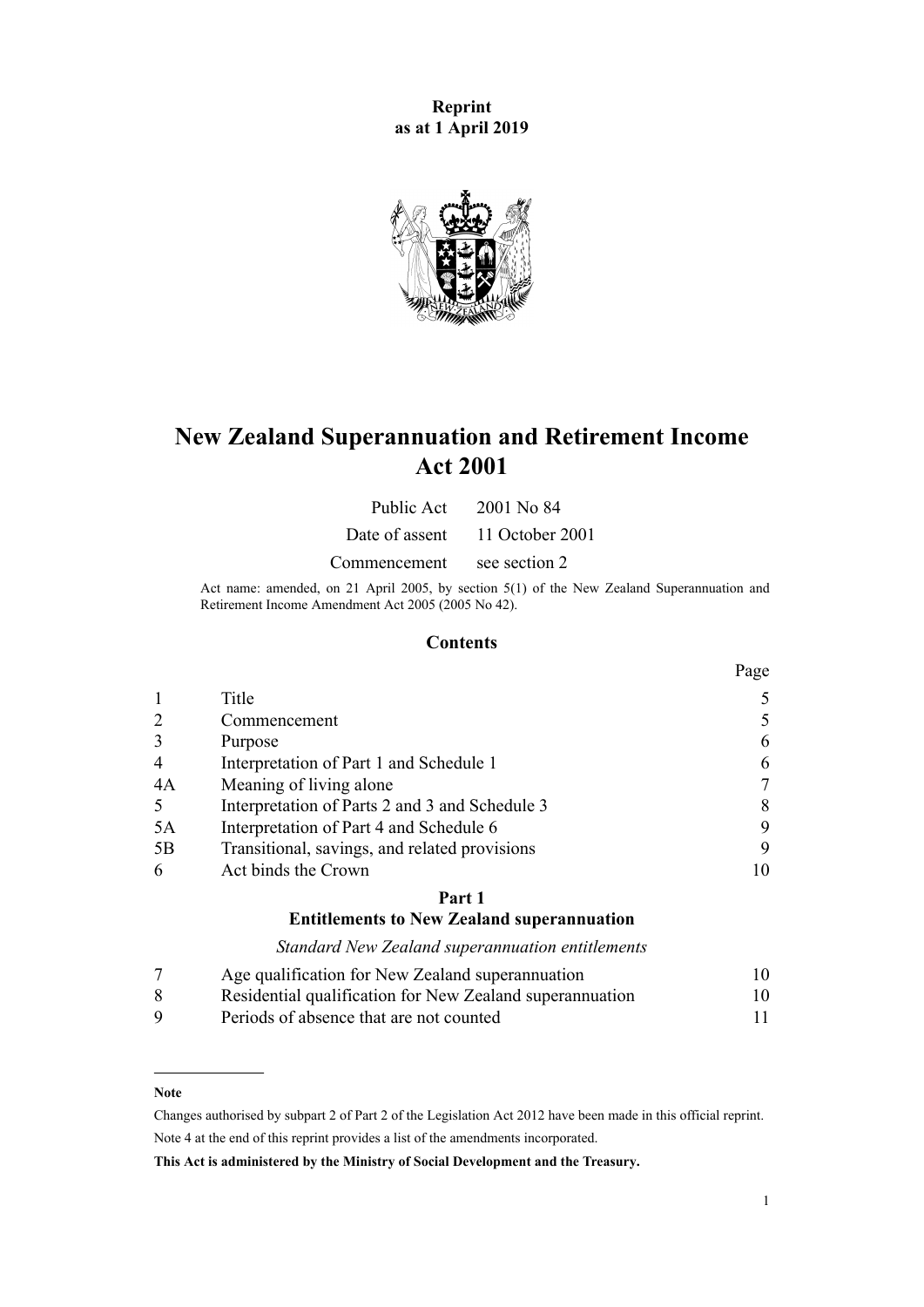**Reprint**
**as at 1 April 2019**

# New Zealand Superannuation and Retirement Income Act 2001

| | |
|---|---|
| Public Act | 2001 No 84 |
| Date of assent | 11 October 2001 |
| Commencement | see section 2 |

Act name: amended, on 21 April 2005, by section 5(1) of the New Zealand Superannuation and Retirement Income Amendment Act 2005 (2005 No 42).

## Contents

| | | Page |
|---|---|---|
| 1 | Title | 5 |
| 2 | Commencement | 5 |
| 3 | Purpose | 6 |
| 4 | Interpretation of Part 1 and Schedule 1 | 6 |
| 4A | Meaning of living alone | 7 |
| 5 | Interpretation of Parts 2 and 3 and Schedule 3 | 8 |
| 5A | Interpretation of Part 4 and Schedule 6 | 9 |
| 5B | Transitional, savings, and related provisions | 9 |
| 6 | Act binds the Crown | 10 |

**Part 1**
**Entitlements to New Zealand superannuation**

*Standard New Zealand superannuation entitlements*

| | | |
|---|---|---|
| 7 | Age qualification for New Zealand superannuation | 10 |
| 8 | Residential qualification for New Zealand superannuation | 10 |
| 9 | Periods of absence that are not counted | 11 |

**Note**

Changes authorised by subpart 2 of Part 2 of the Legislation Act 2012 have been made in this official reprint.

Note 4 at the end of this reprint provides a list of the amendments incorporated.

**This Act is administered by the Ministry of Social Development and the Treasury.**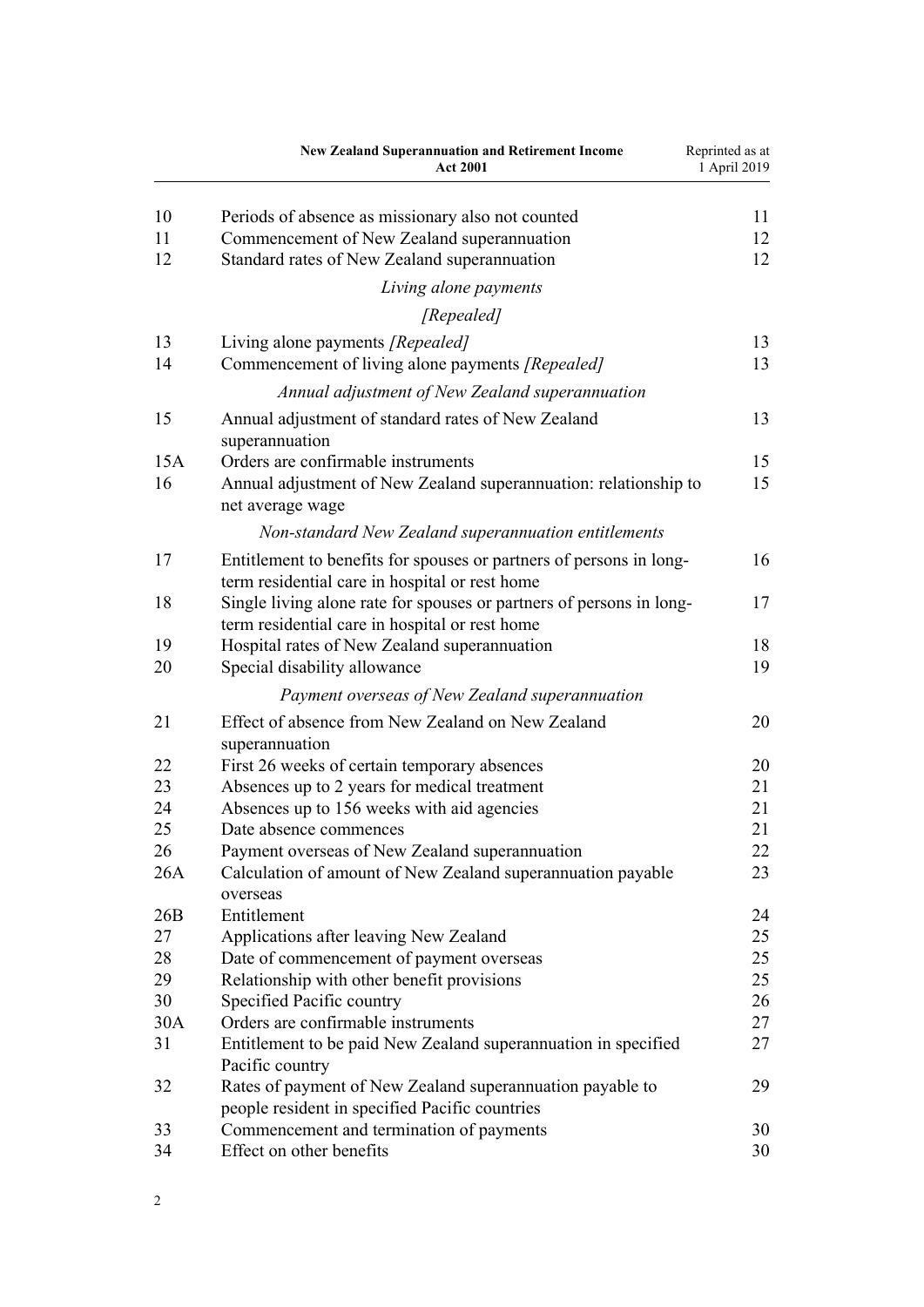| | | |
|---|---|---|
| 10 | Periods of absence as missionary also not counted | 11 |
| 11 | Commencement of New Zealand superannuation | 12 |
| 12 | Standard rates of New Zealand superannuation | 12 |
| | *Living alone payments* | |
| | *[Repealed]* | |
| 13 | Living alone payments *[Repealed]* | 13 |
| 14 | Commencement of living alone payments *[Repealed]* | 13 |
| | *Annual adjustment of New Zealand superannuation* | |
| 15 | Annual adjustment of standard rates of New Zealand superannuation | 13 |
| 15A | Orders are confirmable instruments | 15 |
| 16 | Annual adjustment of New Zealand superannuation: relationship to net average wage | 15 |
| | *Non-standard New Zealand superannuation entitlements* | |
| 17 | Entitlement to benefits for spouses or partners of persons in long-term residential care in hospital or rest home | 16 |
| 18 | Single living alone rate for spouses or partners of persons in long-term residential care in hospital or rest home | 17 |
| 19 | Hospital rates of New Zealand superannuation | 18 |
| 20 | Special disability allowance | 19 |
| | *Payment overseas of New Zealand superannuation* | |
| 21 | Effect of absence from New Zealand on New Zealand superannuation | 20 |
| 22 | First 26 weeks of certain temporary absences | 20 |
| 23 | Absences up to 2 years for medical treatment | 21 |
| 24 | Absences up to 156 weeks with aid agencies | 21 |
| 25 | Date absence commences | 21 |
| 26 | Payment overseas of New Zealand superannuation | 22 |
| 26A | Calculation of amount of New Zealand superannuation payable overseas | 23 |
| 26B | Entitlement | 24 |
| 27 | Applications after leaving New Zealand | 25 |
| 28 | Date of commencement of payment overseas | 25 |
| 29 | Relationship with other benefit provisions | 25 |
| 30 | Specified Pacific country | 26 |
| 30A | Orders are confirmable instruments | 27 |
| 31 | Entitlement to be paid New Zealand superannuation in specified Pacific country | 27 |
| 32 | Rates of payment of New Zealand superannuation payable to people resident in specified Pacific countries | 29 |
| 33 | Commencement and termination of payments | 30 |
| 34 | Effect on other benefits | 30 |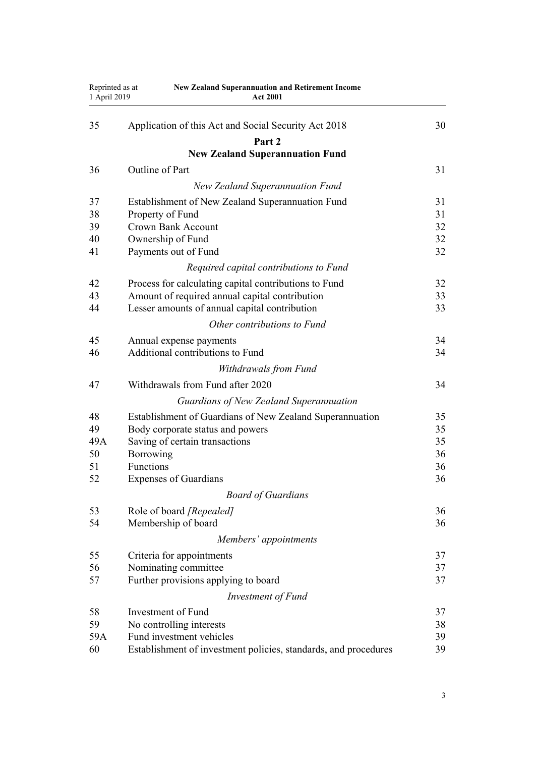| | | |
|---|---|---|
| 35 | Application of this Act and Social Security Act 2018 | 30 |
| | **Part 2** | |
| | **New Zealand Superannuation Fund** | |
| 36 | Outline of Part | 31 |
| | *New Zealand Superannuation Fund* | |
| 37 | Establishment of New Zealand Superannuation Fund | 31 |
| 38 | Property of Fund | 31 |
| 39 | Crown Bank Account | 32 |
| 40 | Ownership of Fund | 32 |
| 41 | Payments out of Fund | 32 |
| | *Required capital contributions to Fund* | |
| 42 | Process for calculating capital contributions to Fund | 32 |
| 43 | Amount of required annual capital contribution | 33 |
| 44 | Lesser amounts of annual capital contribution | 33 |
| | *Other contributions to Fund* | |
| 45 | Annual expense payments | 34 |
| 46 | Additional contributions to Fund | 34 |
| | *Withdrawals from Fund* | |
| 47 | Withdrawals from Fund after 2020 | 34 |
| | *Guardians of New Zealand Superannuation* | |
| 48 | Establishment of Guardians of New Zealand Superannuation | 35 |
| 49 | Body corporate status and powers | 35 |
| 49A | Saving of certain transactions | 35 |
| 50 | Borrowing | 36 |
| 51 | Functions | 36 |
| 52 | Expenses of Guardians | 36 |
| | *Board of Guardians* | |
| 53 | Role of board *[Repealed]* | 36 |
| 54 | Membership of board | 36 |
| | *Members' appointments* | |
| 55 | Criteria for appointments | 37 |
| 56 | Nominating committee | 37 |
| 57 | Further provisions applying to board | 37 |
| | *Investment of Fund* | |
| 58 | Investment of Fund | 37 |
| 59 | No controlling interests | 38 |
| 59A | Fund investment vehicles | 39 |
| 60 | Establishment of investment policies, standards, and procedures | 39 |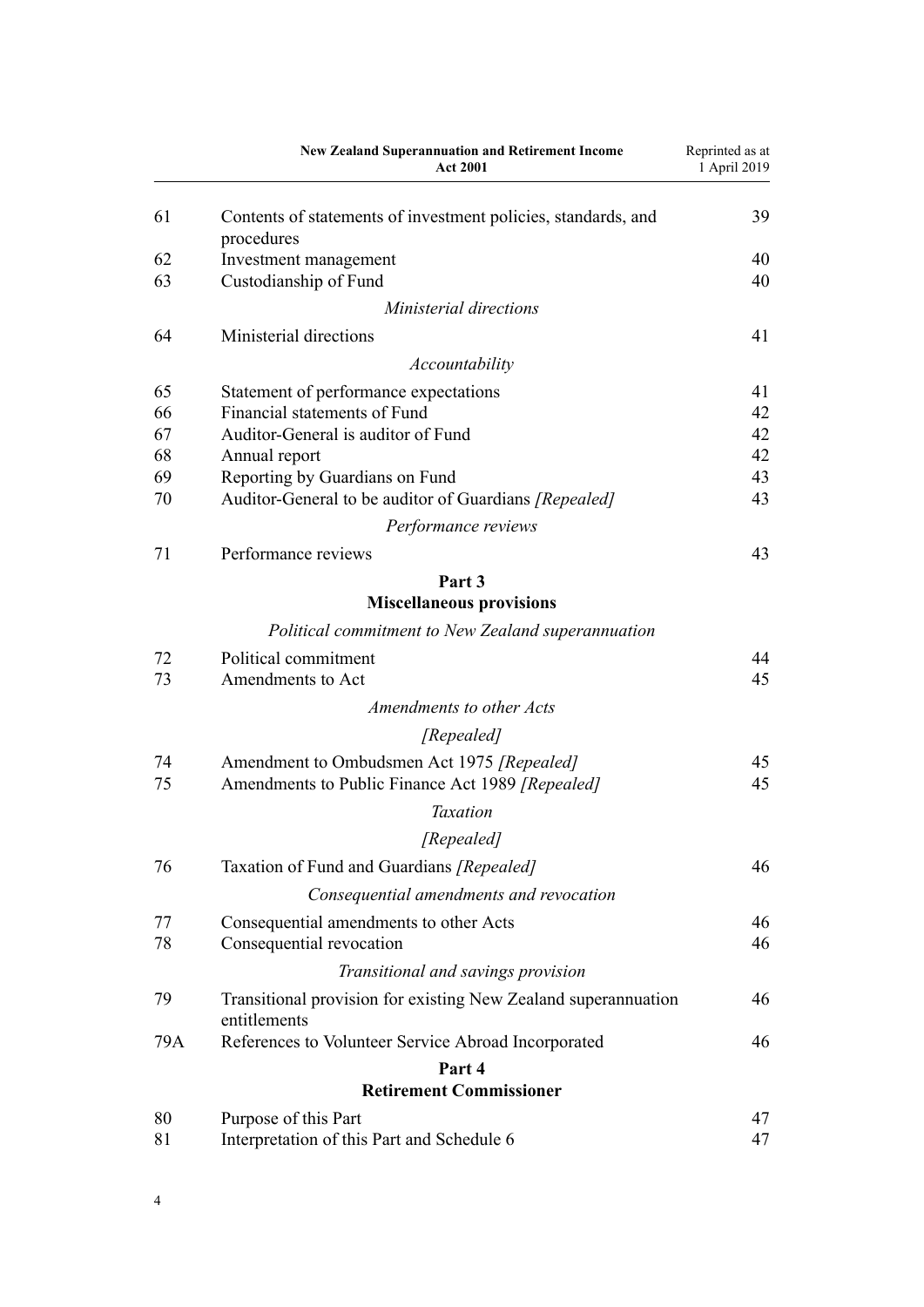| | | |
|---|---|---|
| 61 | Contents of statements of investment policies, standards, and procedures | 39 |
| 62 | Investment management | 40 |
| 63 | Custodianship of Fund | 40 |
| | *Ministerial directions* | |
| 64 | Ministerial directions | 41 |
| | *Accountability* | |
| 65 | Statement of performance expectations | 41 |
| 66 | Financial statements of Fund | 42 |
| 67 | Auditor-General is auditor of Fund | 42 |
| 68 | Annual report | 42 |
| 69 | Reporting by Guardians on Fund | 43 |
| 70 | Auditor-General to be auditor of Guardians *[Repealed]* | 43 |
| | *Performance reviews* | |
| 71 | Performance reviews | 43 |
| | **Part 3** **Miscellaneous provisions** | |
| | *Political commitment to New Zealand superannuation* | |
| 72 | Political commitment | 44 |
| 73 | Amendments to Act | 45 |
| | *Amendments to other Acts* *[Repealed]* | |
| 74 | Amendment to Ombudsmen Act 1975 *[Repealed]* | 45 |
| 75 | Amendments to Public Finance Act 1989 *[Repealed]* | 45 |
| | *Taxation* *[Repealed]* | |
| 76 | Taxation of Fund and Guardians *[Repealed]* | 46 |
| | *Consequential amendments and revocation* | |
| 77 | Consequential amendments to other Acts | 46 |
| 78 | Consequential revocation | 46 |
| | *Transitional and savings provision* | |
| 79 | Transitional provision for existing New Zealand superannuation entitlements | 46 |
| 79A | References to Volunteer Service Abroad Incorporated | 46 |
| | **Part 4** **Retirement Commissioner** | |
| 80 | Purpose of this Part | 47 |
| 81 | Interpretation of this Part and Schedule 6 | 47 |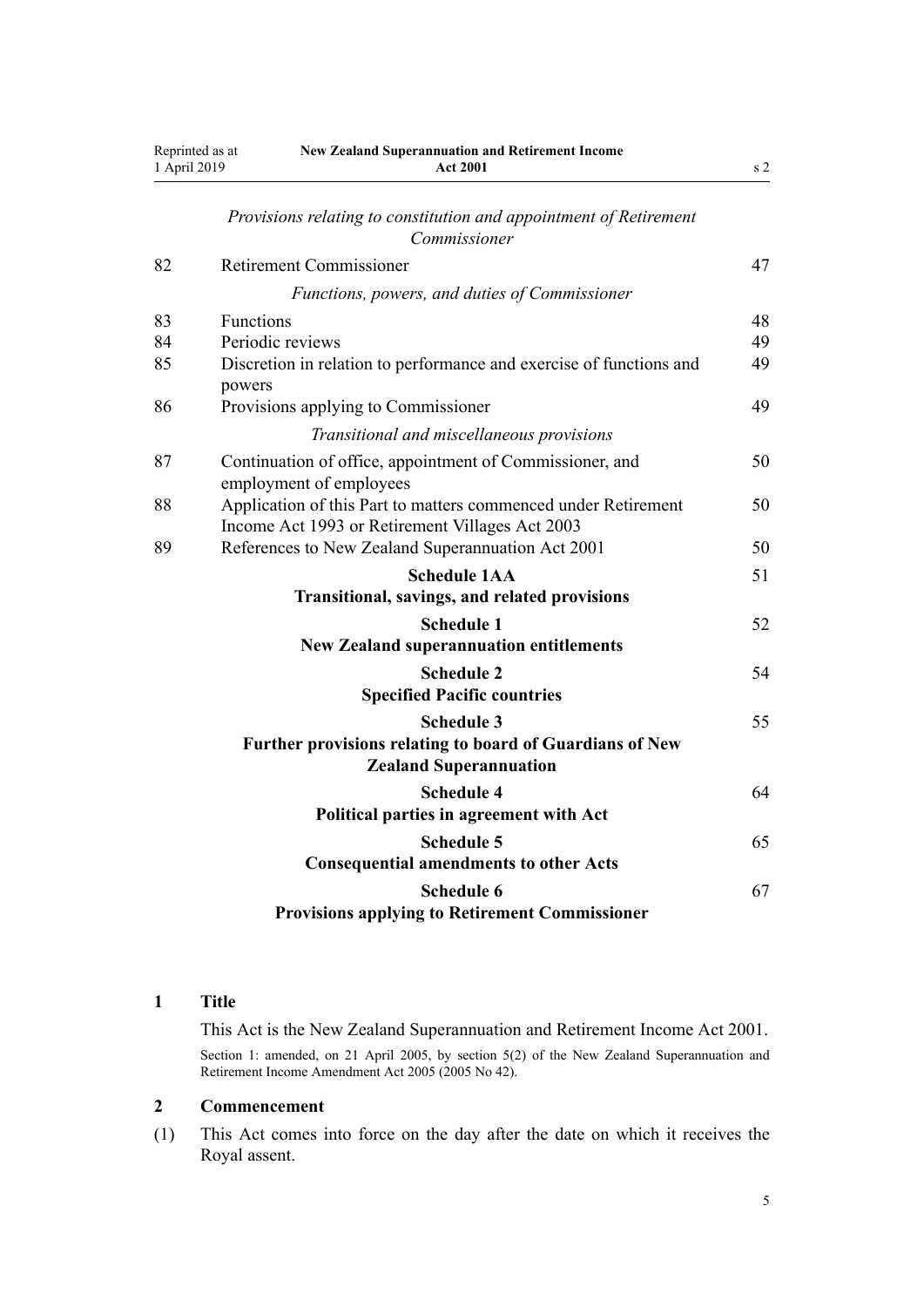*Provisions relating to constitution and appointment of Retirement Commissioner*

| | | |
|---|---|---|
| 82 | Retirement Commissioner | 47 |
| | *Functions, powers, and duties of Commissioner* | |
| 83 | Functions | 48 |
| 84 | Periodic reviews | 49 |
| 85 | Discretion in relation to performance and exercise of functions and powers | 49 |
| 86 | Provisions applying to Commissioner | 49 |
| | *Transitional and miscellaneous provisions* | |
| 87 | Continuation of office, appointment of Commissioner, and employment of employees | 50 |
| 88 | Application of this Part to matters commenced under Retirement Income Act 1993 or Retirement Villages Act 2003 | 50 |
| 89 | References to New Zealand Superannuation Act 2001 | 50 |
| | **Schedule 1AA**<br>**Transitional, savings, and related provisions** | 51 |
| | **Schedule 1**<br>**New Zealand superannuation entitlements** | 52 |
| | **Schedule 2**<br>**Specified Pacific countries** | 54 |
| | **Schedule 3**<br>**Further provisions relating to board of Guardians of New Zealand Superannuation** | 55 |
| | **Schedule 4**<br>**Political parties in agreement with Act** | 64 |
| | **Schedule 5**<br>**Consequential amendments to other Acts** | 65 |
| | **Schedule 6**<br>**Provisions applying to Retirement Commissioner** | 67 |

## 1 Title

This Act is the New Zealand Superannuation and Retirement Income Act 2001.

Section 1: amended, on 21 April 2005, by section 5(2) of the New Zealand Superannuation and Retirement Income Amendment Act 2005 (2005 No 42).

## 2 Commencement

(1) This Act comes into force on the day after the date on which it receives the Royal assent.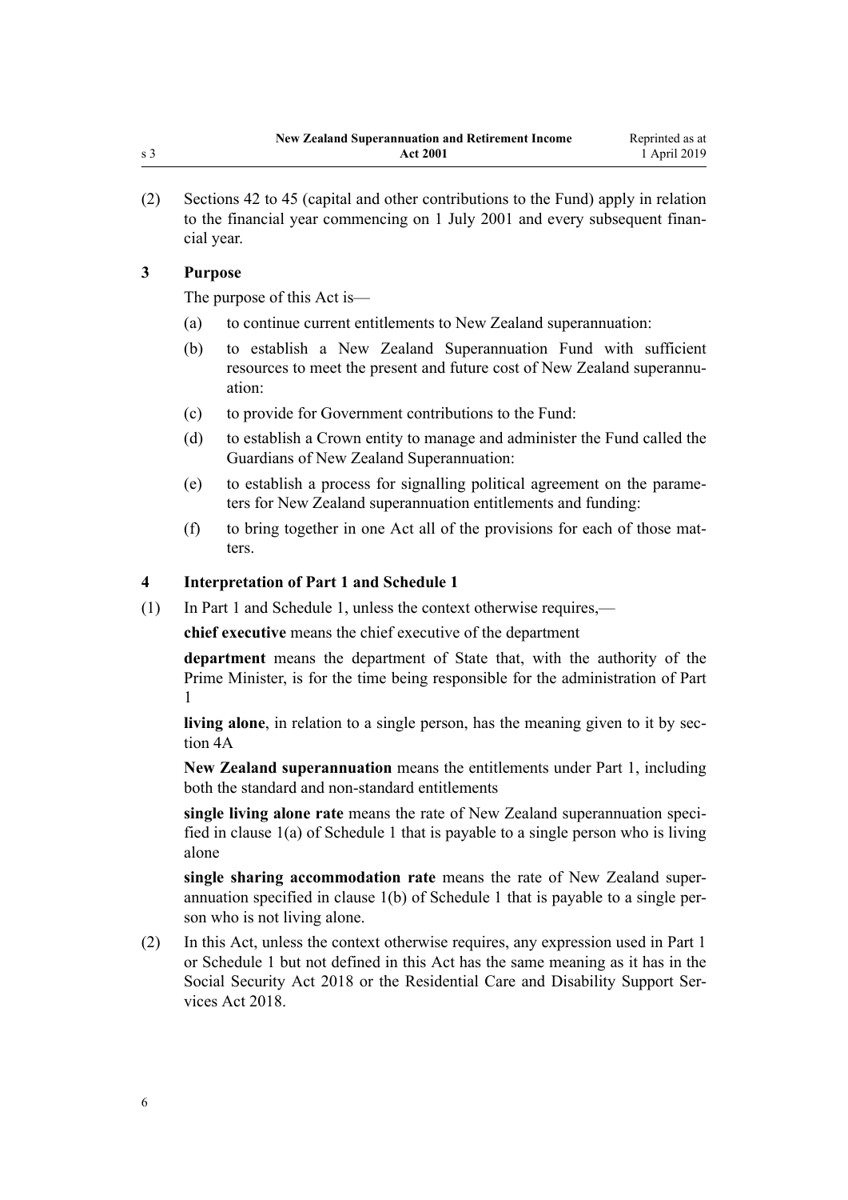(2) Sections 42 to 45 (capital and other contributions to the Fund) apply in relation to the financial year commencing on 1 July 2001 and every subsequent financial year.

### 3 Purpose

The purpose of this Act is—

(a) to continue current entitlements to New Zealand superannuation:

(b) to establish a New Zealand Superannuation Fund with sufficient resources to meet the present and future cost of New Zealand superannuation:

(c) to provide for Government contributions to the Fund:

(d) to establish a Crown entity to manage and administer the Fund called the Guardians of New Zealand Superannuation:

(e) to establish a process for signalling political agreement on the parameters for New Zealand superannuation entitlements and funding:

(f) to bring together in one Act all of the provisions for each of those matters.

### 4 Interpretation of Part 1 and Schedule 1

(1) In Part 1 and Schedule 1, unless the context otherwise requires,—

**chief executive** means the chief executive of the department

**department** means the department of State that, with the authority of the Prime Minister, is for the time being responsible for the administration of Part 1

**living alone**, in relation to a single person, has the meaning given to it by section 4A

**New Zealand superannuation** means the entitlements under Part 1, including both the standard and non-standard entitlements

**single living alone rate** means the rate of New Zealand superannuation specified in clause 1(a) of Schedule 1 that is payable to a single person who is living alone

**single sharing accommodation rate** means the rate of New Zealand superannuation specified in clause 1(b) of Schedule 1 that is payable to a single person who is not living alone.

(2) In this Act, unless the context otherwise requires, any expression used in Part 1 or Schedule 1 but not defined in this Act has the same meaning as it has in the Social Security Act 2018 or the Residential Care and Disability Support Services Act 2018.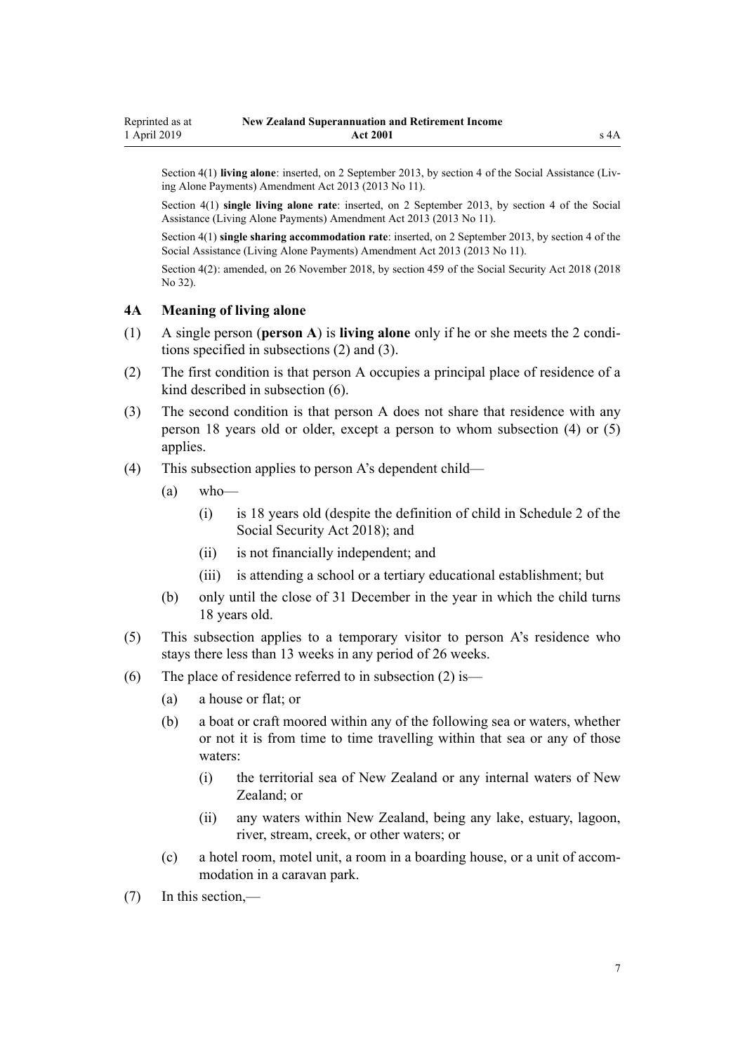Section 4(1) **living alone**: inserted, on 2 September 2013, by section 4 of the Social Assistance (Living Alone Payments) Amendment Act 2013 (2013 No 11).

Section 4(1) **single living alone rate**: inserted, on 2 September 2013, by section 4 of the Social Assistance (Living Alone Payments) Amendment Act 2013 (2013 No 11).

Section 4(1) **single sharing accommodation rate**: inserted, on 2 September 2013, by section 4 of the Social Assistance (Living Alone Payments) Amendment Act 2013 (2013 No 11).

Section 4(2): amended, on 26 November 2018, by section 459 of the Social Security Act 2018 (2018 No 32).

### 4A Meaning of living alone

(1) A single person (**person A**) is **living alone** only if he or she meets the 2 conditions specified in subsections (2) and (3).

(2) The first condition is that person A occupies a principal place of residence of a kind described in subsection (6).

(3) The second condition is that person A does not share that residence with any person 18 years old or older, except a person to whom subsection (4) or (5) applies.

(4) This subsection applies to person A's dependent child—

- (a) who—
  - (i) is 18 years old (despite the definition of child in Schedule 2 of the Social Security Act 2018); and
  - (ii) is not financially independent; and
  - (iii) is attending a school or a tertiary educational establishment; but
- (b) only until the close of 31 December in the year in which the child turns 18 years old.

(5) This subsection applies to a temporary visitor to person A's residence who stays there less than 13 weeks in any period of 26 weeks.

(6) The place of residence referred to in subsection (2) is—

- (a) a house or flat; or
- (b) a boat or craft moored within any of the following sea or waters, whether or not it is from time to time travelling within that sea or any of those waters:
  - (i) the territorial sea of New Zealand or any internal waters of New Zealand; or
  - (ii) any waters within New Zealand, being any lake, estuary, lagoon, river, stream, creek, or other waters; or
- (c) a hotel room, motel unit, a room in a boarding house, or a unit of accommodation in a caravan park.

(7) In this section,—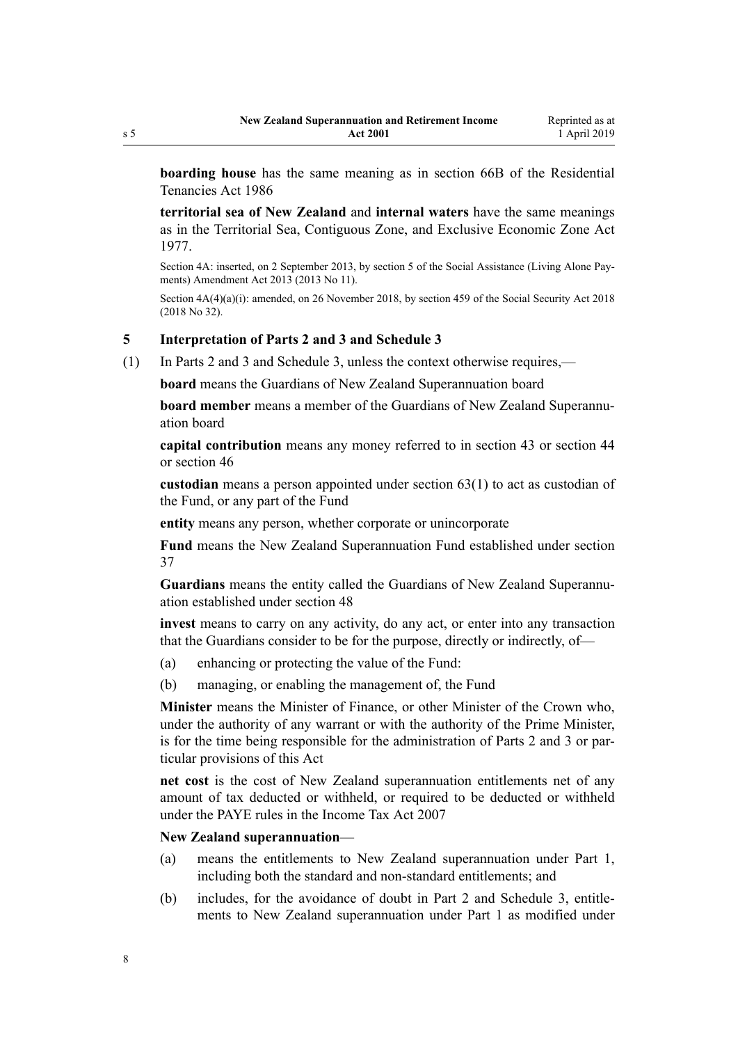**boarding house** has the same meaning as in section 66B of the Residential Tenancies Act 1986

**territorial sea of New Zealand** and **internal waters** have the same meanings as in the Territorial Sea, Contiguous Zone, and Exclusive Economic Zone Act 1977.

Section 4A: inserted, on 2 September 2013, by section 5 of the Social Assistance (Living Alone Payments) Amendment Act 2013 (2013 No 11).

Section 4A(4)(a)(i): amended, on 26 November 2018, by section 459 of the Social Security Act 2018 (2018 No 32).

### 5 Interpretation of Parts 2 and 3 and Schedule 3

(1) In Parts 2 and 3 and Schedule 3, unless the context otherwise requires,—

**board** means the Guardians of New Zealand Superannuation board

**board member** means a member of the Guardians of New Zealand Superannuation board

**capital contribution** means any money referred to in section 43 or section 44 or section 46

**custodian** means a person appointed under section 63(1) to act as custodian of the Fund, or any part of the Fund

**entity** means any person, whether corporate or unincorporate

**Fund** means the New Zealand Superannuation Fund established under section 37

**Guardians** means the entity called the Guardians of New Zealand Superannuation established under section 48

**invest** means to carry on any activity, do any act, or enter into any transaction that the Guardians consider to be for the purpose, directly or indirectly, of—

(a) enhancing or protecting the value of the Fund:

(b) managing, or enabling the management of, the Fund

**Minister** means the Minister of Finance, or other Minister of the Crown who, under the authority of any warrant or with the authority of the Prime Minister, is for the time being responsible for the administration of Parts 2 and 3 or particular provisions of this Act

**net cost** is the cost of New Zealand superannuation entitlements net of any amount of tax deducted or withheld, or required to be deducted or withheld under the PAYE rules in the Income Tax Act 2007

**New Zealand superannuation**—

(a) means the entitlements to New Zealand superannuation under Part 1, including both the standard and non-standard entitlements; and

(b) includes, for the avoidance of doubt in Part 2 and Schedule 3, entitlements to New Zealand superannuation under Part 1 as modified under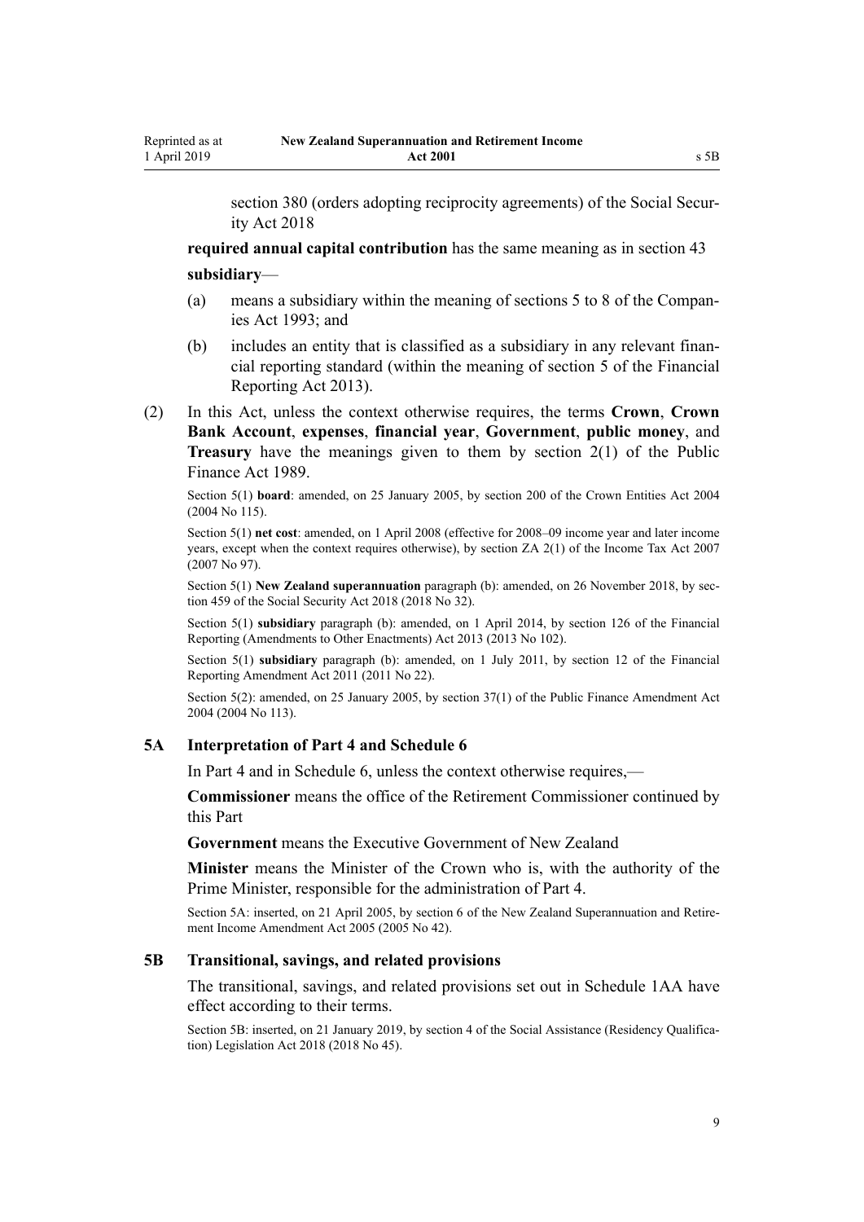section 380 (orders adopting reciprocity agreements) of the Social Security Act 2018

**required annual capital contribution** has the same meaning as in section 43

**subsidiary**—

(a) means a subsidiary within the meaning of sections 5 to 8 of the Companies Act 1993; and

(b) includes an entity that is classified as a subsidiary in any relevant financial reporting standard (within the meaning of section 5 of the Financial Reporting Act 2013).

(2) In this Act, unless the context otherwise requires, the terms **Crown**, **Crown Bank Account**, **expenses**, **financial year**, **Government**, **public money**, and **Treasury** have the meanings given to them by section 2(1) of the Public Finance Act 1989.

Section 5(1) **board**: amended, on 25 January 2005, by section 200 of the Crown Entities Act 2004 (2004 No 115).

Section 5(1) **net cost**: amended, on 1 April 2008 (effective for 2008–09 income year and later income years, except when the context requires otherwise), by section ZA 2(1) of the Income Tax Act 2007 (2007 No 97).

Section 5(1) **New Zealand superannuation** paragraph (b): amended, on 26 November 2018, by section 459 of the Social Security Act 2018 (2018 No 32).

Section 5(1) **subsidiary** paragraph (b): amended, on 1 April 2014, by section 126 of the Financial Reporting (Amendments to Other Enactments) Act 2013 (2013 No 102).

Section 5(1) **subsidiary** paragraph (b): amended, on 1 July 2011, by section 12 of the Financial Reporting Amendment Act 2011 (2011 No 22).

Section 5(2): amended, on 25 January 2005, by section 37(1) of the Public Finance Amendment Act 2004 (2004 No 113).

### 5A Interpretation of Part 4 and Schedule 6

In Part 4 and in Schedule 6, unless the context otherwise requires,—

**Commissioner** means the office of the Retirement Commissioner continued by this Part

**Government** means the Executive Government of New Zealand

**Minister** means the Minister of the Crown who is, with the authority of the Prime Minister, responsible for the administration of Part 4.

Section 5A: inserted, on 21 April 2005, by section 6 of the New Zealand Superannuation and Retirement Income Amendment Act 2005 (2005 No 42).

### 5B Transitional, savings, and related provisions

The transitional, savings, and related provisions set out in Schedule 1AA have effect according to their terms.

Section 5B: inserted, on 21 January 2019, by section 4 of the Social Assistance (Residency Qualification) Legislation Act 2018 (2018 No 45).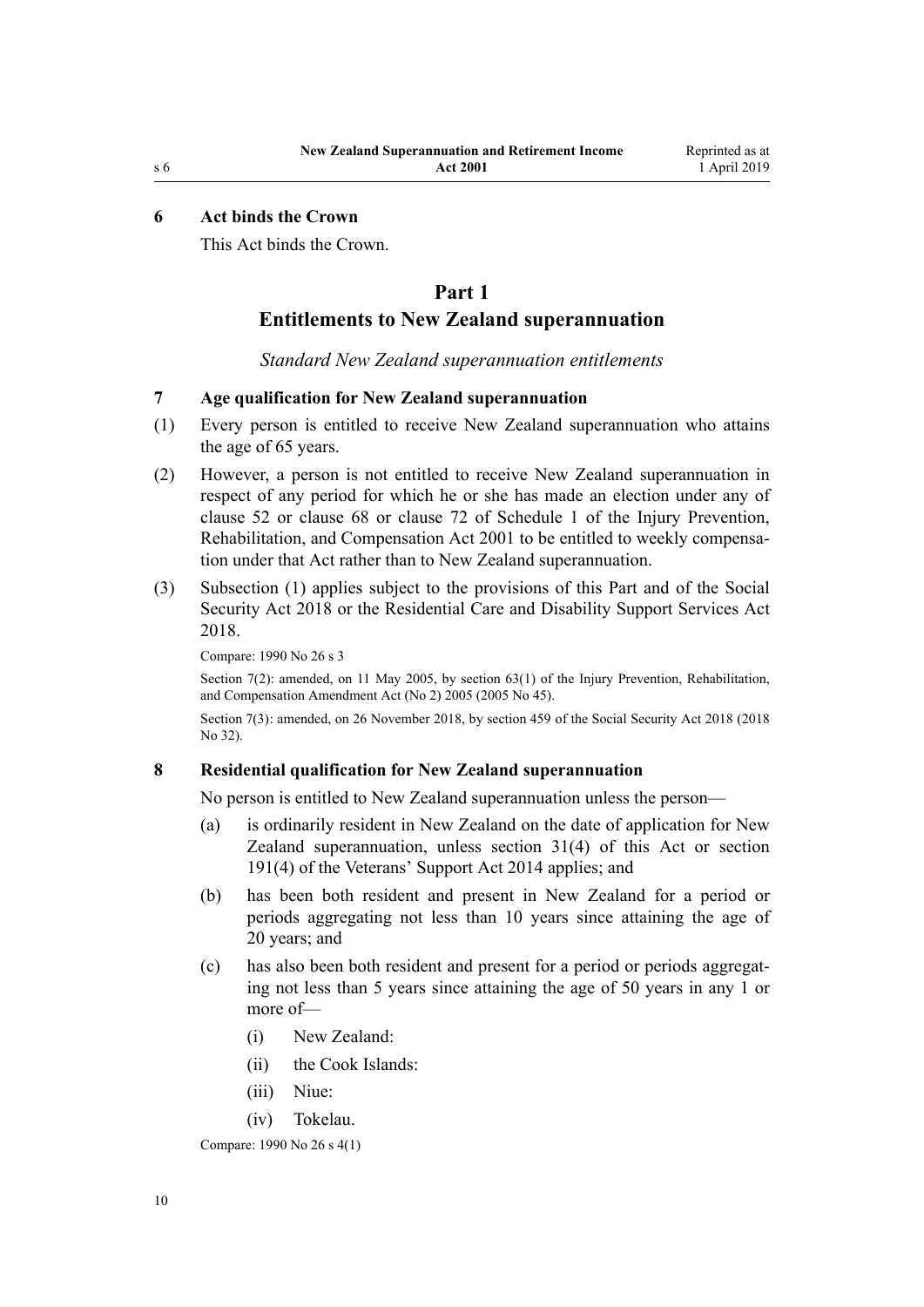### 6 Act binds the Crown

This Act binds the Crown.

## Part 1
## Entitlements to New Zealand superannuation

*Standard New Zealand superannuation entitlements*

### 7 Age qualification for New Zealand superannuation

(1) Every person is entitled to receive New Zealand superannuation who attains the age of 65 years.

(2) However, a person is not entitled to receive New Zealand superannuation in respect of any period for which he or she has made an election under any of clause 52 or clause 68 or clause 72 of Schedule 1 of the Injury Prevention, Rehabilitation, and Compensation Act 2001 to be entitled to weekly compensation under that Act rather than to New Zealand superannuation.

(3) Subsection (1) applies subject to the provisions of this Part and of the Social Security Act 2018 or the Residential Care and Disability Support Services Act 2018.

Compare: 1990 No 26 s 3

Section 7(2): amended, on 11 May 2005, by section 63(1) of the Injury Prevention, Rehabilitation, and Compensation Amendment Act (No 2) 2005 (2005 No 45).

Section 7(3): amended, on 26 November 2018, by section 459 of the Social Security Act 2018 (2018 No 32).

### 8 Residential qualification for New Zealand superannuation

No person is entitled to New Zealand superannuation unless the person—

(a) is ordinarily resident in New Zealand on the date of application for New Zealand superannuation, unless section 31(4) of this Act or section 191(4) of the Veterans' Support Act 2014 applies; and

(b) has been both resident and present in New Zealand for a period or periods aggregating not less than 10 years since attaining the age of 20 years; and

(c) has also been both resident and present for a period or periods aggregating not less than 5 years since attaining the age of 50 years in any 1 or more of—

  (i) New Zealand:

  (ii) the Cook Islands:

  (iii) Niue:

  (iv) Tokelau.

Compare: 1990 No 26 s 4(1)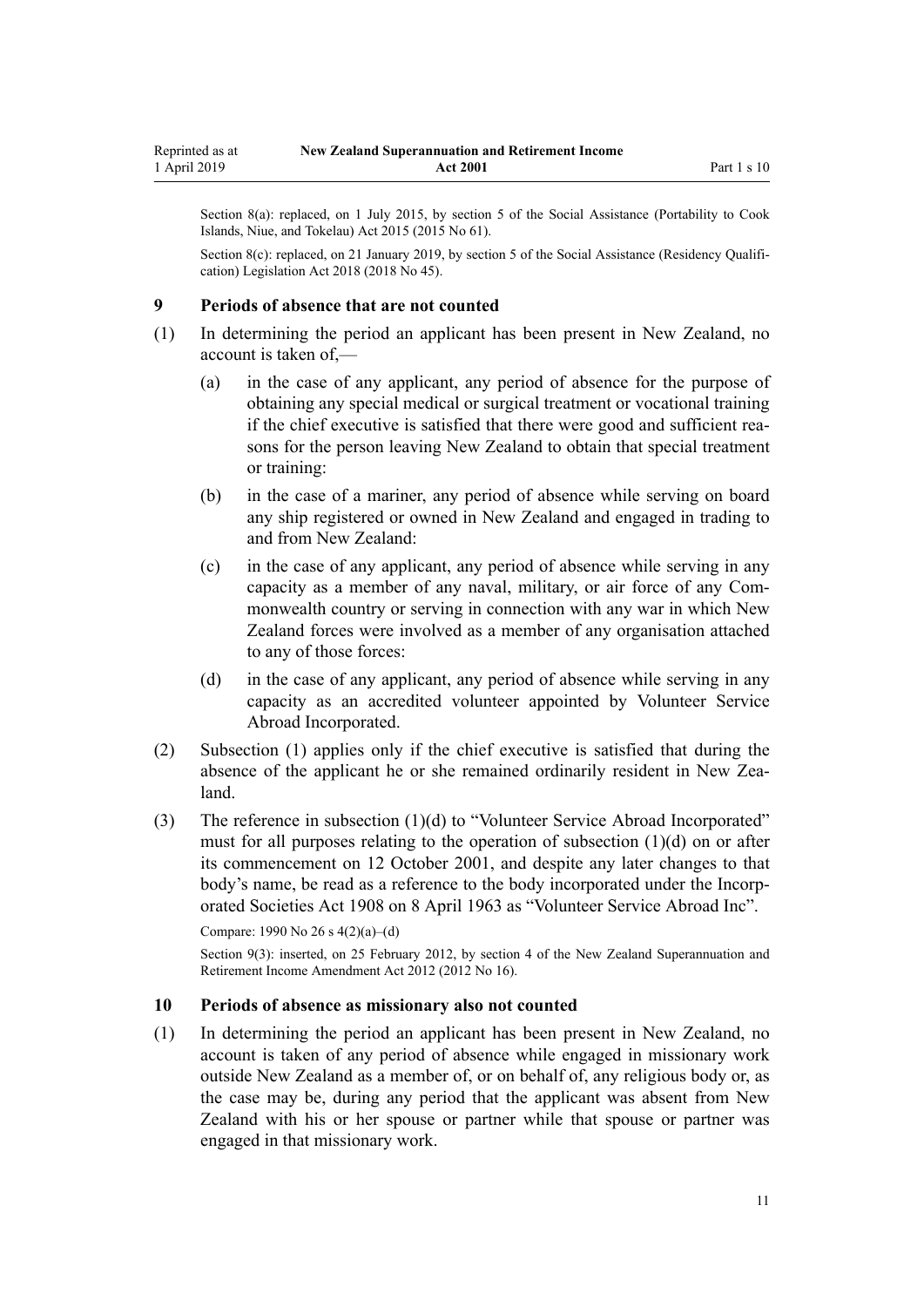Section 8(a): replaced, on 1 July 2015, by section 5 of the Social Assistance (Portability to Cook Islands, Niue, and Tokelau) Act 2015 (2015 No 61).

Section 8(c): replaced, on 21 January 2019, by section 5 of the Social Assistance (Residency Qualification) Legislation Act 2018 (2018 No 45).

### 9 Periods of absence that are not counted

(1) In determining the period an applicant has been present in New Zealand, no account is taken of,—

   (a) in the case of any applicant, any period of absence for the purpose of obtaining any special medical or surgical treatment or vocational training if the chief executive is satisfied that there were good and sufficient reasons for the person leaving New Zealand to obtain that special treatment or training:

   (b) in the case of a mariner, any period of absence while serving on board any ship registered or owned in New Zealand and engaged in trading to and from New Zealand:

   (c) in the case of any applicant, any period of absence while serving in any capacity as a member of any naval, military, or air force of any Commonwealth country or serving in connection with any war in which New Zealand forces were involved as a member of any organisation attached to any of those forces:

   (d) in the case of any applicant, any period of absence while serving in any capacity as an accredited volunteer appointed by Volunteer Service Abroad Incorporated.

(2) Subsection (1) applies only if the chief executive is satisfied that during the absence of the applicant he or she remained ordinarily resident in New Zealand.

(3) The reference in subsection (1)(d) to "Volunteer Service Abroad Incorporated" must for all purposes relating to the operation of subsection (1)(d) on or after its commencement on 12 October 2001, and despite any later changes to that body's name, be read as a reference to the body incorporated under the Incorporated Societies Act 1908 on 8 April 1963 as "Volunteer Service Abroad Inc".

Compare: 1990 No 26 s 4(2)(a)–(d)

Section 9(3): inserted, on 25 February 2012, by section 4 of the New Zealand Superannuation and Retirement Income Amendment Act 2012 (2012 No 16).

### 10 Periods of absence as missionary also not counted

(1) In determining the period an applicant has been present in New Zealand, no account is taken of any period of absence while engaged in missionary work outside New Zealand as a member of, or on behalf of, any religious body or, as the case may be, during any period that the applicant was absent from New Zealand with his or her spouse or partner while that spouse or partner was engaged in that missionary work.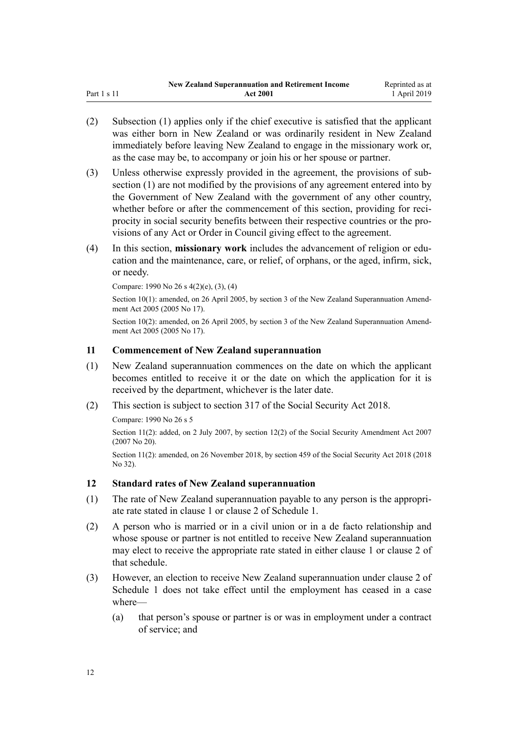(2) Subsection (1) applies only if the chief executive is satisfied that the applicant was either born in New Zealand or was ordinarily resident in New Zealand immediately before leaving New Zealand to engage in the missionary work or, as the case may be, to accompany or join his or her spouse or partner.

(3) Unless otherwise expressly provided in the agreement, the provisions of subsection (1) are not modified by the provisions of any agreement entered into by the Government of New Zealand with the government of any other country, whether before or after the commencement of this section, providing for reciprocity in social security benefits between their respective countries or the provisions of any Act or Order in Council giving effect to the agreement.

(4) In this section, **missionary work** includes the advancement of religion or education and the maintenance, care, or relief, of orphans, or the aged, infirm, sick, or needy.

Compare: 1990 No 26 s 4(2)(e), (3), (4)

Section 10(1): amended, on 26 April 2005, by section 3 of the New Zealand Superannuation Amendment Act 2005 (2005 No 17).

Section 10(2): amended, on 26 April 2005, by section 3 of the New Zealand Superannuation Amendment Act 2005 (2005 No 17).

### 11 Commencement of New Zealand superannuation

(1) New Zealand superannuation commences on the date on which the applicant becomes entitled to receive it or the date on which the application for it is received by the department, whichever is the later date.

(2) This section is subject to section 317 of the Social Security Act 2018.

Compare: 1990 No 26 s 5

Section 11(2): added, on 2 July 2007, by section 12(2) of the Social Security Amendment Act 2007 (2007 No 20).

Section 11(2): amended, on 26 November 2018, by section 459 of the Social Security Act 2018 (2018 No 32).

### 12 Standard rates of New Zealand superannuation

(1) The rate of New Zealand superannuation payable to any person is the appropriate rate stated in clause 1 or clause 2 of Schedule 1.

(2) A person who is married or in a civil union or in a de facto relationship and whose spouse or partner is not entitled to receive New Zealand superannuation may elect to receive the appropriate rate stated in either clause 1 or clause 2 of that schedule.

(3) However, an election to receive New Zealand superannuation under clause 2 of Schedule 1 does not take effect until the employment has ceased in a case where—

  (a) that person's spouse or partner is or was in employment under a contract of service; and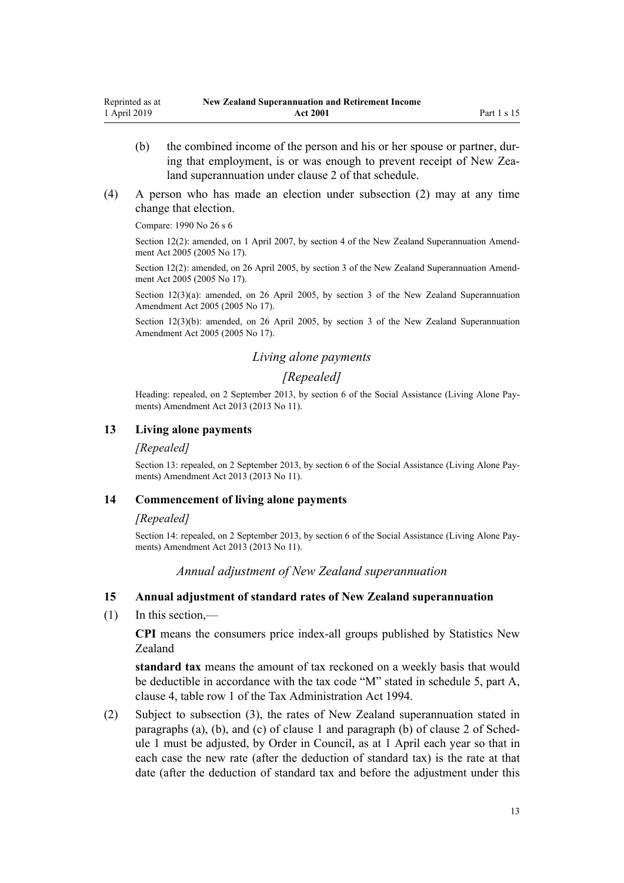(b) the combined income of the person and his or her spouse or partner, during that employment, is or was enough to prevent receipt of New Zealand superannuation under clause 2 of that schedule.

(4) A person who has made an election under subsection (2) may at any time change that election.

Compare: 1990 No 26 s 6

Section 12(2): amended, on 1 April 2007, by section 4 of the New Zealand Superannuation Amendment Act 2005 (2005 No 17).

Section 12(2): amended, on 26 April 2005, by section 3 of the New Zealand Superannuation Amendment Act 2005 (2005 No 17).

Section 12(3)(a): amended, on 26 April 2005, by section 3 of the New Zealand Superannuation Amendment Act 2005 (2005 No 17).

Section 12(3)(b): amended, on 26 April 2005, by section 3 of the New Zealand Superannuation Amendment Act 2005 (2005 No 17).

*Living alone payments*

*[Repealed]*

Heading: repealed, on 2 September 2013, by section 6 of the Social Assistance (Living Alone Payments) Amendment Act 2013 (2013 No 11).

### 13 Living alone payments

*[Repealed]*

Section 13: repealed, on 2 September 2013, by section 6 of the Social Assistance (Living Alone Payments) Amendment Act 2013 (2013 No 11).

### 14 Commencement of living alone payments

*[Repealed]*

Section 14: repealed, on 2 September 2013, by section 6 of the Social Assistance (Living Alone Payments) Amendment Act 2013 (2013 No 11).

*Annual adjustment of New Zealand superannuation*

### 15 Annual adjustment of standard rates of New Zealand superannuation

(1) In this section,—

**CPI** means the consumers price index-all groups published by Statistics New Zealand

**standard tax** means the amount of tax reckoned on a weekly basis that would be deductible in accordance with the tax code "M" stated in schedule 5, part A, clause 4, table row 1 of the Tax Administration Act 1994.

(2) Subject to subsection (3), the rates of New Zealand superannuation stated in paragraphs (a), (b), and (c) of clause 1 and paragraph (b) of clause 2 of Schedule 1 must be adjusted, by Order in Council, as at 1 April each year so that in each case the new rate (after the deduction of standard tax) is the rate at that date (after the deduction of standard tax and before the adjustment under this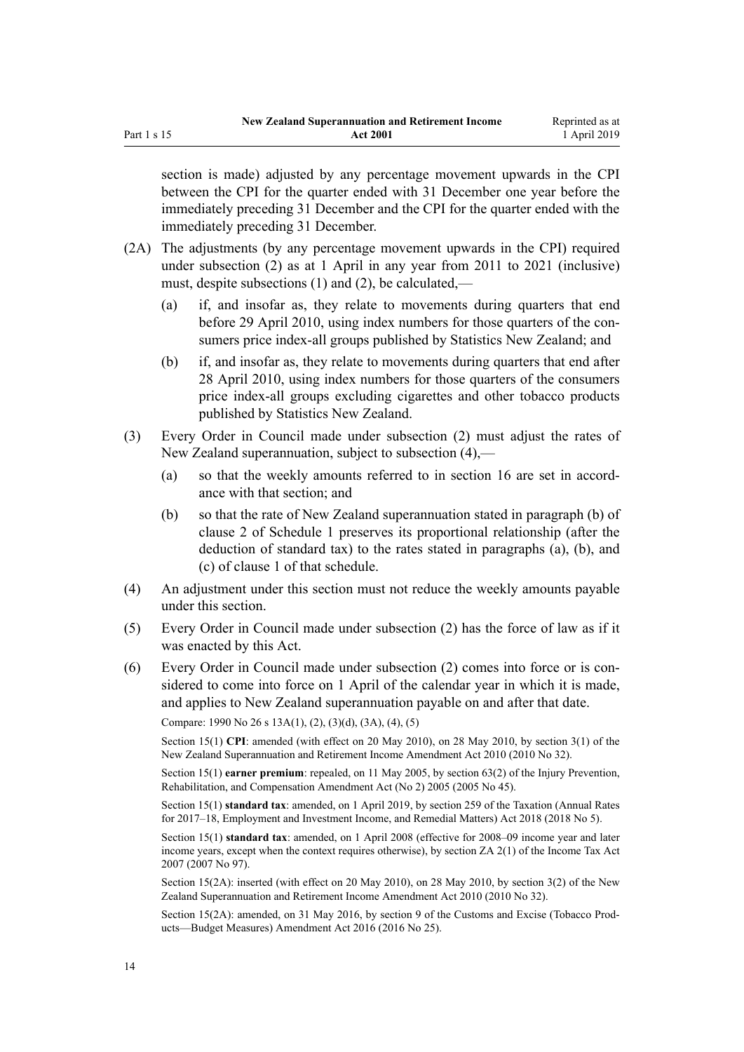section is made) adjusted by any percentage movement upwards in the CPI between the CPI for the quarter ended with 31 December one year before the immediately preceding 31 December and the CPI for the quarter ended with the immediately preceding 31 December.

(2A) The adjustments (by any percentage movement upwards in the CPI) required under subsection (2) as at 1 April in any year from 2011 to 2021 (inclusive) must, despite subsections (1) and (2), be calculated,—

(a) if, and insofar as, they relate to movements during quarters that end before 29 April 2010, using index numbers for those quarters of the consumers price index-all groups published by Statistics New Zealand; and

(b) if, and insofar as, they relate to movements during quarters that end after 28 April 2010, using index numbers for those quarters of the consumers price index-all groups excluding cigarettes and other tobacco products published by Statistics New Zealand.

(3) Every Order in Council made under subsection (2) must adjust the rates of New Zealand superannuation, subject to subsection (4),—

(a) so that the weekly amounts referred to in section 16 are set in accordance with that section; and

(b) so that the rate of New Zealand superannuation stated in paragraph (b) of clause 2 of Schedule 1 preserves its proportional relationship (after the deduction of standard tax) to the rates stated in paragraphs (a), (b), and (c) of clause 1 of that schedule.

(4) An adjustment under this section must not reduce the weekly amounts payable under this section.

(5) Every Order in Council made under subsection (2) has the force of law as if it was enacted by this Act.

(6) Every Order in Council made under subsection (2) comes into force or is considered to come into force on 1 April of the calendar year in which it is made, and applies to New Zealand superannuation payable on and after that date.

Compare: 1990 No 26 s 13A(1), (2), (3)(d), (3A), (4), (5)

Section 15(1) **CPI**: amended (with effect on 20 May 2010), on 28 May 2010, by section 3(1) of the New Zealand Superannuation and Retirement Income Amendment Act 2010 (2010 No 32).

Section 15(1) **earner premium**: repealed, on 11 May 2005, by section 63(2) of the Injury Prevention, Rehabilitation, and Compensation Amendment Act (No 2) 2005 (2005 No 45).

Section 15(1) **standard tax**: amended, on 1 April 2019, by section 259 of the Taxation (Annual Rates for 2017–18, Employment and Investment Income, and Remedial Matters) Act 2018 (2018 No 5).

Section 15(1) **standard tax**: amended, on 1 April 2008 (effective for 2008–09 income year and later income years, except when the context requires otherwise), by section ZA 2(1) of the Income Tax Act 2007 (2007 No 97).

Section 15(2A): inserted (with effect on 20 May 2010), on 28 May 2010, by section 3(2) of the New Zealand Superannuation and Retirement Income Amendment Act 2010 (2010 No 32).

Section 15(2A): amended, on 31 May 2016, by section 9 of the Customs and Excise (Tobacco Products—Budget Measures) Amendment Act 2016 (2016 No 25).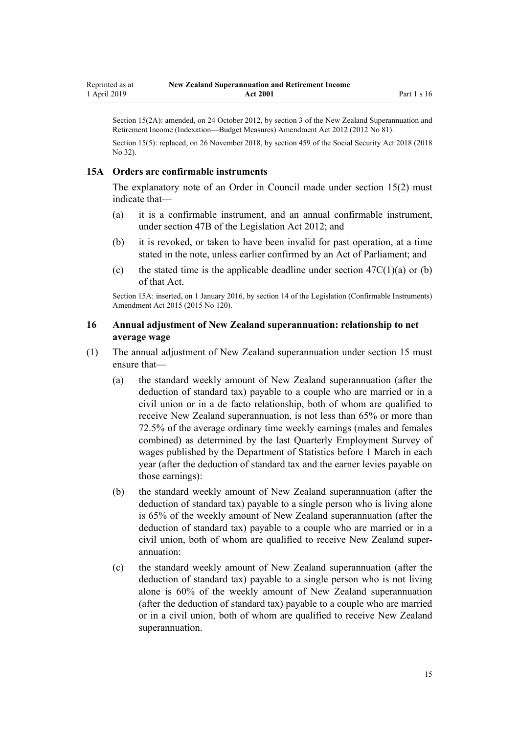Section 15(2A): amended, on 24 October 2012, by section 3 of the New Zealand Superannuation and Retirement Income (Indexation—Budget Measures) Amendment Act 2012 (2012 No 81).

Section 15(5): replaced, on 26 November 2018, by section 459 of the Social Security Act 2018 (2018 No 32).

### 15A Orders are confirmable instruments

The explanatory note of an Order in Council made under section 15(2) must indicate that—

(a) it is a confirmable instrument, and an annual confirmable instrument, under section 47B of the Legislation Act 2012; and

(b) it is revoked, or taken to have been invalid for past operation, at a time stated in the note, unless earlier confirmed by an Act of Parliament; and

(c) the stated time is the applicable deadline under section 47C(1)(a) or (b) of that Act.

Section 15A: inserted, on 1 January 2016, by section 14 of the Legislation (Confirmable Instruments) Amendment Act 2015 (2015 No 120).

### 16 Annual adjustment of New Zealand superannuation: relationship to net average wage

(1) The annual adjustment of New Zealand superannuation under section 15 must ensure that—

(a) the standard weekly amount of New Zealand superannuation (after the deduction of standard tax) payable to a couple who are married or in a civil union or in a de facto relationship, both of whom are qualified to receive New Zealand superannuation, is not less than 65% or more than 72.5% of the average ordinary time weekly earnings (males and females combined) as determined by the last Quarterly Employment Survey of wages published by the Department of Statistics before 1 March in each year (after the deduction of standard tax and the earner levies payable on those earnings):

(b) the standard weekly amount of New Zealand superannuation (after the deduction of standard tax) payable to a single person who is living alone is 65% of the weekly amount of New Zealand superannuation (after the deduction of standard tax) payable to a couple who are married or in a civil union, both of whom are qualified to receive New Zealand superannuation:

(c) the standard weekly amount of New Zealand superannuation (after the deduction of standard tax) payable to a single person who is not living alone is 60% of the weekly amount of New Zealand superannuation (after the deduction of standard tax) payable to a couple who are married or in a civil union, both of whom are qualified to receive New Zealand superannuation.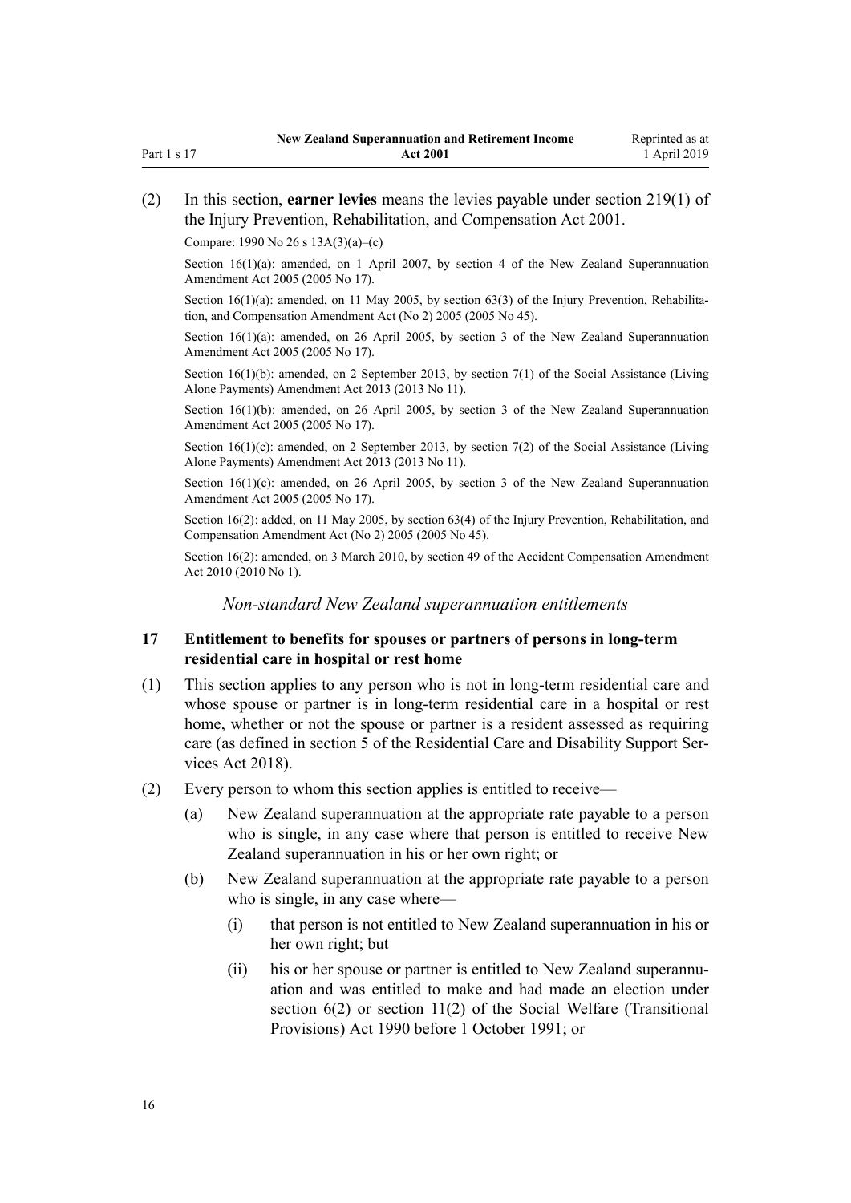(2) In this section, **earner levies** means the levies payable under section 219(1) of the Injury Prevention, Rehabilitation, and Compensation Act 2001.

Compare: 1990 No 26 s 13A(3)(a)–(c)

Section 16(1)(a): amended, on 1 April 2007, by section 4 of the New Zealand Superannuation Amendment Act 2005 (2005 No 17).

Section 16(1)(a): amended, on 11 May 2005, by section 63(3) of the Injury Prevention, Rehabilitation, and Compensation Amendment Act (No 2) 2005 (2005 No 45).

Section 16(1)(a): amended, on 26 April 2005, by section 3 of the New Zealand Superannuation Amendment Act 2005 (2005 No 17).

Section 16(1)(b): amended, on 2 September 2013, by section 7(1) of the Social Assistance (Living Alone Payments) Amendment Act 2013 (2013 No 11).

Section 16(1)(b): amended, on 26 April 2005, by section 3 of the New Zealand Superannuation Amendment Act 2005 (2005 No 17).

Section 16(1)(c): amended, on 2 September 2013, by section 7(2) of the Social Assistance (Living Alone Payments) Amendment Act 2013 (2013 No 11).

Section 16(1)(c): amended, on 26 April 2005, by section 3 of the New Zealand Superannuation Amendment Act 2005 (2005 No 17).

Section 16(2): added, on 11 May 2005, by section 63(4) of the Injury Prevention, Rehabilitation, and Compensation Amendment Act (No 2) 2005 (2005 No 45).

Section 16(2): amended, on 3 March 2010, by section 49 of the Accident Compensation Amendment Act 2010 (2010 No 1).

*Non-standard New Zealand superannuation entitlements*

### 17 Entitlement to benefits for spouses or partners of persons in long-term residential care in hospital or rest home

(1) This section applies to any person who is not in long-term residential care and whose spouse or partner is in long-term residential care in a hospital or rest home, whether or not the spouse or partner is a resident assessed as requiring care (as defined in section 5 of the Residential Care and Disability Support Services Act 2018).

(2) Every person to whom this section applies is entitled to receive—

- (a) New Zealand superannuation at the appropriate rate payable to a person who is single, in any case where that person is entitled to receive New Zealand superannuation in his or her own right; or
- (b) New Zealand superannuation at the appropriate rate payable to a person who is single, in any case where—
  - (i) that person is not entitled to New Zealand superannuation in his or her own right; but
  - (ii) his or her spouse or partner is entitled to New Zealand superannuation and was entitled to make and had made an election under section 6(2) or section 11(2) of the Social Welfare (Transitional Provisions) Act 1990 before 1 October 1991; or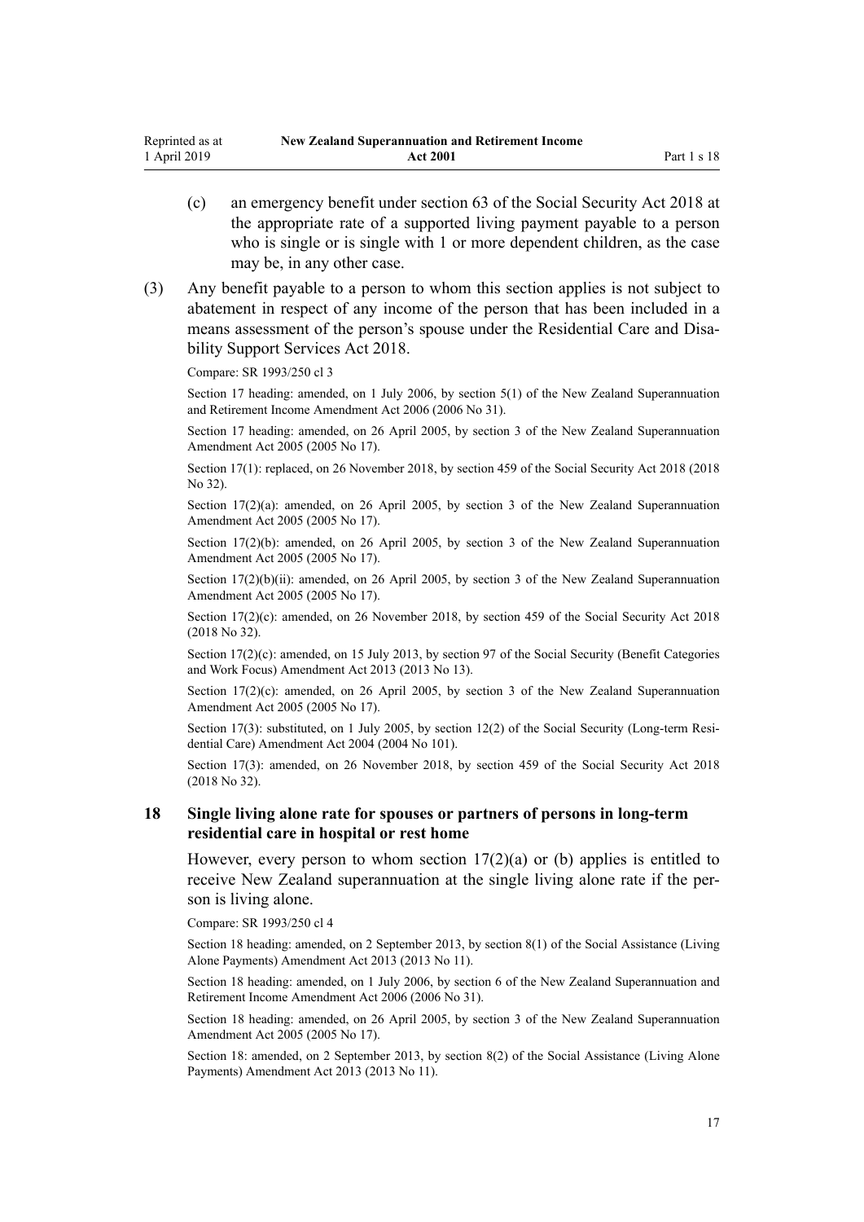(c) an emergency benefit under section 63 of the Social Security Act 2018 at the appropriate rate of a supported living payment payable to a person who is single or is single with 1 or more dependent children, as the case may be, in any other case.

(3) Any benefit payable to a person to whom this section applies is not subject to abatement in respect of any income of the person that has been included in a means assessment of the person's spouse under the Residential Care and Disability Support Services Act 2018.

Compare: SR 1993/250 cl 3

Section 17 heading: amended, on 1 July 2006, by section 5(1) of the New Zealand Superannuation and Retirement Income Amendment Act 2006 (2006 No 31).

Section 17 heading: amended, on 26 April 2005, by section 3 of the New Zealand Superannuation Amendment Act 2005 (2005 No 17).

Section 17(1): replaced, on 26 November 2018, by section 459 of the Social Security Act 2018 (2018 No 32).

Section 17(2)(a): amended, on 26 April 2005, by section 3 of the New Zealand Superannuation Amendment Act 2005 (2005 No 17).

Section 17(2)(b): amended, on 26 April 2005, by section 3 of the New Zealand Superannuation Amendment Act 2005 (2005 No 17).

Section 17(2)(b)(ii): amended, on 26 April 2005, by section 3 of the New Zealand Superannuation Amendment Act 2005 (2005 No 17).

Section 17(2)(c): amended, on 26 November 2018, by section 459 of the Social Security Act 2018 (2018 No 32).

Section 17(2)(c): amended, on 15 July 2013, by section 97 of the Social Security (Benefit Categories and Work Focus) Amendment Act 2013 (2013 No 13).

Section 17(2)(c): amended, on 26 April 2005, by section 3 of the New Zealand Superannuation Amendment Act 2005 (2005 No 17).

Section 17(3): substituted, on 1 July 2005, by section 12(2) of the Social Security (Long-term Residential Care) Amendment Act 2004 (2004 No 101).

Section 17(3): amended, on 26 November 2018, by section 459 of the Social Security Act 2018 (2018 No 32).

### 18 Single living alone rate for spouses or partners of persons in long-term residential care in hospital or rest home

However, every person to whom section 17(2)(a) or (b) applies is entitled to receive New Zealand superannuation at the single living alone rate if the person is living alone.

Compare: SR 1993/250 cl 4

Section 18 heading: amended, on 2 September 2013, by section 8(1) of the Social Assistance (Living Alone Payments) Amendment Act 2013 (2013 No 11).

Section 18 heading: amended, on 1 July 2006, by section 6 of the New Zealand Superannuation and Retirement Income Amendment Act 2006 (2006 No 31).

Section 18 heading: amended, on 26 April 2005, by section 3 of the New Zealand Superannuation Amendment Act 2005 (2005 No 17).

Section 18: amended, on 2 September 2013, by section 8(2) of the Social Assistance (Living Alone Payments) Amendment Act 2013 (2013 No 11).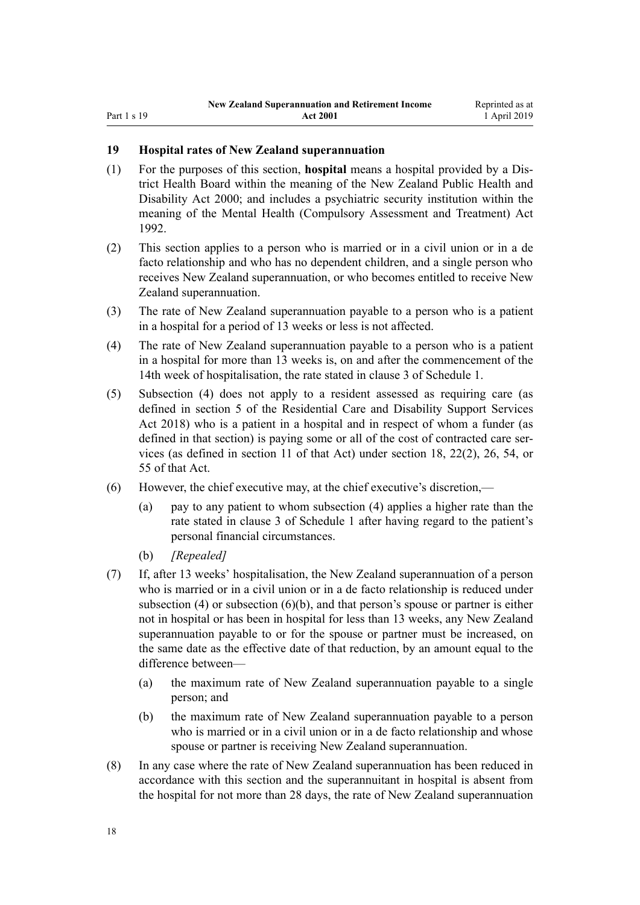### 19 Hospital rates of New Zealand superannuation

(1) For the purposes of this section, **hospital** means a hospital provided by a District Health Board within the meaning of the New Zealand Public Health and Disability Act 2000; and includes a psychiatric security institution within the meaning of the Mental Health (Compulsory Assessment and Treatment) Act 1992.

(2) This section applies to a person who is married or in a civil union or in a de facto relationship and who has no dependent children, and a single person who receives New Zealand superannuation, or who becomes entitled to receive New Zealand superannuation.

(3) The rate of New Zealand superannuation payable to a person who is a patient in a hospital for a period of 13 weeks or less is not affected.

(4) The rate of New Zealand superannuation payable to a person who is a patient in a hospital for more than 13 weeks is, on and after the commencement of the 14th week of hospitalisation, the rate stated in clause 3 of Schedule 1.

(5) Subsection (4) does not apply to a resident assessed as requiring care (as defined in section 5 of the Residential Care and Disability Support Services Act 2018) who is a patient in a hospital and in respect of whom a funder (as defined in that section) is paying some or all of the cost of contracted care services (as defined in section 11 of that Act) under section 18, 22(2), 26, 54, or 55 of that Act.

(6) However, the chief executive may, at the chief executive's discretion,—

(a) pay to any patient to whom subsection (4) applies a higher rate than the rate stated in clause 3 of Schedule 1 after having regard to the patient's personal financial circumstances.

(b) *[Repealed]*

(7) If, after 13 weeks' hospitalisation, the New Zealand superannuation of a person who is married or in a civil union or in a de facto relationship is reduced under subsection (4) or subsection (6)(b), and that person's spouse or partner is either not in hospital or has been in hospital for less than 13 weeks, any New Zealand superannuation payable to or for the spouse or partner must be increased, on the same date as the effective date of that reduction, by an amount equal to the difference between—

(a) the maximum rate of New Zealand superannuation payable to a single person; and

(b) the maximum rate of New Zealand superannuation payable to a person who is married or in a civil union or in a de facto relationship and whose spouse or partner is receiving New Zealand superannuation.

(8) In any case where the rate of New Zealand superannuation has been reduced in accordance with this section and the superannuitant in hospital is absent from the hospital for not more than 28 days, the rate of New Zealand superannuation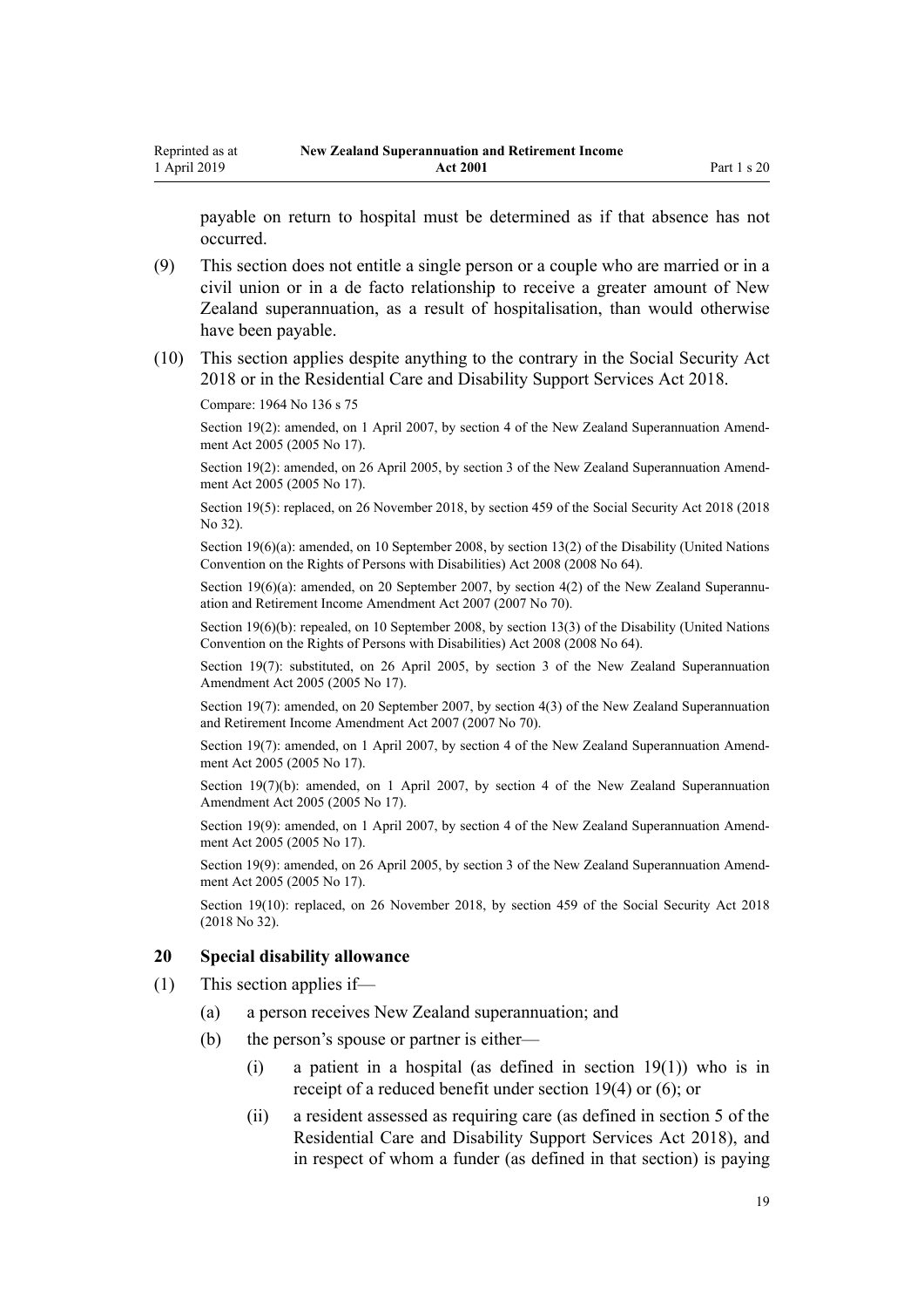payable on return to hospital must be determined as if that absence has not occurred.

(9) This section does not entitle a single person or a couple who are married or in a civil union or in a de facto relationship to receive a greater amount of New Zealand superannuation, as a result of hospitalisation, than would otherwise have been payable.

(10) This section applies despite anything to the contrary in the Social Security Act 2018 or in the Residential Care and Disability Support Services Act 2018.

Compare: 1964 No 136 s 75

Section 19(2): amended, on 1 April 2007, by section 4 of the New Zealand Superannuation Amendment Act 2005 (2005 No 17).

Section 19(2): amended, on 26 April 2005, by section 3 of the New Zealand Superannuation Amendment Act 2005 (2005 No 17).

Section 19(5): replaced, on 26 November 2018, by section 459 of the Social Security Act 2018 (2018 No 32).

Section 19(6)(a): amended, on 10 September 2008, by section 13(2) of the Disability (United Nations Convention on the Rights of Persons with Disabilities) Act 2008 (2008 No 64).

Section 19(6)(a): amended, on 20 September 2007, by section 4(2) of the New Zealand Superannuation and Retirement Income Amendment Act 2007 (2007 No 70).

Section 19(6)(b): repealed, on 10 September 2008, by section 13(3) of the Disability (United Nations Convention on the Rights of Persons with Disabilities) Act 2008 (2008 No 64).

Section 19(7): substituted, on 26 April 2005, by section 3 of the New Zealand Superannuation Amendment Act 2005 (2005 No 17).

Section 19(7): amended, on 20 September 2007, by section 4(3) of the New Zealand Superannuation and Retirement Income Amendment Act 2007 (2007 No 70).

Section 19(7): amended, on 1 April 2007, by section 4 of the New Zealand Superannuation Amendment Act 2005 (2005 No 17).

Section 19(7)(b): amended, on 1 April 2007, by section 4 of the New Zealand Superannuation Amendment Act 2005 (2005 No 17).

Section 19(9): amended, on 1 April 2007, by section 4 of the New Zealand Superannuation Amendment Act 2005 (2005 No 17).

Section 19(9): amended, on 26 April 2005, by section 3 of the New Zealand Superannuation Amendment Act 2005 (2005 No 17).

Section 19(10): replaced, on 26 November 2018, by section 459 of the Social Security Act 2018 (2018 No 32).

### 20 Special disability allowance

(1) This section applies if—

  (a) a person receives New Zealand superannuation; and

  (b) the person's spouse or partner is either—

    (i) a patient in a hospital (as defined in section 19(1)) who is in receipt of a reduced benefit under section 19(4) or (6); or

    (ii) a resident assessed as requiring care (as defined in section 5 of the Residential Care and Disability Support Services Act 2018), and in respect of whom a funder (as defined in that section) is paying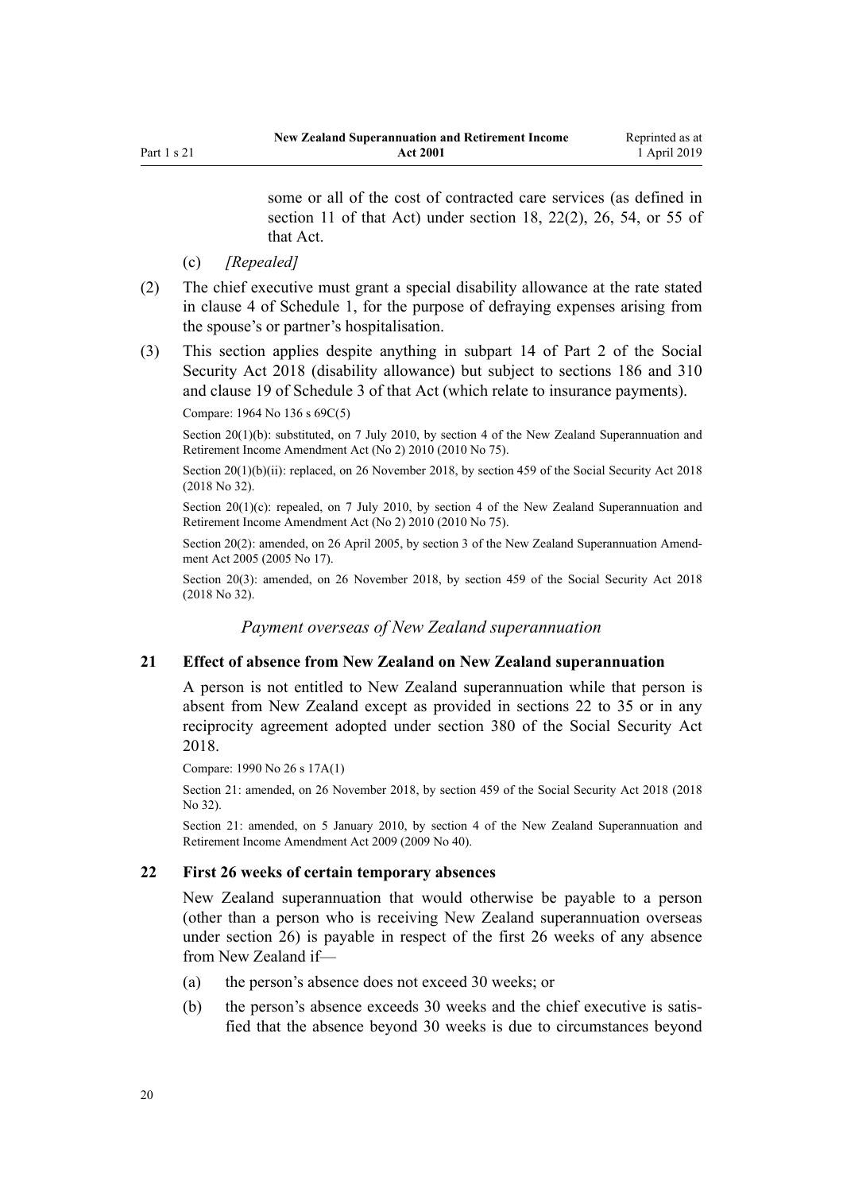some or all of the cost of contracted care services (as defined in section 11 of that Act) under section 18, 22(2), 26, 54, or 55 of that Act.

(c) *[Repealed]*

(2) The chief executive must grant a special disability allowance at the rate stated in clause 4 of Schedule 1, for the purpose of defraying expenses arising from the spouse's or partner's hospitalisation.

(3) This section applies despite anything in subpart 14 of Part 2 of the Social Security Act 2018 (disability allowance) but subject to sections 186 and 310 and clause 19 of Schedule 3 of that Act (which relate to insurance payments).

Compare: 1964 No 136 s 69C(5)

Section 20(1)(b): substituted, on 7 July 2010, by section 4 of the New Zealand Superannuation and Retirement Income Amendment Act (No 2) 2010 (2010 No 75).

Section 20(1)(b)(ii): replaced, on 26 November 2018, by section 459 of the Social Security Act 2018 (2018 No 32).

Section 20(1)(c): repealed, on 7 July 2010, by section 4 of the New Zealand Superannuation and Retirement Income Amendment Act (No 2) 2010 (2010 No 75).

Section 20(2): amended, on 26 April 2005, by section 3 of the New Zealand Superannuation Amendment Act 2005 (2005 No 17).

Section 20(3): amended, on 26 November 2018, by section 459 of the Social Security Act 2018 (2018 No 32).

*Payment overseas of New Zealand superannuation*

### 21 Effect of absence from New Zealand on New Zealand superannuation

A person is not entitled to New Zealand superannuation while that person is absent from New Zealand except as provided in sections 22 to 35 or in any reciprocity agreement adopted under section 380 of the Social Security Act 2018.

Compare: 1990 No 26 s 17A(1)

Section 21: amended, on 26 November 2018, by section 459 of the Social Security Act 2018 (2018 No 32).

Section 21: amended, on 5 January 2010, by section 4 of the New Zealand Superannuation and Retirement Income Amendment Act 2009 (2009 No 40).

### 22 First 26 weeks of certain temporary absences

New Zealand superannuation that would otherwise be payable to a person (other than a person who is receiving New Zealand superannuation overseas under section 26) is payable in respect of the first 26 weeks of any absence from New Zealand if—

(a) the person's absence does not exceed 30 weeks; or

(b) the person's absence exceeds 30 weeks and the chief executive is satisfied that the absence beyond 30 weeks is due to circumstances beyond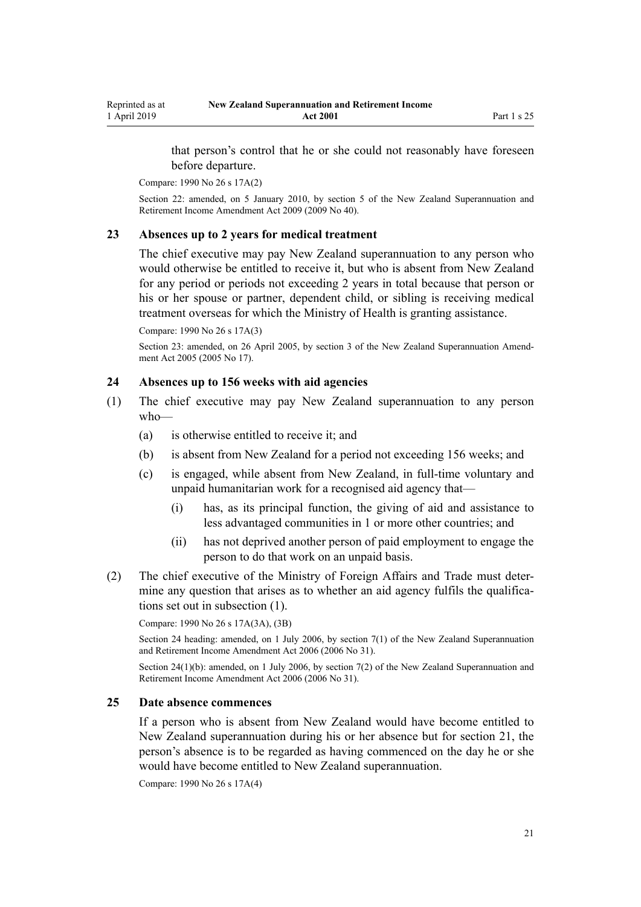that person's control that he or she could not reasonably have foreseen before departure.

Compare: 1990 No 26 s 17A(2)

Section 22: amended, on 5 January 2010, by section 5 of the New Zealand Superannuation and Retirement Income Amendment Act 2009 (2009 No 40).

### 23 Absences up to 2 years for medical treatment

The chief executive may pay New Zealand superannuation to any person who would otherwise be entitled to receive it, but who is absent from New Zealand for any period or periods not exceeding 2 years in total because that person or his or her spouse or partner, dependent child, or sibling is receiving medical treatment overseas for which the Ministry of Health is granting assistance.

Compare: 1990 No 26 s 17A(3)

Section 23: amended, on 26 April 2005, by section 3 of the New Zealand Superannuation Amendment Act 2005 (2005 No 17).

### 24 Absences up to 156 weeks with aid agencies

(1) The chief executive may pay New Zealand superannuation to any person who—

   (a) is otherwise entitled to receive it; and

   (b) is absent from New Zealand for a period not exceeding 156 weeks; and

   (c) is engaged, while absent from New Zealand, in full-time voluntary and unpaid humanitarian work for a recognised aid agency that—

      (i) has, as its principal function, the giving of aid and assistance to less advantaged communities in 1 or more other countries; and

      (ii) has not deprived another person of paid employment to engage the person to do that work on an unpaid basis.

(2) The chief executive of the Ministry of Foreign Affairs and Trade must determine any question that arises as to whether an aid agency fulfils the qualifications set out in subsection (1).

Compare: 1990 No 26 s 17A(3A), (3B)

Section 24 heading: amended, on 1 July 2006, by section 7(1) of the New Zealand Superannuation and Retirement Income Amendment Act 2006 (2006 No 31).

Section 24(1)(b): amended, on 1 July 2006, by section 7(2) of the New Zealand Superannuation and Retirement Income Amendment Act 2006 (2006 No 31).

### 25 Date absence commences

If a person who is absent from New Zealand would have become entitled to New Zealand superannuation during his or her absence but for section 21, the person's absence is to be regarded as having commenced on the day he or she would have become entitled to New Zealand superannuation.

Compare: 1990 No 26 s 17A(4)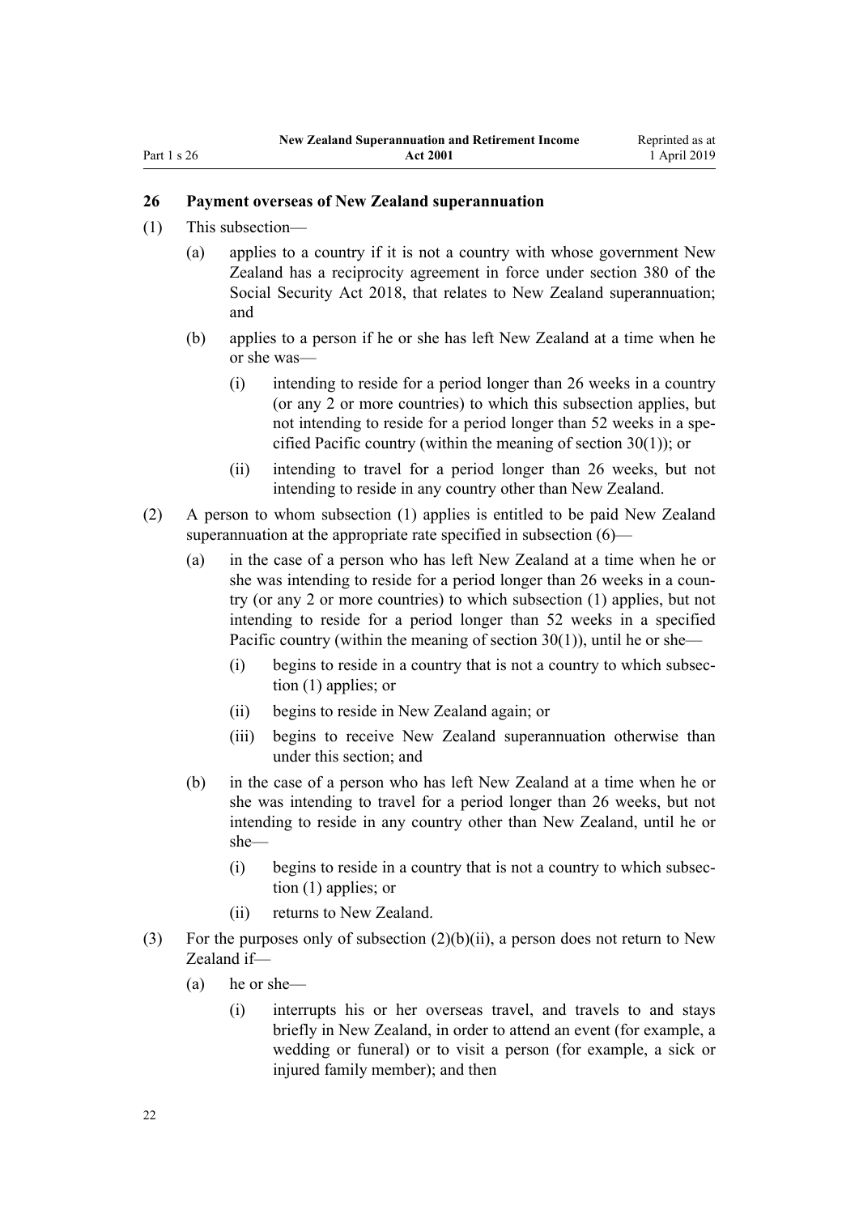### 26 Payment overseas of New Zealand superannuation

(1) This subsection—

(a) applies to a country if it is not a country with whose government New Zealand has a reciprocity agreement in force under section 380 of the Social Security Act 2018, that relates to New Zealand superannuation; and

(b) applies to a person if he or she has left New Zealand at a time when he or she was—

(i) intending to reside for a period longer than 26 weeks in a country (or any 2 or more countries) to which this subsection applies, but not intending to reside for a period longer than 52 weeks in a specified Pacific country (within the meaning of section 30(1)); or

(ii) intending to travel for a period longer than 26 weeks, but not intending to reside in any country other than New Zealand.

(2) A person to whom subsection (1) applies is entitled to be paid New Zealand superannuation at the appropriate rate specified in subsection (6)—

(a) in the case of a person who has left New Zealand at a time when he or she was intending to reside for a period longer than 26 weeks in a country (or any 2 or more countries) to which subsection (1) applies, but not intending to reside for a period longer than 52 weeks in a specified Pacific country (within the meaning of section 30(1)), until he or she—

(i) begins to reside in a country that is not a country to which subsection (1) applies; or

(ii) begins to reside in New Zealand again; or

(iii) begins to receive New Zealand superannuation otherwise than under this section; and

(b) in the case of a person who has left New Zealand at a time when he or she was intending to travel for a period longer than 26 weeks, but not intending to reside in any country other than New Zealand, until he or she—

(i) begins to reside in a country that is not a country to which subsection (1) applies; or

(ii) returns to New Zealand.

(3) For the purposes only of subsection (2)(b)(ii), a person does not return to New Zealand if—

(a) he or she—

(i) interrupts his or her overseas travel, and travels to and stays briefly in New Zealand, in order to attend an event (for example, a wedding or funeral) or to visit a person (for example, a sick or injured family member); and then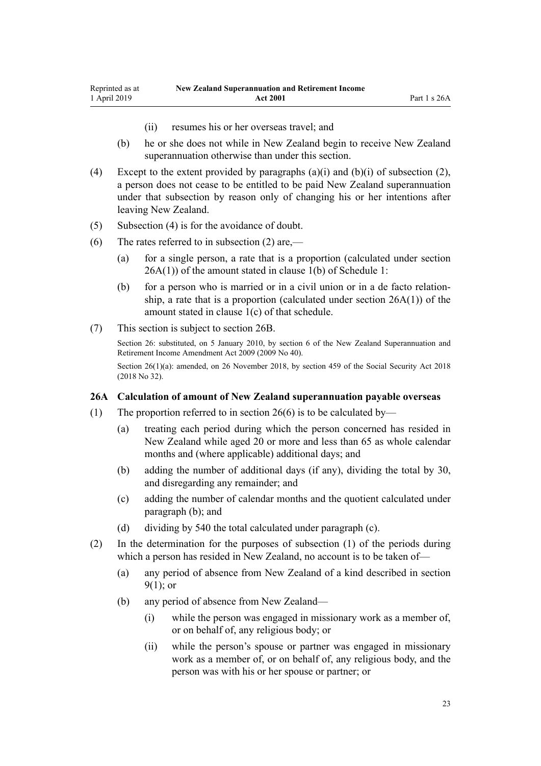(ii) resumes his or her overseas travel; and

(b) he or she does not while in New Zealand begin to receive New Zealand superannuation otherwise than under this section.

(4) Except to the extent provided by paragraphs (a)(i) and (b)(i) of subsection (2), a person does not cease to be entitled to be paid New Zealand superannuation under that subsection by reason only of changing his or her intentions after leaving New Zealand.

(5) Subsection (4) is for the avoidance of doubt.

(6) The rates referred to in subsection (2) are,—

(a) for a single person, a rate that is a proportion (calculated under section 26A(1)) of the amount stated in clause 1(b) of Schedule 1:

(b) for a person who is married or in a civil union or in a de facto relationship, a rate that is a proportion (calculated under section 26A(1)) of the amount stated in clause 1(c) of that schedule.

(7) This section is subject to section 26B.

Section 26: substituted, on 5 January 2010, by section 6 of the New Zealand Superannuation and Retirement Income Amendment Act 2009 (2009 No 40).

Section 26(1)(a): amended, on 26 November 2018, by section 459 of the Social Security Act 2018 (2018 No 32).

### 26A Calculation of amount of New Zealand superannuation payable overseas

(1) The proportion referred to in section 26(6) is to be calculated by—

(a) treating each period during which the person concerned has resided in New Zealand while aged 20 or more and less than 65 as whole calendar months and (where applicable) additional days; and

(b) adding the number of additional days (if any), dividing the total by 30, and disregarding any remainder; and

(c) adding the number of calendar months and the quotient calculated under paragraph (b); and

(d) dividing by 540 the total calculated under paragraph (c).

(2) In the determination for the purposes of subsection (1) of the periods during which a person has resided in New Zealand, no account is to be taken of—

(a) any period of absence from New Zealand of a kind described in section 9(1); or

(b) any period of absence from New Zealand—

(i) while the person was engaged in missionary work as a member of, or on behalf of, any religious body; or

(ii) while the person's spouse or partner was engaged in missionary work as a member of, or on behalf of, any religious body, and the person was with his or her spouse or partner; or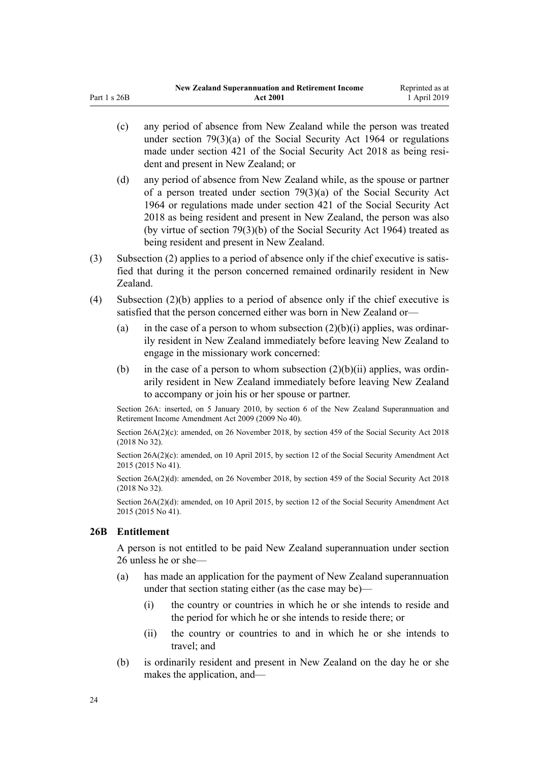(c) any period of absence from New Zealand while the person was treated under section 79(3)(a) of the Social Security Act 1964 or regulations made under section 421 of the Social Security Act 2018 as being resident and present in New Zealand; or

(d) any period of absence from New Zealand while, as the spouse or partner of a person treated under section 79(3)(a) of the Social Security Act 1964 or regulations made under section 421 of the Social Security Act 2018 as being resident and present in New Zealand, the person was also (by virtue of section 79(3)(b) of the Social Security Act 1964) treated as being resident and present in New Zealand.

(3) Subsection (2) applies to a period of absence only if the chief executive is satisfied that during it the person concerned remained ordinarily resident in New Zealand.

(4) Subsection (2)(b) applies to a period of absence only if the chief executive is satisfied that the person concerned either was born in New Zealand or—

(a) in the case of a person to whom subsection (2)(b)(i) applies, was ordinarily resident in New Zealand immediately before leaving New Zealand to engage in the missionary work concerned:

(b) in the case of a person to whom subsection (2)(b)(ii) applies, was ordinarily resident in New Zealand immediately before leaving New Zealand to accompany or join his or her spouse or partner.

Section 26A: inserted, on 5 January 2010, by section 6 of the New Zealand Superannuation and Retirement Income Amendment Act 2009 (2009 No 40).

Section 26A(2)(c): amended, on 26 November 2018, by section 459 of the Social Security Act 2018 (2018 No 32).

Section 26A(2)(c): amended, on 10 April 2015, by section 12 of the Social Security Amendment Act 2015 (2015 No 41).

Section 26A(2)(d): amended, on 26 November 2018, by section 459 of the Social Security Act 2018 (2018 No 32).

Section 26A(2)(d): amended, on 10 April 2015, by section 12 of the Social Security Amendment Act 2015 (2015 No 41).

### 26B Entitlement

A person is not entitled to be paid New Zealand superannuation under section 26 unless he or she—

(a) has made an application for the payment of New Zealand superannuation under that section stating either (as the case may be)—

(i) the country or countries in which he or she intends to reside and the period for which he or she intends to reside there; or

(ii) the country or countries to and in which he or she intends to travel; and

(b) is ordinarily resident and present in New Zealand on the day he or she makes the application, and—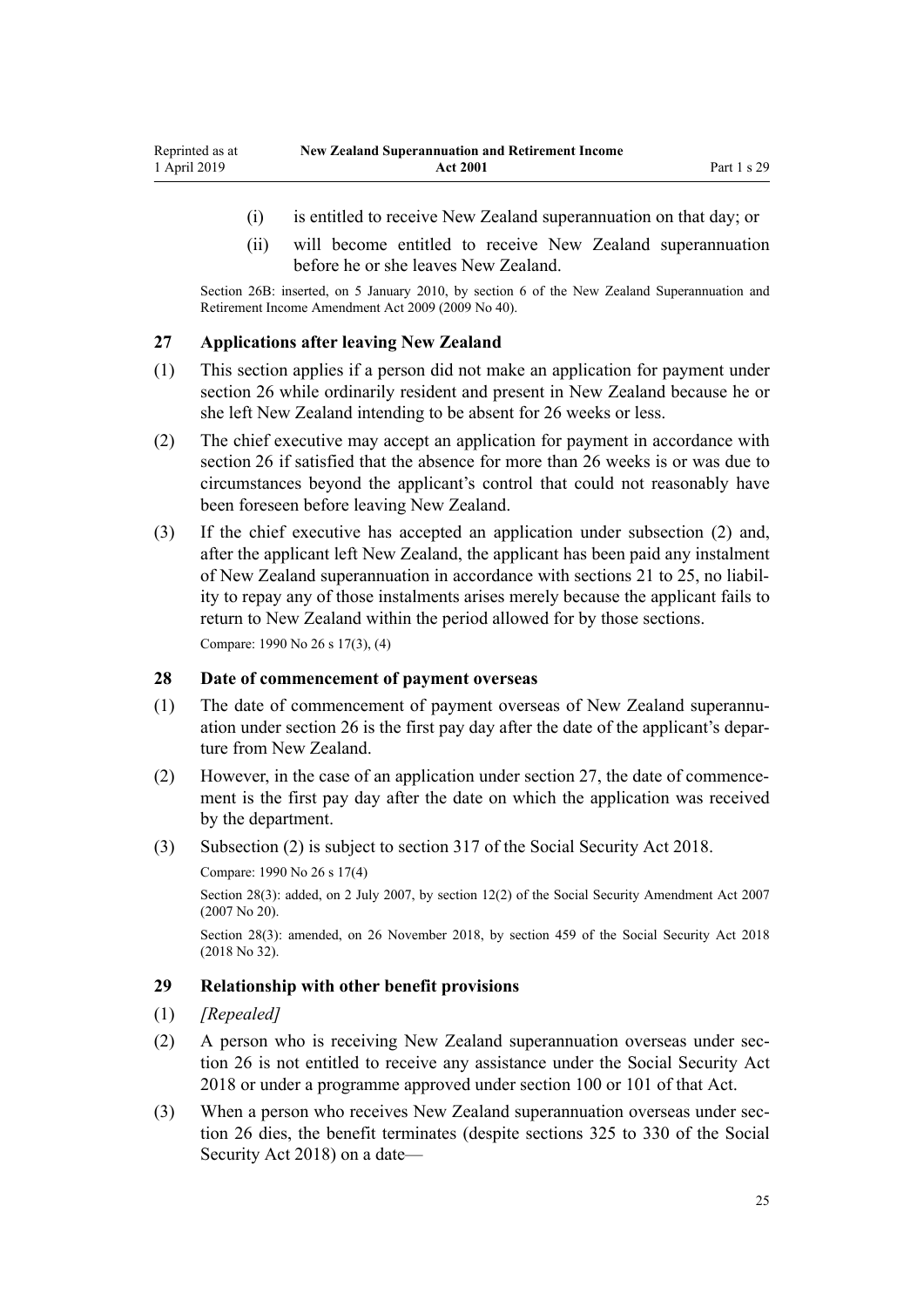(i) is entitled to receive New Zealand superannuation on that day; or

(ii) will become entitled to receive New Zealand superannuation before he or she leaves New Zealand.

Section 26B: inserted, on 5 January 2010, by section 6 of the New Zealand Superannuation and Retirement Income Amendment Act 2009 (2009 No 40).

### 27 Applications after leaving New Zealand

(1) This section applies if a person did not make an application for payment under section 26 while ordinarily resident and present in New Zealand because he or she left New Zealand intending to be absent for 26 weeks or less.

(2) The chief executive may accept an application for payment in accordance with section 26 if satisfied that the absence for more than 26 weeks is or was due to circumstances beyond the applicant's control that could not reasonably have been foreseen before leaving New Zealand.

(3) If the chief executive has accepted an application under subsection (2) and, after the applicant left New Zealand, the applicant has been paid any instalment of New Zealand superannuation in accordance with sections 21 to 25, no liability to repay any of those instalments arises merely because the applicant fails to return to New Zealand within the period allowed for by those sections.

Compare: 1990 No 26 s 17(3), (4)

### 28 Date of commencement of payment overseas

(1) The date of commencement of payment overseas of New Zealand superannuation under section 26 is the first pay day after the date of the applicant's departure from New Zealand.

(2) However, in the case of an application under section 27, the date of commencement is the first pay day after the date on which the application was received by the department.

(3) Subsection (2) is subject to section 317 of the Social Security Act 2018.

Compare: 1990 No 26 s 17(4)

Section 28(3): added, on 2 July 2007, by section 12(2) of the Social Security Amendment Act 2007 (2007 No 20).

Section 28(3): amended, on 26 November 2018, by section 459 of the Social Security Act 2018 (2018 No 32).

### 29 Relationship with other benefit provisions

(1) *[Repealed]*

(2) A person who is receiving New Zealand superannuation overseas under section 26 is not entitled to receive any assistance under the Social Security Act 2018 or under a programme approved under section 100 or 101 of that Act.

(3) When a person who receives New Zealand superannuation overseas under section 26 dies, the benefit terminates (despite sections 325 to 330 of the Social Security Act 2018) on a date—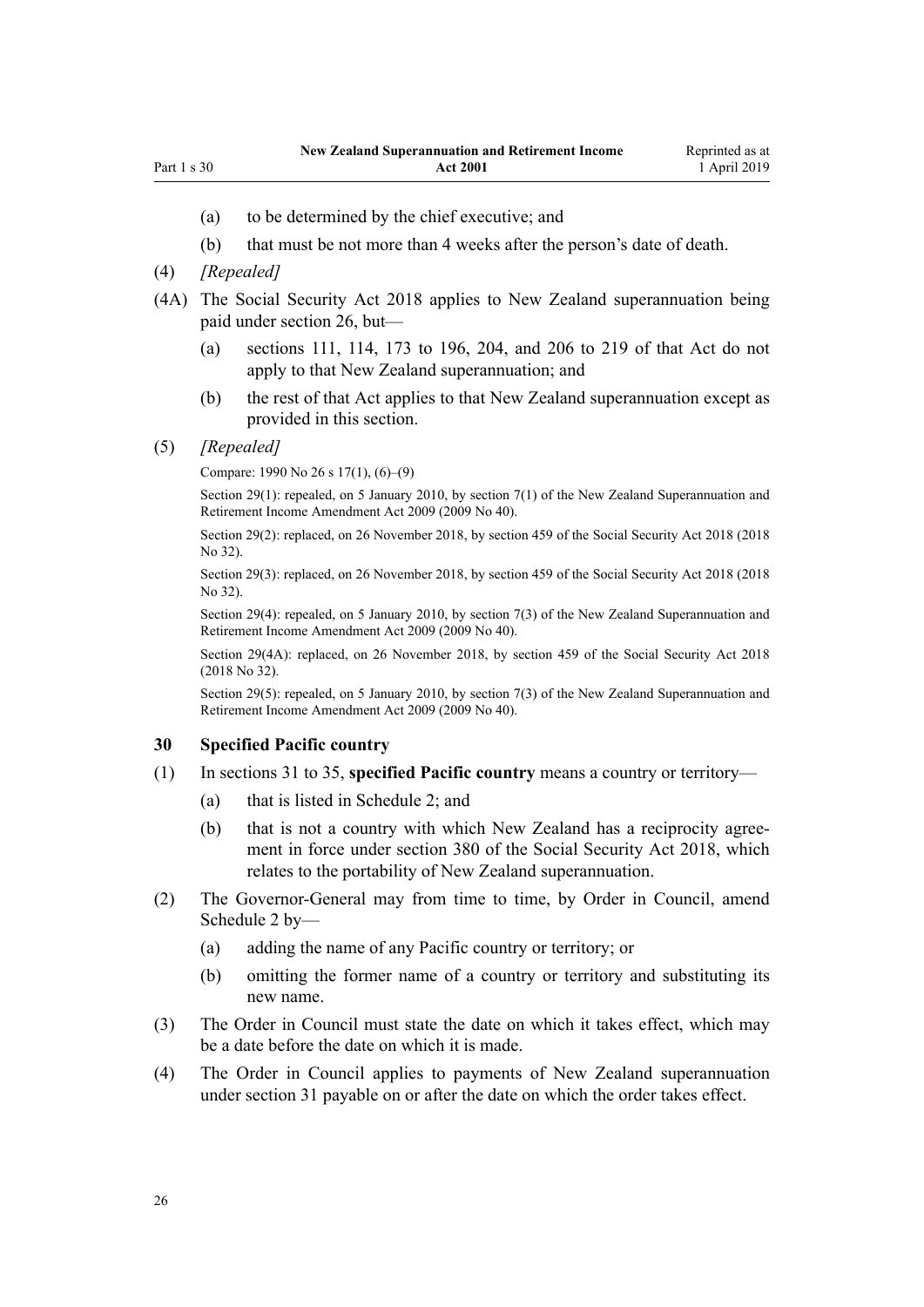(a) to be determined by the chief executive; and

(b) that must be not more than 4 weeks after the person's date of death.

(4) *[Repealed]*

(4A) The Social Security Act 2018 applies to New Zealand superannuation being paid under section 26, but—

(a) sections 111, 114, 173 to 196, 204, and 206 to 219 of that Act do not apply to that New Zealand superannuation; and

(b) the rest of that Act applies to that New Zealand superannuation except as provided in this section.

(5) *[Repealed]*

Compare: 1990 No 26 s 17(1), (6)–(9)

Section 29(1): repealed, on 5 January 2010, by section 7(1) of the New Zealand Superannuation and Retirement Income Amendment Act 2009 (2009 No 40).

Section 29(2): replaced, on 26 November 2018, by section 459 of the Social Security Act 2018 (2018 No 32).

Section 29(3): replaced, on 26 November 2018, by section 459 of the Social Security Act 2018 (2018 No 32).

Section 29(4): repealed, on 5 January 2010, by section 7(3) of the New Zealand Superannuation and Retirement Income Amendment Act 2009 (2009 No 40).

Section 29(4A): replaced, on 26 November 2018, by section 459 of the Social Security Act 2018 (2018 No 32).

Section 29(5): repealed, on 5 January 2010, by section 7(3) of the New Zealand Superannuation and Retirement Income Amendment Act 2009 (2009 No 40).

### 30 Specified Pacific country

(1) In sections 31 to 35, **specified Pacific country** means a country or territory—

(a) that is listed in Schedule 2; and

(b) that is not a country with which New Zealand has a reciprocity agreement in force under section 380 of the Social Security Act 2018, which relates to the portability of New Zealand superannuation.

(2) The Governor-General may from time to time, by Order in Council, amend Schedule 2 by—

(a) adding the name of any Pacific country or territory; or

(b) omitting the former name of a country or territory and substituting its new name.

(3) The Order in Council must state the date on which it takes effect, which may be a date before the date on which it is made.

(4) The Order in Council applies to payments of New Zealand superannuation under section 31 payable on or after the date on which the order takes effect.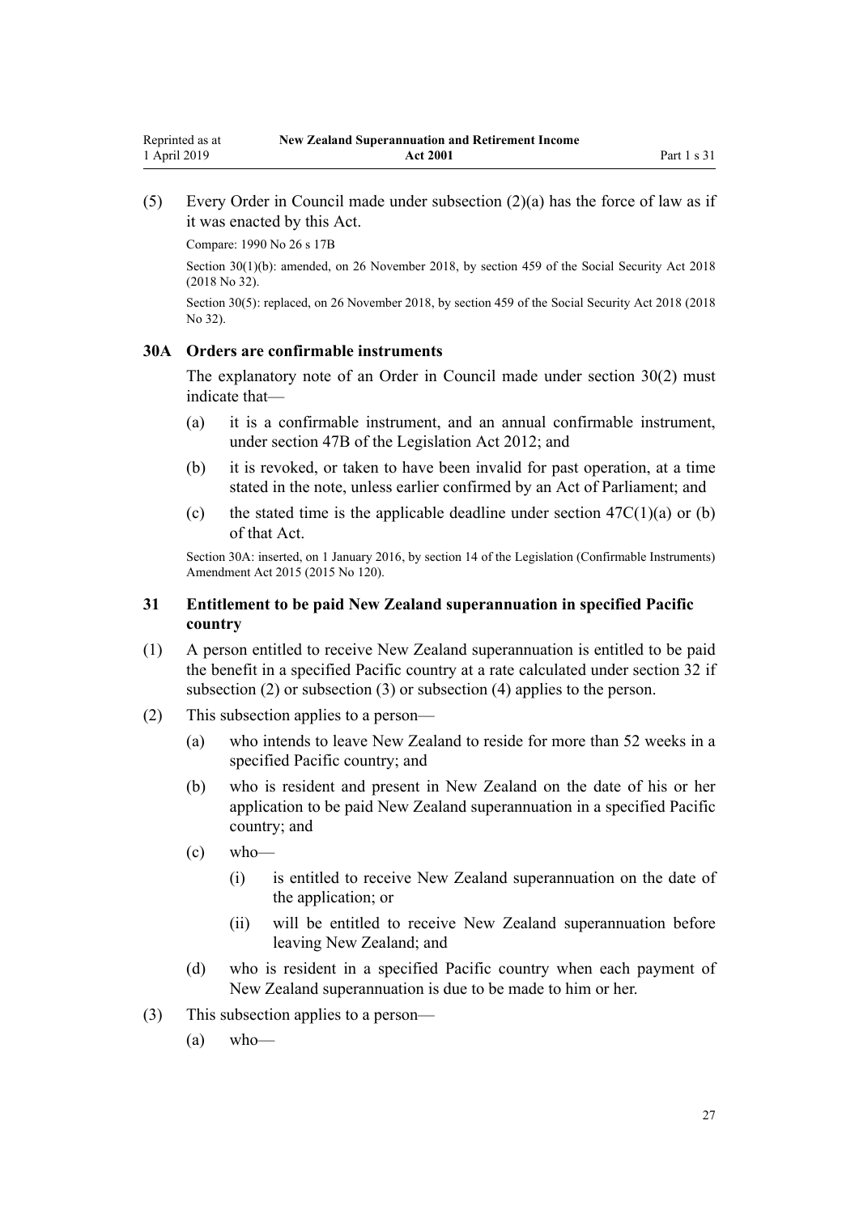(5) Every Order in Council made under subsection (2)(a) has the force of law as if it was enacted by this Act.

Compare: 1990 No 26 s 17B

Section 30(1)(b): amended, on 26 November 2018, by section 459 of the Social Security Act 2018 (2018 No 32).

Section 30(5): replaced, on 26 November 2018, by section 459 of the Social Security Act 2018 (2018 No 32).

### 30A Orders are confirmable instruments

The explanatory note of an Order in Council made under section 30(2) must indicate that—

(a) it is a confirmable instrument, and an annual confirmable instrument, under section 47B of the Legislation Act 2012; and

(b) it is revoked, or taken to have been invalid for past operation, at a time stated in the note, unless earlier confirmed by an Act of Parliament; and

(c) the stated time is the applicable deadline under section 47C(1)(a) or (b) of that Act.

Section 30A: inserted, on 1 January 2016, by section 14 of the Legislation (Confirmable Instruments) Amendment Act 2015 (2015 No 120).

### 31 Entitlement to be paid New Zealand superannuation in specified Pacific country

(1) A person entitled to receive New Zealand superannuation is entitled to be paid the benefit in a specified Pacific country at a rate calculated under section 32 if subsection (2) or subsection (3) or subsection (4) applies to the person.

(2) This subsection applies to a person—

(a) who intends to leave New Zealand to reside for more than 52 weeks in a specified Pacific country; and

(b) who is resident and present in New Zealand on the date of his or her application to be paid New Zealand superannuation in a specified Pacific country; and

(c) who—

(i) is entitled to receive New Zealand superannuation on the date of the application; or

(ii) will be entitled to receive New Zealand superannuation before leaving New Zealand; and

(d) who is resident in a specified Pacific country when each payment of New Zealand superannuation is due to be made to him or her.

(3) This subsection applies to a person—

(a) who—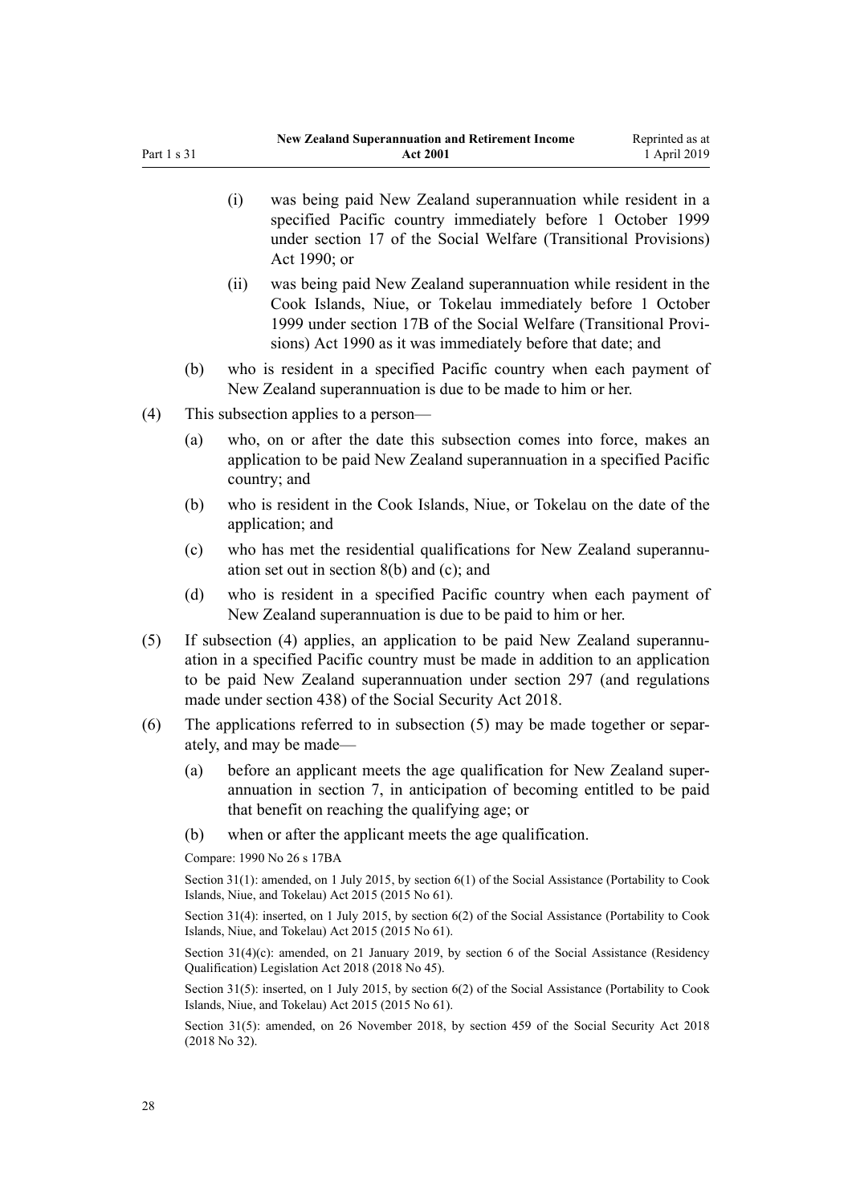(i) was being paid New Zealand superannuation while resident in a specified Pacific country immediately before 1 October 1999 under section 17 of the Social Welfare (Transitional Provisions) Act 1990; or

(ii) was being paid New Zealand superannuation while resident in the Cook Islands, Niue, or Tokelau immediately before 1 October 1999 under section 17B of the Social Welfare (Transitional Provisions) Act 1990 as it was immediately before that date; and

(b) who is resident in a specified Pacific country when each payment of New Zealand superannuation is due to be made to him or her.

(4) This subsection applies to a person—

(a) who, on or after the date this subsection comes into force, makes an application to be paid New Zealand superannuation in a specified Pacific country; and

(b) who is resident in the Cook Islands, Niue, or Tokelau on the date of the application; and

(c) who has met the residential qualifications for New Zealand superannuation set out in section 8(b) and (c); and

(d) who is resident in a specified Pacific country when each payment of New Zealand superannuation is due to be paid to him or her.

(5) If subsection (4) applies, an application to be paid New Zealand superannuation in a specified Pacific country must be made in addition to an application to be paid New Zealand superannuation under section 297 (and regulations made under section 438) of the Social Security Act 2018.

(6) The applications referred to in subsection (5) may be made together or separately, and may be made—

(a) before an applicant meets the age qualification for New Zealand superannuation in section 7, in anticipation of becoming entitled to be paid that benefit on reaching the qualifying age; or

(b) when or after the applicant meets the age qualification.

Compare: 1990 No 26 s 17BA

Section 31(1): amended, on 1 July 2015, by section 6(1) of the Social Assistance (Portability to Cook Islands, Niue, and Tokelau) Act 2015 (2015 No 61).

Section 31(4): inserted, on 1 July 2015, by section 6(2) of the Social Assistance (Portability to Cook Islands, Niue, and Tokelau) Act 2015 (2015 No 61).

Section 31(4)(c): amended, on 21 January 2019, by section 6 of the Social Assistance (Residency Qualification) Legislation Act 2018 (2018 No 45).

Section 31(5): inserted, on 1 July 2015, by section 6(2) of the Social Assistance (Portability to Cook Islands, Niue, and Tokelau) Act 2015 (2015 No 61).

Section 31(5): amended, on 26 November 2018, by section 459 of the Social Security Act 2018 (2018 No 32).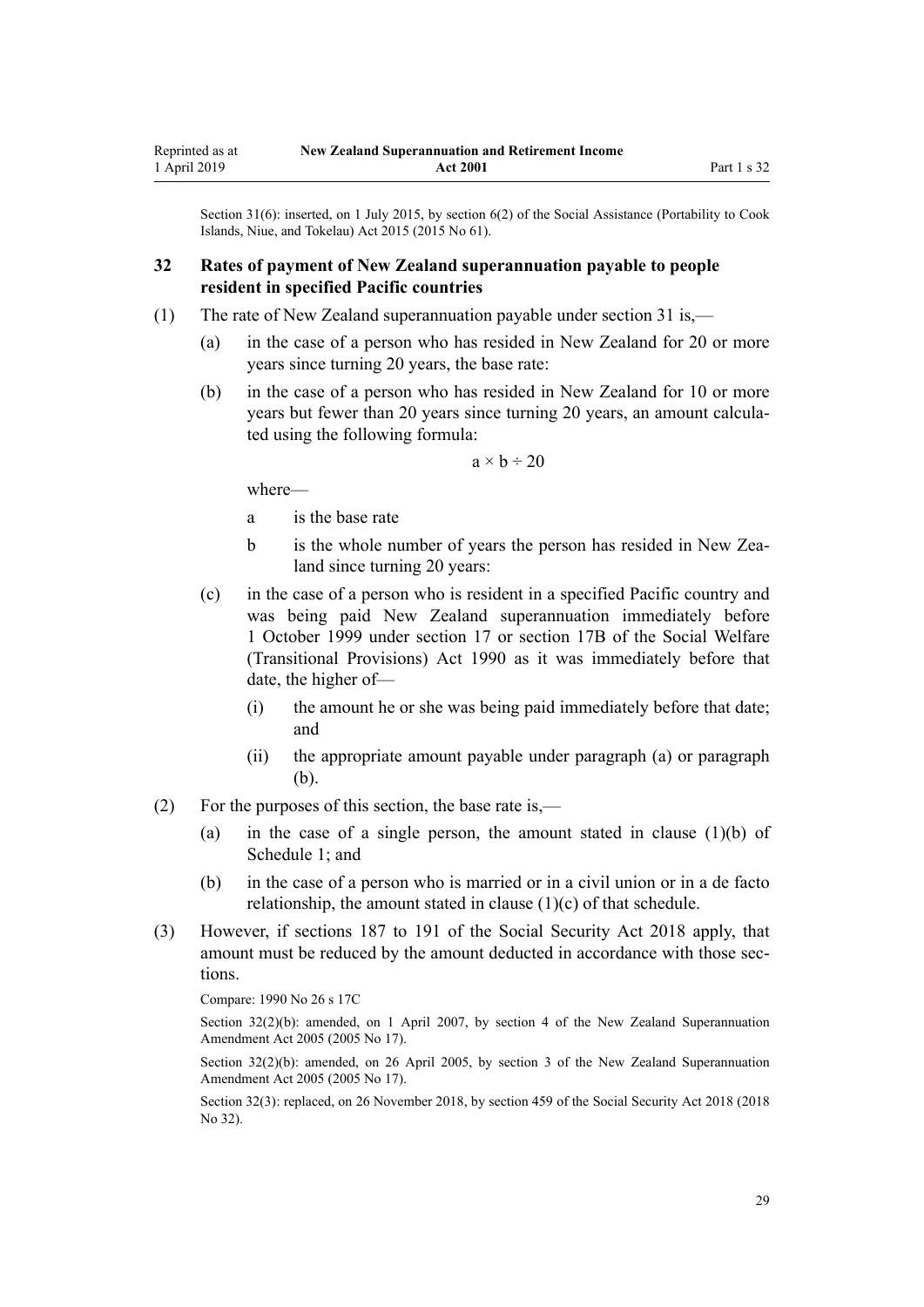Section 31(6): inserted, on 1 July 2015, by section 6(2) of the Social Assistance (Portability to Cook Islands, Niue, and Tokelau) Act 2015 (2015 No 61).

## 32 Rates of payment of New Zealand superannuation payable to people resident in specified Pacific countries

(1) The rate of New Zealand superannuation payable under section 31 is,—

(a) in the case of a person who has resided in New Zealand for 20 or more years since turning 20 years, the base rate:

(b) in the case of a person who has resided in New Zealand for 10 or more years but fewer than 20 years since turning 20 years, an amount calculated using the following formula:

$$a \times b \div 20$$

where—

a is the base rate

b is the whole number of years the person has resided in New Zealand since turning 20 years:

(c) in the case of a person who is resident in a specified Pacific country and was being paid New Zealand superannuation immediately before 1 October 1999 under section 17 or section 17B of the Social Welfare (Transitional Provisions) Act 1990 as it was immediately before that date, the higher of—

(i) the amount he or she was being paid immediately before that date; and

(ii) the appropriate amount payable under paragraph (a) or paragraph (b).

(2) For the purposes of this section, the base rate is,—

(a) in the case of a single person, the amount stated in clause (1)(b) of Schedule 1; and

(b) in the case of a person who is married or in a civil union or in a de facto relationship, the amount stated in clause (1)(c) of that schedule.

(3) However, if sections 187 to 191 of the Social Security Act 2018 apply, that amount must be reduced by the amount deducted in accordance with those sections.

Compare: 1990 No 26 s 17C

Section 32(2)(b): amended, on 1 April 2007, by section 4 of the New Zealand Superannuation Amendment Act 2005 (2005 No 17).

Section 32(2)(b): amended, on 26 April 2005, by section 3 of the New Zealand Superannuation Amendment Act 2005 (2005 No 17).

Section 32(3): replaced, on 26 November 2018, by section 459 of the Social Security Act 2018 (2018 No 32).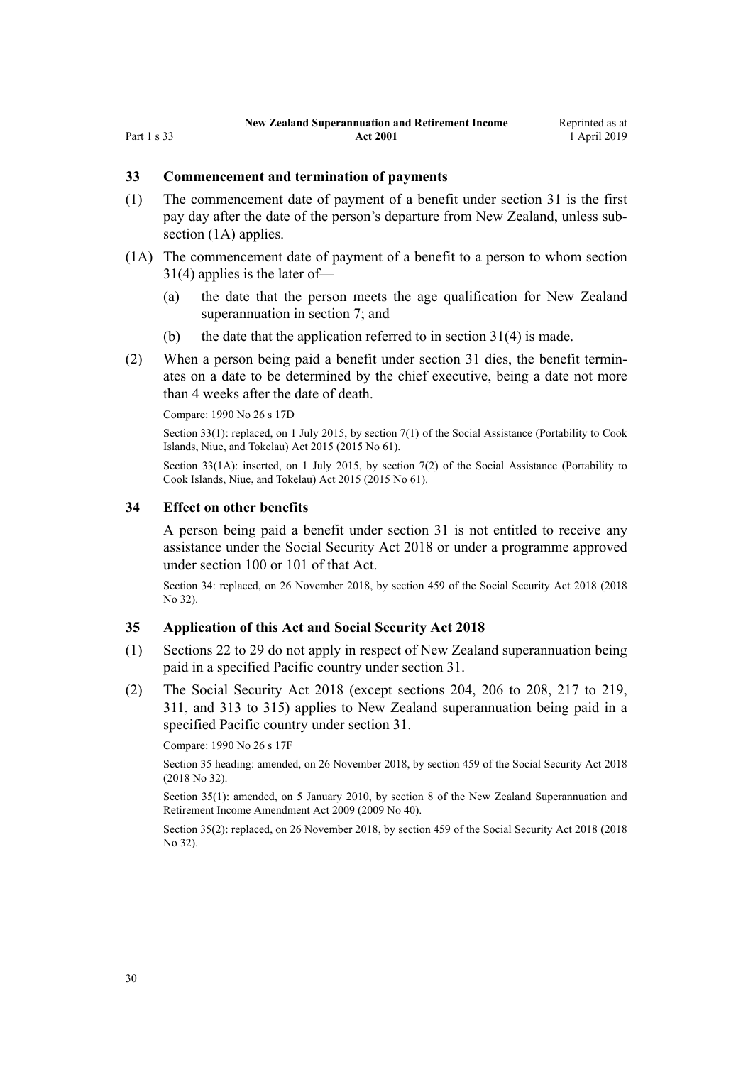### 33 Commencement and termination of payments

(1) The commencement date of payment of a benefit under section 31 is the first pay day after the date of the person's departure from New Zealand, unless subsection (1A) applies.

(1A) The commencement date of payment of a benefit to a person to whom section 31(4) applies is the later of—

(a) the date that the person meets the age qualification for New Zealand superannuation in section 7; and

(b) the date that the application referred to in section 31(4) is made.

(2) When a person being paid a benefit under section 31 dies, the benefit terminates on a date to be determined by the chief executive, being a date not more than 4 weeks after the date of death.

Compare: 1990 No 26 s 17D

Section 33(1): replaced, on 1 July 2015, by section 7(1) of the Social Assistance (Portability to Cook Islands, Niue, and Tokelau) Act 2015 (2015 No 61).

Section 33(1A): inserted, on 1 July 2015, by section 7(2) of the Social Assistance (Portability to Cook Islands, Niue, and Tokelau) Act 2015 (2015 No 61).

### 34 Effect on other benefits

A person being paid a benefit under section 31 is not entitled to receive any assistance under the Social Security Act 2018 or under a programme approved under section 100 or 101 of that Act.

Section 34: replaced, on 26 November 2018, by section 459 of the Social Security Act 2018 (2018 No 32).

### 35 Application of this Act and Social Security Act 2018

(1) Sections 22 to 29 do not apply in respect of New Zealand superannuation being paid in a specified Pacific country under section 31.

(2) The Social Security Act 2018 (except sections 204, 206 to 208, 217 to 219, 311, and 313 to 315) applies to New Zealand superannuation being paid in a specified Pacific country under section 31.

Compare: 1990 No 26 s 17F

Section 35 heading: amended, on 26 November 2018, by section 459 of the Social Security Act 2018 (2018 No 32).

Section 35(1): amended, on 5 January 2010, by section 8 of the New Zealand Superannuation and Retirement Income Amendment Act 2009 (2009 No 40).

Section 35(2): replaced, on 26 November 2018, by section 459 of the Social Security Act 2018 (2018 No 32).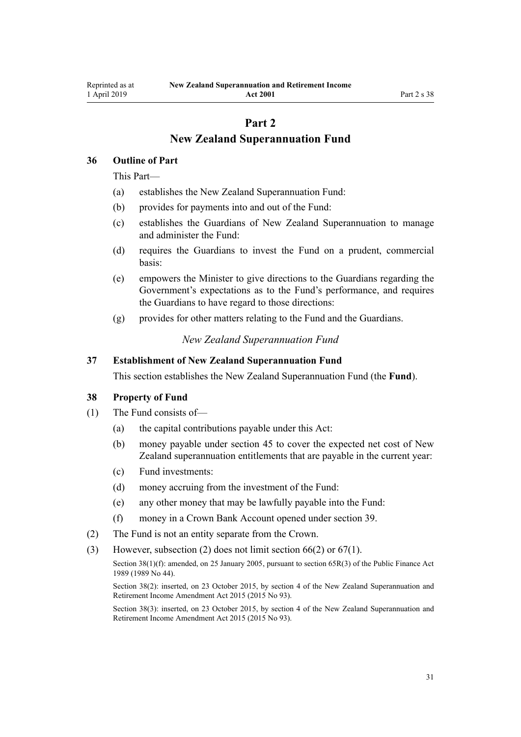# Part 2
# New Zealand Superannuation Fund

### 36 Outline of Part

This Part—

(a) establishes the New Zealand Superannuation Fund:

(b) provides for payments into and out of the Fund:

(c) establishes the Guardians of New Zealand Superannuation to manage and administer the Fund:

(d) requires the Guardians to invest the Fund on a prudent, commercial basis:

(e) empowers the Minister to give directions to the Guardians regarding the Government's expectations as to the Fund's performance, and requires the Guardians to have regard to those directions:

(g) provides for other matters relating to the Fund and the Guardians.

*New Zealand Superannuation Fund*

### 37 Establishment of New Zealand Superannuation Fund

This section establishes the New Zealand Superannuation Fund (the **Fund**).

### 38 Property of Fund

(1) The Fund consists of—

(a) the capital contributions payable under this Act:

(b) money payable under section 45 to cover the expected net cost of New Zealand superannuation entitlements that are payable in the current year:

(c) Fund investments:

(d) money accruing from the investment of the Fund:

(e) any other money that may be lawfully payable into the Fund:

(f) money in a Crown Bank Account opened under section 39.

(2) The Fund is not an entity separate from the Crown.

(3) However, subsection (2) does not limit section 66(2) or 67(1).

Section 38(1)(f): amended, on 25 January 2005, pursuant to section 65R(3) of the Public Finance Act 1989 (1989 No 44).

Section 38(2): inserted, on 23 October 2015, by section 4 of the New Zealand Superannuation and Retirement Income Amendment Act 2015 (2015 No 93).

Section 38(3): inserted, on 23 October 2015, by section 4 of the New Zealand Superannuation and Retirement Income Amendment Act 2015 (2015 No 93).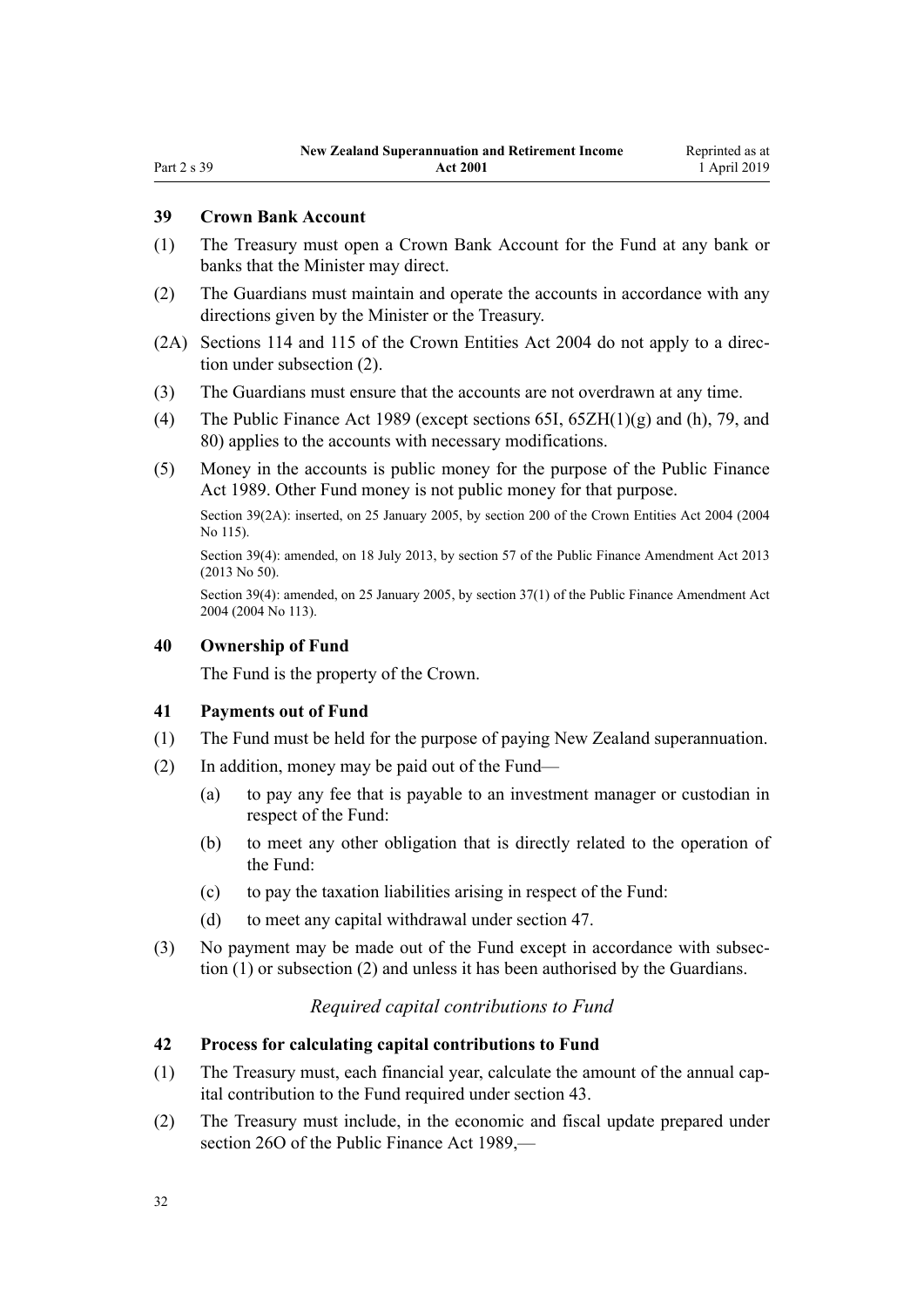## 39 Crown Bank Account

(1) The Treasury must open a Crown Bank Account for the Fund at any bank or banks that the Minister may direct.

(2) The Guardians must maintain and operate the accounts in accordance with any directions given by the Minister or the Treasury.

(2A) Sections 114 and 115 of the Crown Entities Act 2004 do not apply to a direction under subsection (2).

(3) The Guardians must ensure that the accounts are not overdrawn at any time.

(4) The Public Finance Act 1989 (except sections 65I, 65ZH(1)(g) and (h), 79, and 80) applies to the accounts with necessary modifications.

(5) Money in the accounts is public money for the purpose of the Public Finance Act 1989. Other Fund money is not public money for that purpose.

Section 39(2A): inserted, on 25 January 2005, by section 200 of the Crown Entities Act 2004 (2004 No 115).

Section 39(4): amended, on 18 July 2013, by section 57 of the Public Finance Amendment Act 2013 (2013 No 50).

Section 39(4): amended, on 25 January 2005, by section 37(1) of the Public Finance Amendment Act 2004 (2004 No 113).

## 40 Ownership of Fund

The Fund is the property of the Crown.

## 41 Payments out of Fund

(1) The Fund must be held for the purpose of paying New Zealand superannuation.

(2) In addition, money may be paid out of the Fund—

(a) to pay any fee that is payable to an investment manager or custodian in respect of the Fund:

(b) to meet any other obligation that is directly related to the operation of the Fund:

(c) to pay the taxation liabilities arising in respect of the Fund:

(d) to meet any capital withdrawal under section 47.

(3) No payment may be made out of the Fund except in accordance with subsection (1) or subsection (2) and unless it has been authorised by the Guardians.

### *Required capital contributions to Fund*

## 42 Process for calculating capital contributions to Fund

(1) The Treasury must, each financial year, calculate the amount of the annual capital contribution to the Fund required under section 43.

(2) The Treasury must include, in the economic and fiscal update prepared under section 26O of the Public Finance Act 1989,—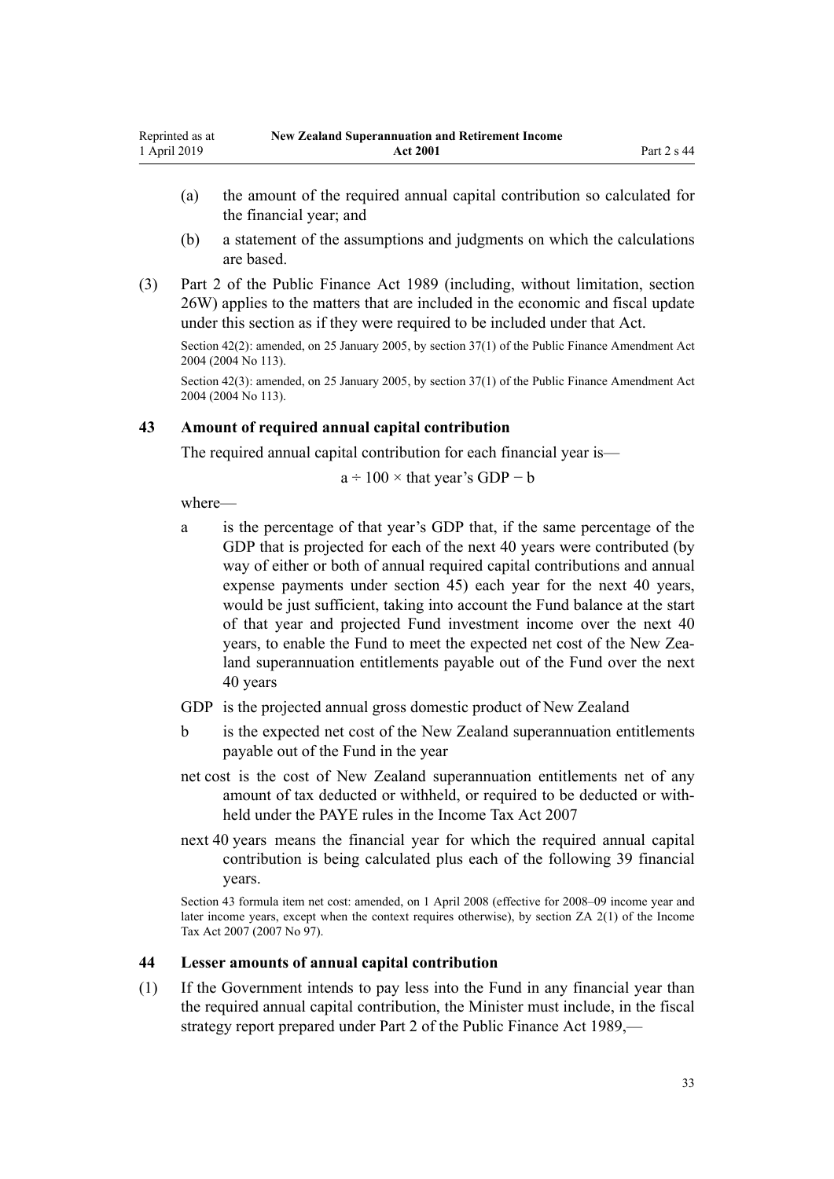(a) the amount of the required annual capital contribution so calculated for the financial year; and

(b) a statement of the assumptions and judgments on which the calculations are based.

(3) Part 2 of the Public Finance Act 1989 (including, without limitation, section 26W) applies to the matters that are included in the economic and fiscal update under this section as if they were required to be included under that Act.

Section 42(2): amended, on 25 January 2005, by section 37(1) of the Public Finance Amendment Act 2004 (2004 No 113).

Section 42(3): amended, on 25 January 2005, by section 37(1) of the Public Finance Amendment Act 2004 (2004 No 113).

### 43 Amount of required annual capital contribution

The required annual capital contribution for each financial year is—

$$a \div 100 \times \text{that year's GDP} - b$$

where—

a is the percentage of that year's GDP that, if the same percentage of the GDP that is projected for each of the next 40 years were contributed (by way of either or both of annual required capital contributions and annual expense payments under section 45) each year for the next 40 years, would be just sufficient, taking into account the Fund balance at the start of that year and projected Fund investment income over the next 40 years, to enable the Fund to meet the expected net cost of the New Zealand superannuation entitlements payable out of the Fund over the next 40 years

GDP is the projected annual gross domestic product of New Zealand

b is the expected net cost of the New Zealand superannuation entitlements payable out of the Fund in the year

net cost is the cost of New Zealand superannuation entitlements net of any amount of tax deducted or withheld, or required to be deducted or withheld under the PAYE rules in the Income Tax Act 2007

next 40 years means the financial year for which the required annual capital contribution is being calculated plus each of the following 39 financial years.

Section 43 formula item net cost: amended, on 1 April 2008 (effective for 2008–09 income year and later income years, except when the context requires otherwise), by section ZA 2(1) of the Income Tax Act 2007 (2007 No 97).

### 44 Lesser amounts of annual capital contribution

(1) If the Government intends to pay less into the Fund in any financial year than the required annual capital contribution, the Minister must include, in the fiscal strategy report prepared under Part 2 of the Public Finance Act 1989,—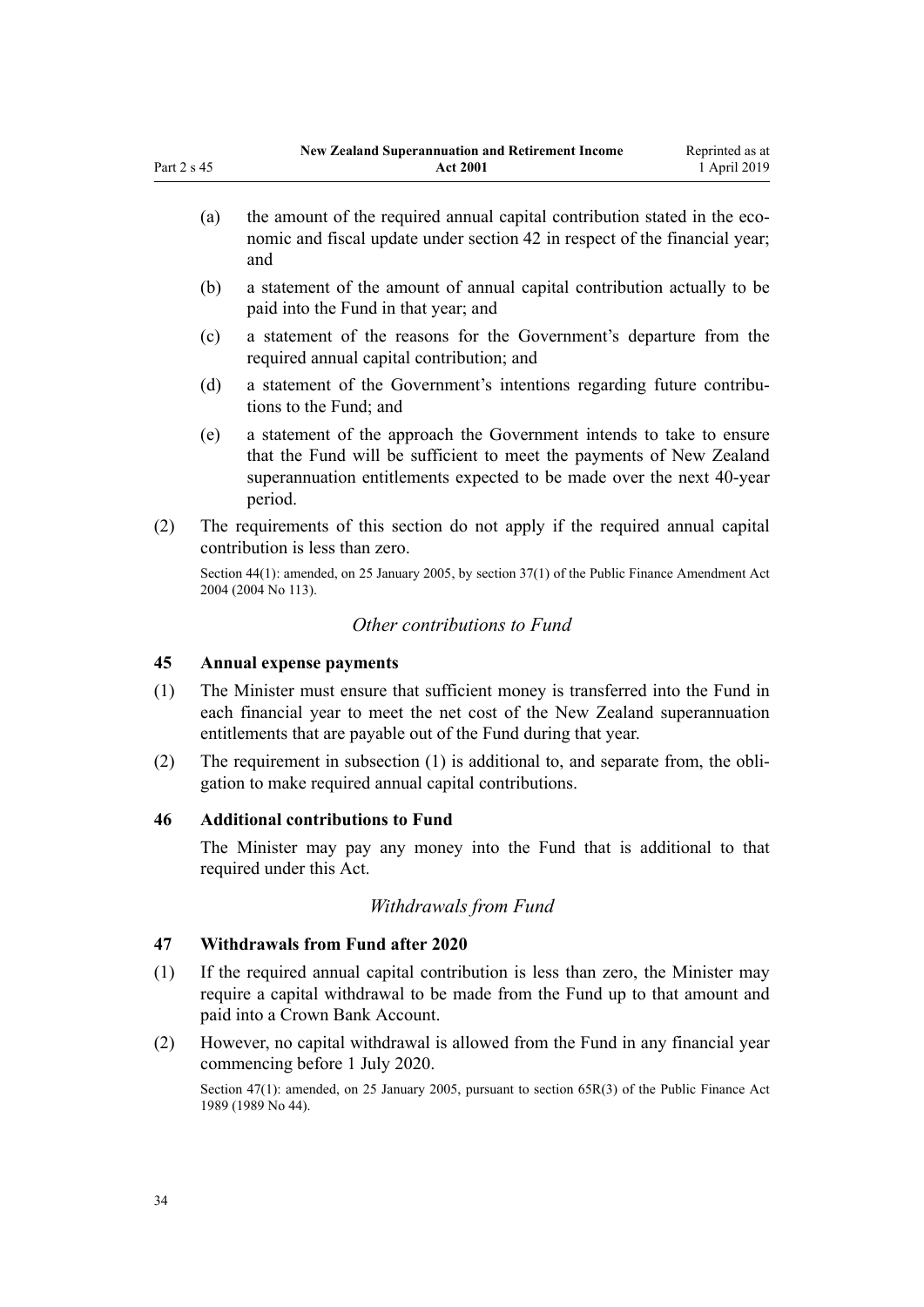(a) the amount of the required annual capital contribution stated in the economic and fiscal update under section 42 in respect of the financial year; and

(b) a statement of the amount of annual capital contribution actually to be paid into the Fund in that year; and

(c) a statement of the reasons for the Government's departure from the required annual capital contribution; and

(d) a statement of the Government's intentions regarding future contributions to the Fund; and

(e) a statement of the approach the Government intends to take to ensure that the Fund will be sufficient to meet the payments of New Zealand superannuation entitlements expected to be made over the next 40-year period.

(2) The requirements of this section do not apply if the required annual capital contribution is less than zero.

Section 44(1): amended, on 25 January 2005, by section 37(1) of the Public Finance Amendment Act 2004 (2004 No 113).

### *Other contributions to Fund*

### 45 Annual expense payments

(1) The Minister must ensure that sufficient money is transferred into the Fund in each financial year to meet the net cost of the New Zealand superannuation entitlements that are payable out of the Fund during that year.

(2) The requirement in subsection (1) is additional to, and separate from, the obligation to make required annual capital contributions.

### 46 Additional contributions to Fund

The Minister may pay any money into the Fund that is additional to that required under this Act.

### *Withdrawals from Fund*

### 47 Withdrawals from Fund after 2020

(1) If the required annual capital contribution is less than zero, the Minister may require a capital withdrawal to be made from the Fund up to that amount and paid into a Crown Bank Account.

(2) However, no capital withdrawal is allowed from the Fund in any financial year commencing before 1 July 2020.

Section 47(1): amended, on 25 January 2005, pursuant to section 65R(3) of the Public Finance Act 1989 (1989 No 44).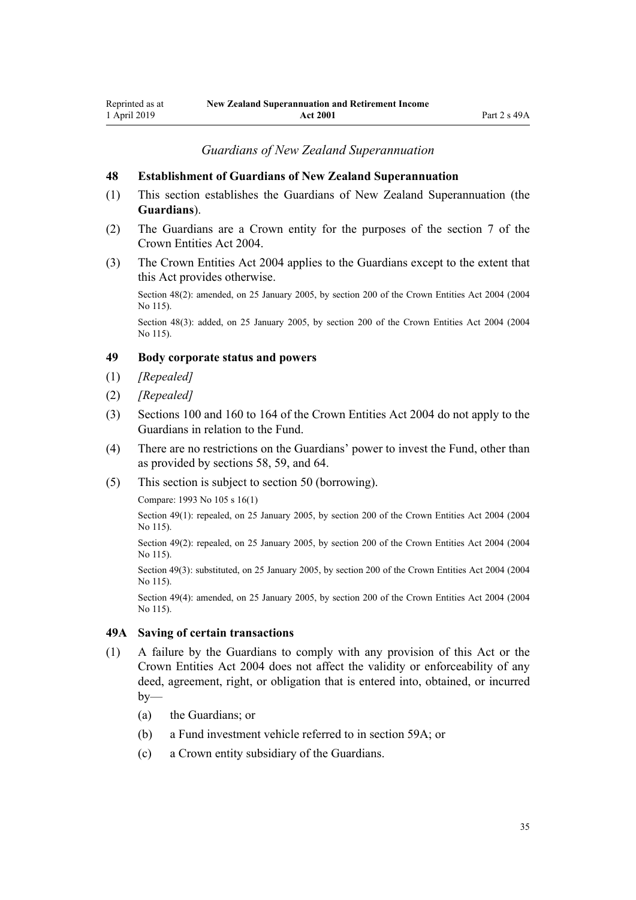### *Guardians of New Zealand Superannuation*

#### 48 Establishment of Guardians of New Zealand Superannuation

(1) This section establishes the Guardians of New Zealand Superannuation (the **Guardians**).

(2) The Guardians are a Crown entity for the purposes of the section 7 of the Crown Entities Act 2004.

(3) The Crown Entities Act 2004 applies to the Guardians except to the extent that this Act provides otherwise.

Section 48(2): amended, on 25 January 2005, by section 200 of the Crown Entities Act 2004 (2004 No 115).

Section 48(3): added, on 25 January 2005, by section 200 of the Crown Entities Act 2004 (2004 No 115).

#### 49 Body corporate status and powers

(1) *[Repealed]*

(2) *[Repealed]*

(3) Sections 100 and 160 to 164 of the Crown Entities Act 2004 do not apply to the Guardians in relation to the Fund.

(4) There are no restrictions on the Guardians' power to invest the Fund, other than as provided by sections 58, 59, and 64.

(5) This section is subject to section 50 (borrowing).

Compare: 1993 No 105 s 16(1)

Section 49(1): repealed, on 25 January 2005, by section 200 of the Crown Entities Act 2004 (2004 No 115).

Section 49(2): repealed, on 25 January 2005, by section 200 of the Crown Entities Act 2004 (2004 No 115).

Section 49(3): substituted, on 25 January 2005, by section 200 of the Crown Entities Act 2004 (2004 No 115).

Section 49(4): amended, on 25 January 2005, by section 200 of the Crown Entities Act 2004 (2004 No 115).

#### 49A Saving of certain transactions

(1) A failure by the Guardians to comply with any provision of this Act or the Crown Entities Act 2004 does not affect the validity or enforceability of any deed, agreement, right, or obligation that is entered into, obtained, or incurred by—

   (a) the Guardians; or

   (b) a Fund investment vehicle referred to in section 59A; or

   (c) a Crown entity subsidiary of the Guardians.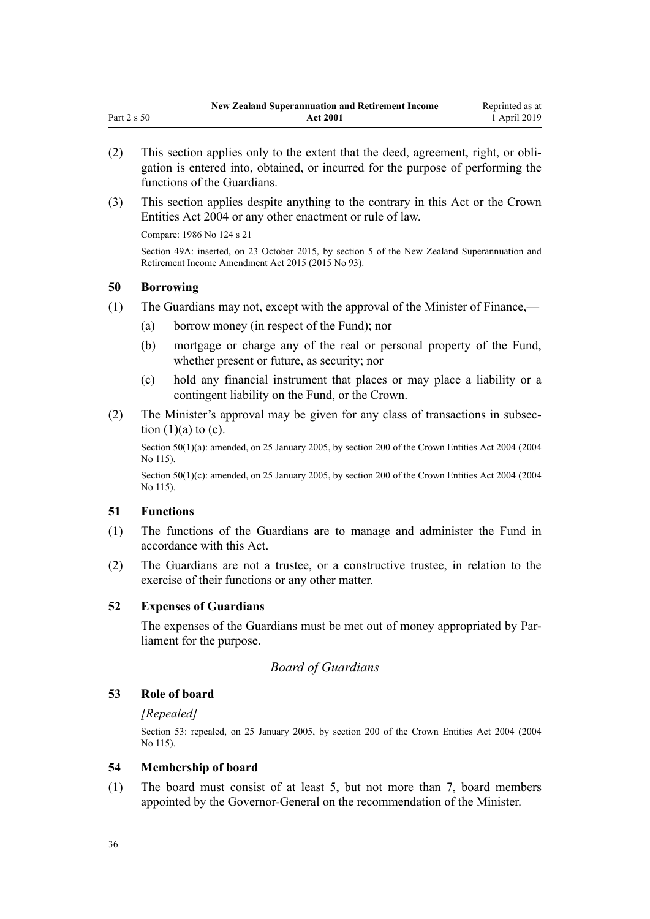(2) This section applies only to the extent that the deed, agreement, right, or obligation is entered into, obtained, or incurred for the purpose of performing the functions of the Guardians.

(3) This section applies despite anything to the contrary in this Act or the Crown Entities Act 2004 or any other enactment or rule of law.

Compare: 1986 No 124 s 21

Section 49A: inserted, on 23 October 2015, by section 5 of the New Zealand Superannuation and Retirement Income Amendment Act 2015 (2015 No 93).

### 50 Borrowing

(1) The Guardians may not, except with the approval of the Minister of Finance,—

- (a) borrow money (in respect of the Fund); nor
- (b) mortgage or charge any of the real or personal property of the Fund, whether present or future, as security; nor
- (c) hold any financial instrument that places or may place a liability or a contingent liability on the Fund, or the Crown.

(2) The Minister's approval may be given for any class of transactions in subsection (1)(a) to (c).

Section 50(1)(a): amended, on 25 January 2005, by section 200 of the Crown Entities Act 2004 (2004 No 115).

Section 50(1)(c): amended, on 25 January 2005, by section 200 of the Crown Entities Act 2004 (2004 No 115).

### 51 Functions

(1) The functions of the Guardians are to manage and administer the Fund in accordance with this Act.

(2) The Guardians are not a trustee, or a constructive trustee, in relation to the exercise of their functions or any other matter.

### 52 Expenses of Guardians

The expenses of the Guardians must be met out of money appropriated by Parliament for the purpose.

## *Board of Guardians*

### 53 Role of board

*[Repealed]*

Section 53: repealed, on 25 January 2005, by section 200 of the Crown Entities Act 2004 (2004 No 115).

### 54 Membership of board

(1) The board must consist of at least 5, but not more than 7, board members appointed by the Governor-General on the recommendation of the Minister.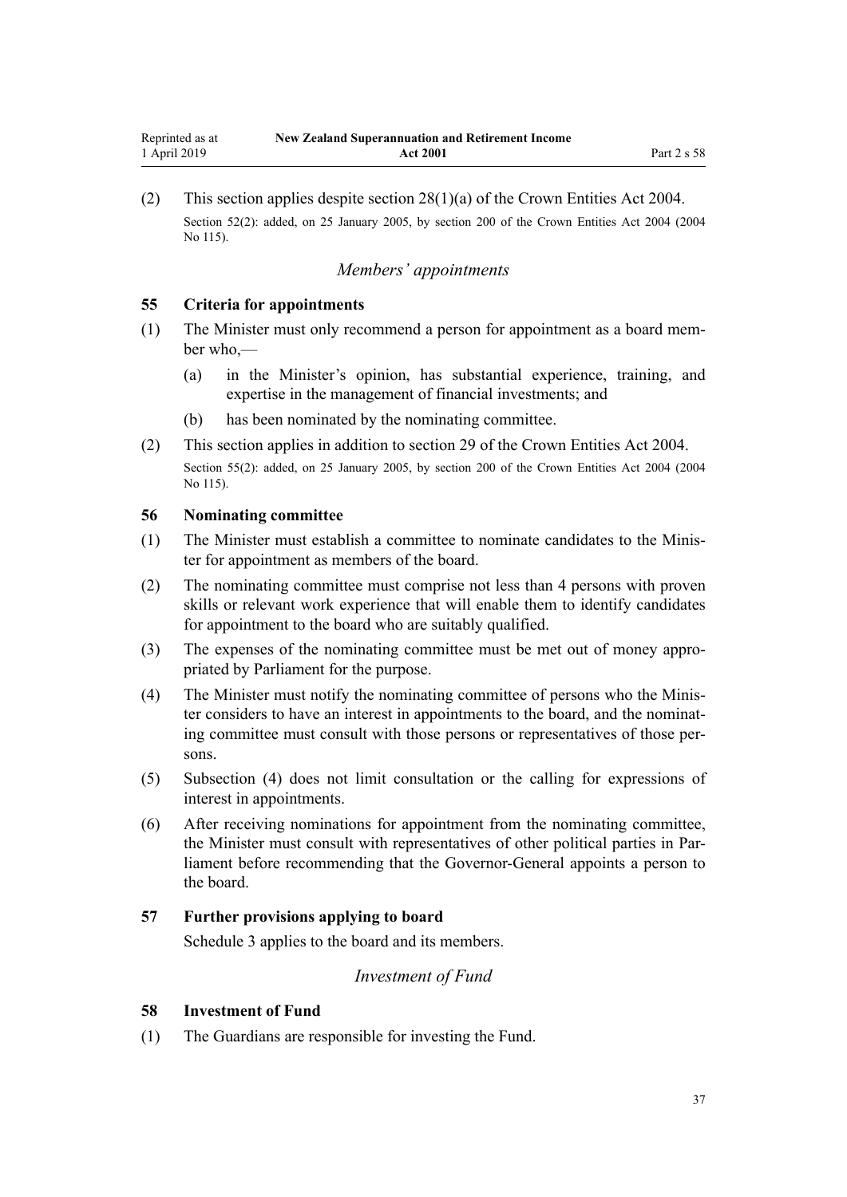(2) This section applies despite section 28(1)(a) of the Crown Entities Act 2004.

Section 52(2): added, on 25 January 2005, by section 200 of the Crown Entities Act 2004 (2004 No 115).

*Members' appointments*

### 55 Criteria for appointments

(1) The Minister must only recommend a person for appointment as a board member who,—

  (a) in the Minister's opinion, has substantial experience, training, and expertise in the management of financial investments; and

  (b) has been nominated by the nominating committee.

(2) This section applies in addition to section 29 of the Crown Entities Act 2004.

Section 55(2): added, on 25 January 2005, by section 200 of the Crown Entities Act 2004 (2004 No 115).

### 56 Nominating committee

(1) The Minister must establish a committee to nominate candidates to the Minister for appointment as members of the board.

(2) The nominating committee must comprise not less than 4 persons with proven skills or relevant work experience that will enable them to identify candidates for appointment to the board who are suitably qualified.

(3) The expenses of the nominating committee must be met out of money appropriated by Parliament for the purpose.

(4) The Minister must notify the nominating committee of persons who the Minister considers to have an interest in appointments to the board, and the nominating committee must consult with those persons or representatives of those persons.

(5) Subsection (4) does not limit consultation or the calling for expressions of interest in appointments.

(6) After receiving nominations for appointment from the nominating committee, the Minister must consult with representatives of other political parties in Parliament before recommending that the Governor-General appoints a person to the board.

### 57 Further provisions applying to board

Schedule 3 applies to the board and its members.

*Investment of Fund*

### 58 Investment of Fund

(1) The Guardians are responsible for investing the Fund.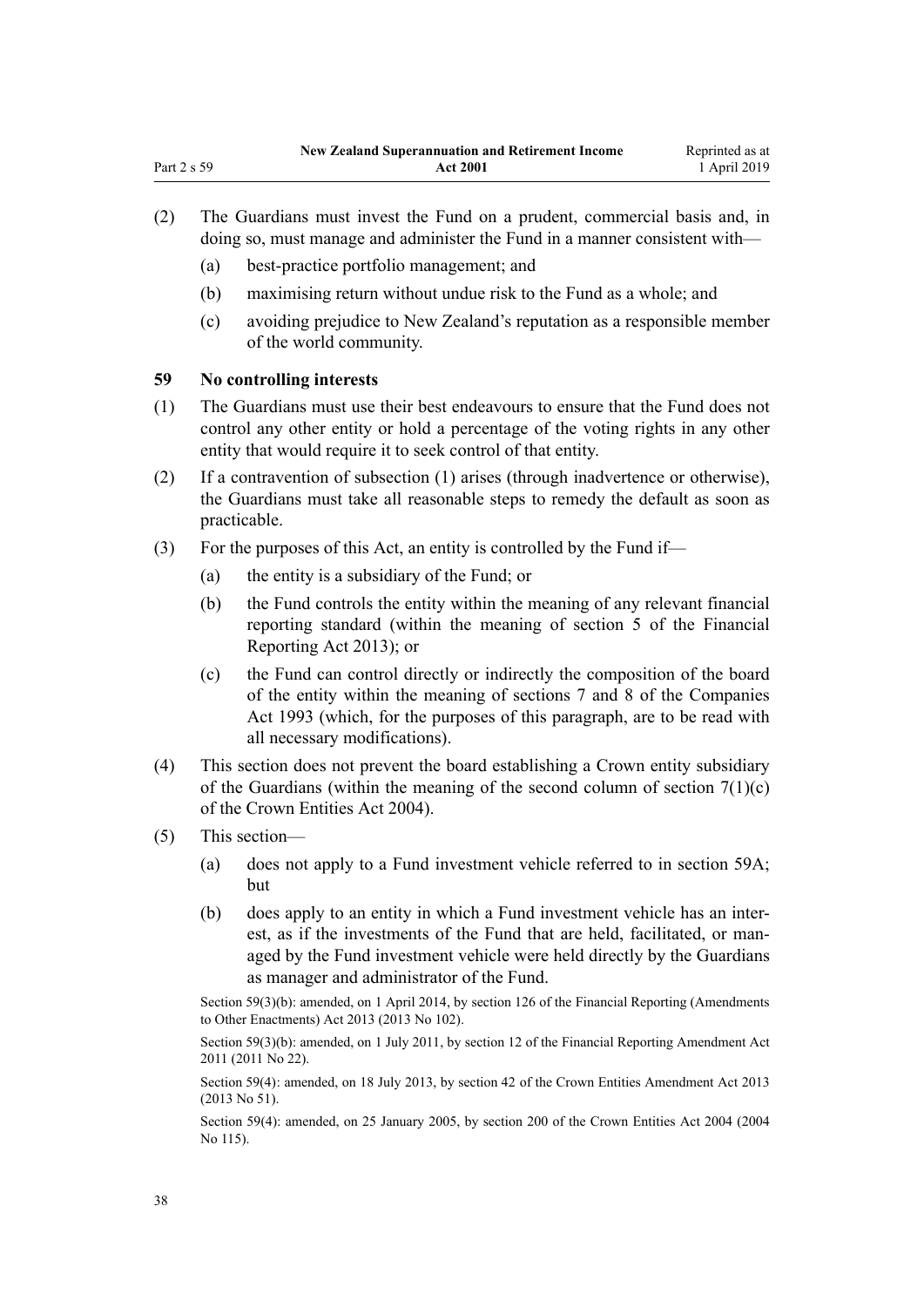(2) The Guardians must invest the Fund on a prudent, commercial basis and, in doing so, must manage and administer the Fund in a manner consistent with—

(a) best-practice portfolio management; and

(b) maximising return without undue risk to the Fund as a whole; and

(c) avoiding prejudice to New Zealand's reputation as a responsible member of the world community.

### 59 No controlling interests

(1) The Guardians must use their best endeavours to ensure that the Fund does not control any other entity or hold a percentage of the voting rights in any other entity that would require it to seek control of that entity.

(2) If a contravention of subsection (1) arises (through inadvertence or otherwise), the Guardians must take all reasonable steps to remedy the default as soon as practicable.

(3) For the purposes of this Act, an entity is controlled by the Fund if—

(a) the entity is a subsidiary of the Fund; or

(b) the Fund controls the entity within the meaning of any relevant financial reporting standard (within the meaning of section 5 of the Financial Reporting Act 2013); or

(c) the Fund can control directly or indirectly the composition of the board of the entity within the meaning of sections 7 and 8 of the Companies Act 1993 (which, for the purposes of this paragraph, are to be read with all necessary modifications).

(4) This section does not prevent the board establishing a Crown entity subsidiary of the Guardians (within the meaning of the second column of section 7(1)(c) of the Crown Entities Act 2004).

(5) This section—

(a) does not apply to a Fund investment vehicle referred to in section 59A; but

(b) does apply to an entity in which a Fund investment vehicle has an interest, as if the investments of the Fund that are held, facilitated, or managed by the Fund investment vehicle were held directly by the Guardians as manager and administrator of the Fund.

Section 59(3)(b): amended, on 1 April 2014, by section 126 of the Financial Reporting (Amendments to Other Enactments) Act 2013 (2013 No 102).

Section 59(3)(b): amended, on 1 July 2011, by section 12 of the Financial Reporting Amendment Act 2011 (2011 No 22).

Section 59(4): amended, on 18 July 2013, by section 42 of the Crown Entities Amendment Act 2013 (2013 No 51).

Section 59(4): amended, on 25 January 2005, by section 200 of the Crown Entities Act 2004 (2004 No 115).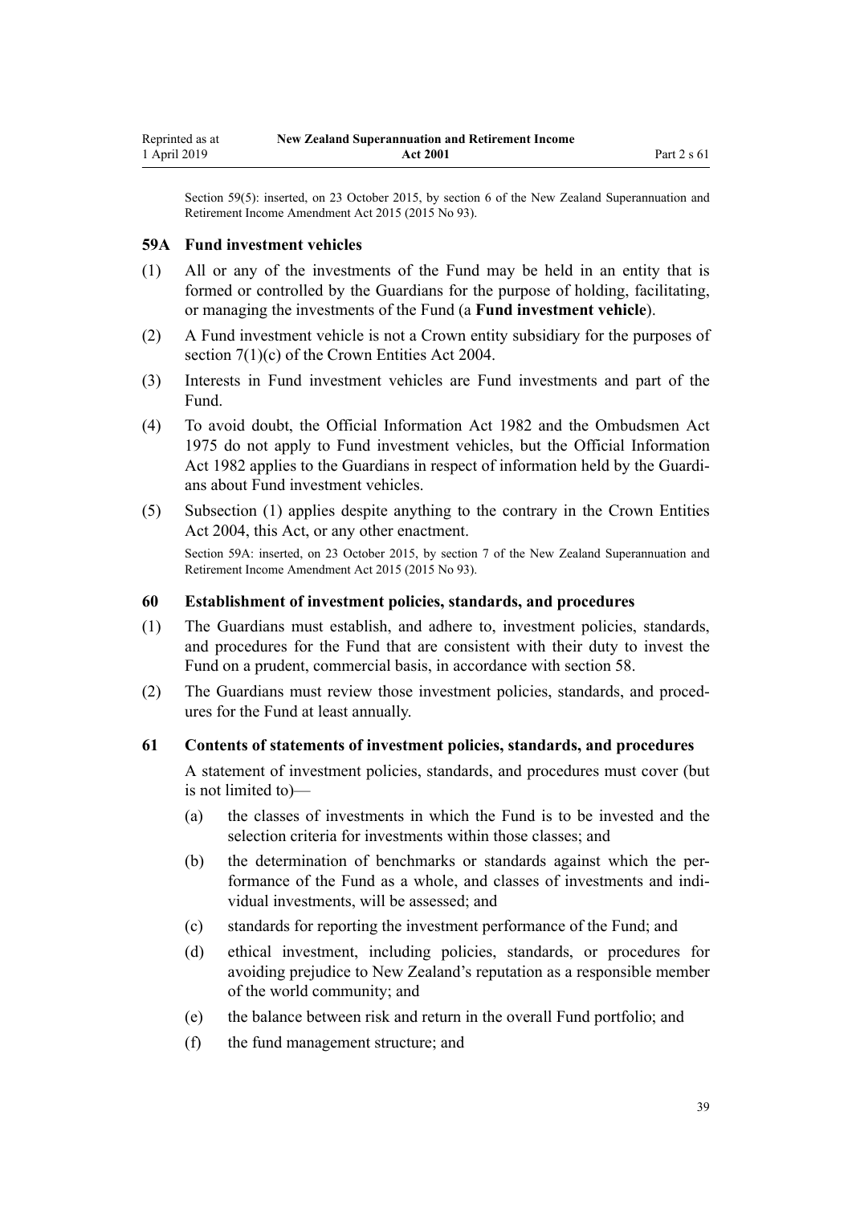Section 59(5): inserted, on 23 October 2015, by section 6 of the New Zealand Superannuation and Retirement Income Amendment Act 2015 (2015 No 93).

### 59A Fund investment vehicles

(1) All or any of the investments of the Fund may be held in an entity that is formed or controlled by the Guardians for the purpose of holding, facilitating, or managing the investments of the Fund (a **Fund investment vehicle**).

(2) A Fund investment vehicle is not a Crown entity subsidiary for the purposes of section 7(1)(c) of the Crown Entities Act 2004.

(3) Interests in Fund investment vehicles are Fund investments and part of the Fund.

(4) To avoid doubt, the Official Information Act 1982 and the Ombudsmen Act 1975 do not apply to Fund investment vehicles, but the Official Information Act 1982 applies to the Guardians in respect of information held by the Guardians about Fund investment vehicles.

(5) Subsection (1) applies despite anything to the contrary in the Crown Entities Act 2004, this Act, or any other enactment.

Section 59A: inserted, on 23 October 2015, by section 7 of the New Zealand Superannuation and Retirement Income Amendment Act 2015 (2015 No 93).

### 60 Establishment of investment policies, standards, and procedures

(1) The Guardians must establish, and adhere to, investment policies, standards, and procedures for the Fund that are consistent with their duty to invest the Fund on a prudent, commercial basis, in accordance with section 58.

(2) The Guardians must review those investment policies, standards, and procedures for the Fund at least annually.

### 61 Contents of statements of investment policies, standards, and procedures

A statement of investment policies, standards, and procedures must cover (but is not limited to)—

(a) the classes of investments in which the Fund is to be invested and the selection criteria for investments within those classes; and

(b) the determination of benchmarks or standards against which the performance of the Fund as a whole, and classes of investments and individual investments, will be assessed; and

(c) standards for reporting the investment performance of the Fund; and

(d) ethical investment, including policies, standards, or procedures for avoiding prejudice to New Zealand's reputation as a responsible member of the world community; and

(e) the balance between risk and return in the overall Fund portfolio; and

(f) the fund management structure; and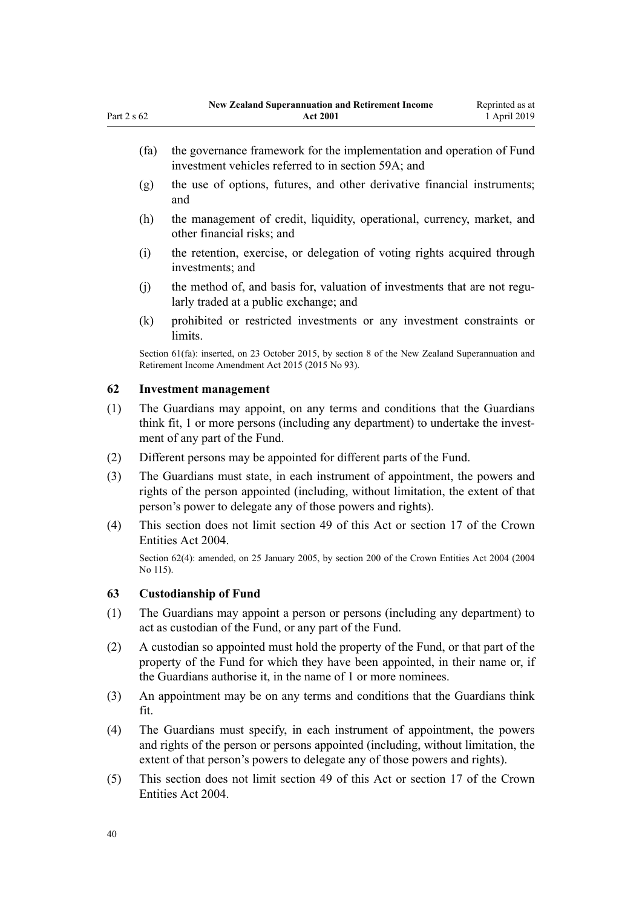(fa) the governance framework for the implementation and operation of Fund investment vehicles referred to in section 59A; and

(g) the use of options, futures, and other derivative financial instruments; and

(h) the management of credit, liquidity, operational, currency, market, and other financial risks; and

(i) the retention, exercise, or delegation of voting rights acquired through investments; and

(j) the method of, and basis for, valuation of investments that are not regularly traded at a public exchange; and

(k) prohibited or restricted investments or any investment constraints or limits.

Section 61(fa): inserted, on 23 October 2015, by section 8 of the New Zealand Superannuation and Retirement Income Amendment Act 2015 (2015 No 93).

### 62 Investment management

(1) The Guardians may appoint, on any terms and conditions that the Guardians think fit, 1 or more persons (including any department) to undertake the investment of any part of the Fund.

(2) Different persons may be appointed for different parts of the Fund.

(3) The Guardians must state, in each instrument of appointment, the powers and rights of the person appointed (including, without limitation, the extent of that person's power to delegate any of those powers and rights).

(4) This section does not limit section 49 of this Act or section 17 of the Crown Entities Act 2004.

Section 62(4): amended, on 25 January 2005, by section 200 of the Crown Entities Act 2004 (2004 No 115).

### 63 Custodianship of Fund

(1) The Guardians may appoint a person or persons (including any department) to act as custodian of the Fund, or any part of the Fund.

(2) A custodian so appointed must hold the property of the Fund, or that part of the property of the Fund for which they have been appointed, in their name or, if the Guardians authorise it, in the name of 1 or more nominees.

(3) An appointment may be on any terms and conditions that the Guardians think fit.

(4) The Guardians must specify, in each instrument of appointment, the powers and rights of the person or persons appointed (including, without limitation, the extent of that person's powers to delegate any of those powers and rights).

(5) This section does not limit section 49 of this Act or section 17 of the Crown Entities Act 2004.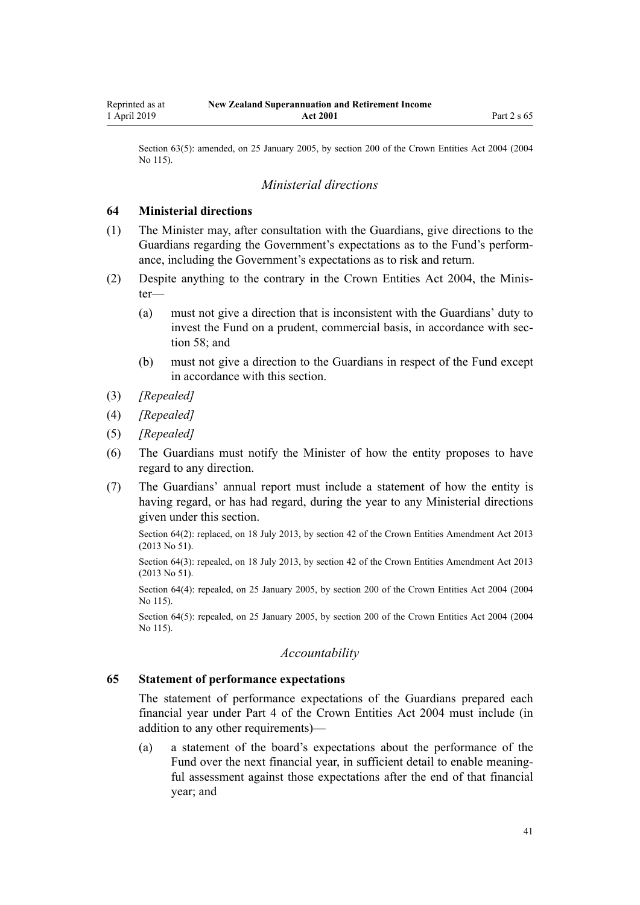Section 63(5): amended, on 25 January 2005, by section 200 of the Crown Entities Act 2004 (2004 No 115).

*Ministerial directions*

### 64 Ministerial directions

(1) The Minister may, after consultation with the Guardians, give directions to the Guardians regarding the Government's expectations as to the Fund's performance, including the Government's expectations as to risk and return.

(2) Despite anything to the contrary in the Crown Entities Act 2004, the Minister—

  (a) must not give a direction that is inconsistent with the Guardians' duty to invest the Fund on a prudent, commercial basis, in accordance with section 58; and

  (b) must not give a direction to the Guardians in respect of the Fund except in accordance with this section.

(3) *[Repealed]*

(4) *[Repealed]*

(5) *[Repealed]*

(6) The Guardians must notify the Minister of how the entity proposes to have regard to any direction.

(7) The Guardians' annual report must include a statement of how the entity is having regard, or has had regard, during the year to any Ministerial directions given under this section.

Section 64(2): replaced, on 18 July 2013, by section 42 of the Crown Entities Amendment Act 2013 (2013 No 51).

Section 64(3): repealed, on 18 July 2013, by section 42 of the Crown Entities Amendment Act 2013 (2013 No 51).

Section 64(4): repealed, on 25 January 2005, by section 200 of the Crown Entities Act 2004 (2004 No 115).

Section 64(5): repealed, on 25 January 2005, by section 200 of the Crown Entities Act 2004 (2004 No 115).

*Accountability*

### 65 Statement of performance expectations

The statement of performance expectations of the Guardians prepared each financial year under Part 4 of the Crown Entities Act 2004 must include (in addition to any other requirements)—

  (a) a statement of the board's expectations about the performance of the Fund over the next financial year, in sufficient detail to enable meaningful assessment against those expectations after the end of that financial year; and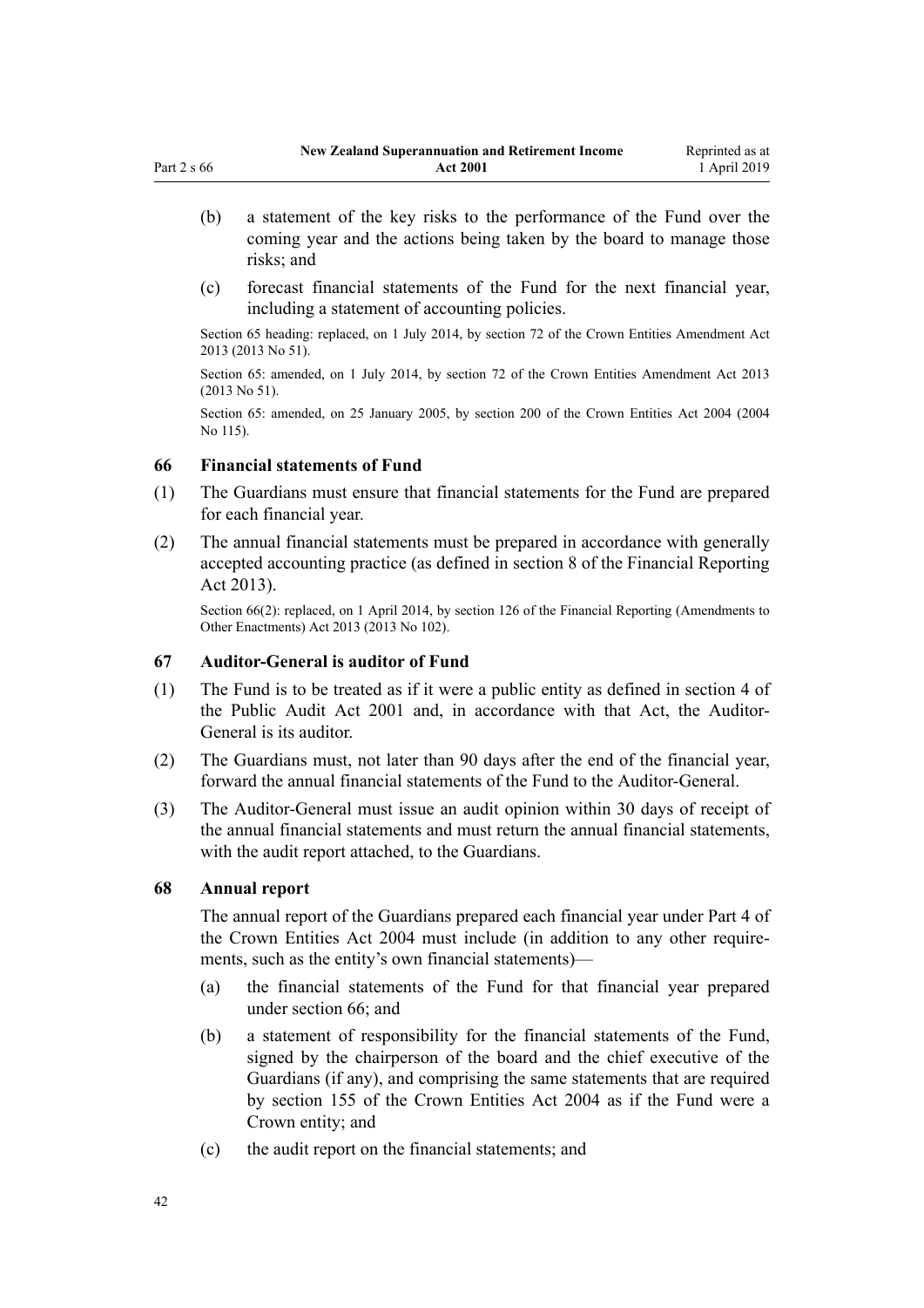(b) a statement of the key risks to the performance of the Fund over the coming year and the actions being taken by the board to manage those risks; and

(c) forecast financial statements of the Fund for the next financial year, including a statement of accounting policies.

Section 65 heading: replaced, on 1 July 2014, by section 72 of the Crown Entities Amendment Act 2013 (2013 No 51).

Section 65: amended, on 1 July 2014, by section 72 of the Crown Entities Amendment Act 2013 (2013 No 51).

Section 65: amended, on 25 January 2005, by section 200 of the Crown Entities Act 2004 (2004 No 115).

### 66 Financial statements of Fund

(1) The Guardians must ensure that financial statements for the Fund are prepared for each financial year.

(2) The annual financial statements must be prepared in accordance with generally accepted accounting practice (as defined in section 8 of the Financial Reporting Act 2013).

Section 66(2): replaced, on 1 April 2014, by section 126 of the Financial Reporting (Amendments to Other Enactments) Act 2013 (2013 No 102).

### 67 Auditor-General is auditor of Fund

(1) The Fund is to be treated as if it were a public entity as defined in section 4 of the Public Audit Act 2001 and, in accordance with that Act, the Auditor-General is its auditor.

(2) The Guardians must, not later than 90 days after the end of the financial year, forward the annual financial statements of the Fund to the Auditor-General.

(3) The Auditor-General must issue an audit opinion within 30 days of receipt of the annual financial statements and must return the annual financial statements, with the audit report attached, to the Guardians.

### 68 Annual report

The annual report of the Guardians prepared each financial year under Part 4 of the Crown Entities Act 2004 must include (in addition to any other requirements, such as the entity's own financial statements)—

(a) the financial statements of the Fund for that financial year prepared under section 66; and

(b) a statement of responsibility for the financial statements of the Fund, signed by the chairperson of the board and the chief executive of the Guardians (if any), and comprising the same statements that are required by section 155 of the Crown Entities Act 2004 as if the Fund were a Crown entity; and

(c) the audit report on the financial statements; and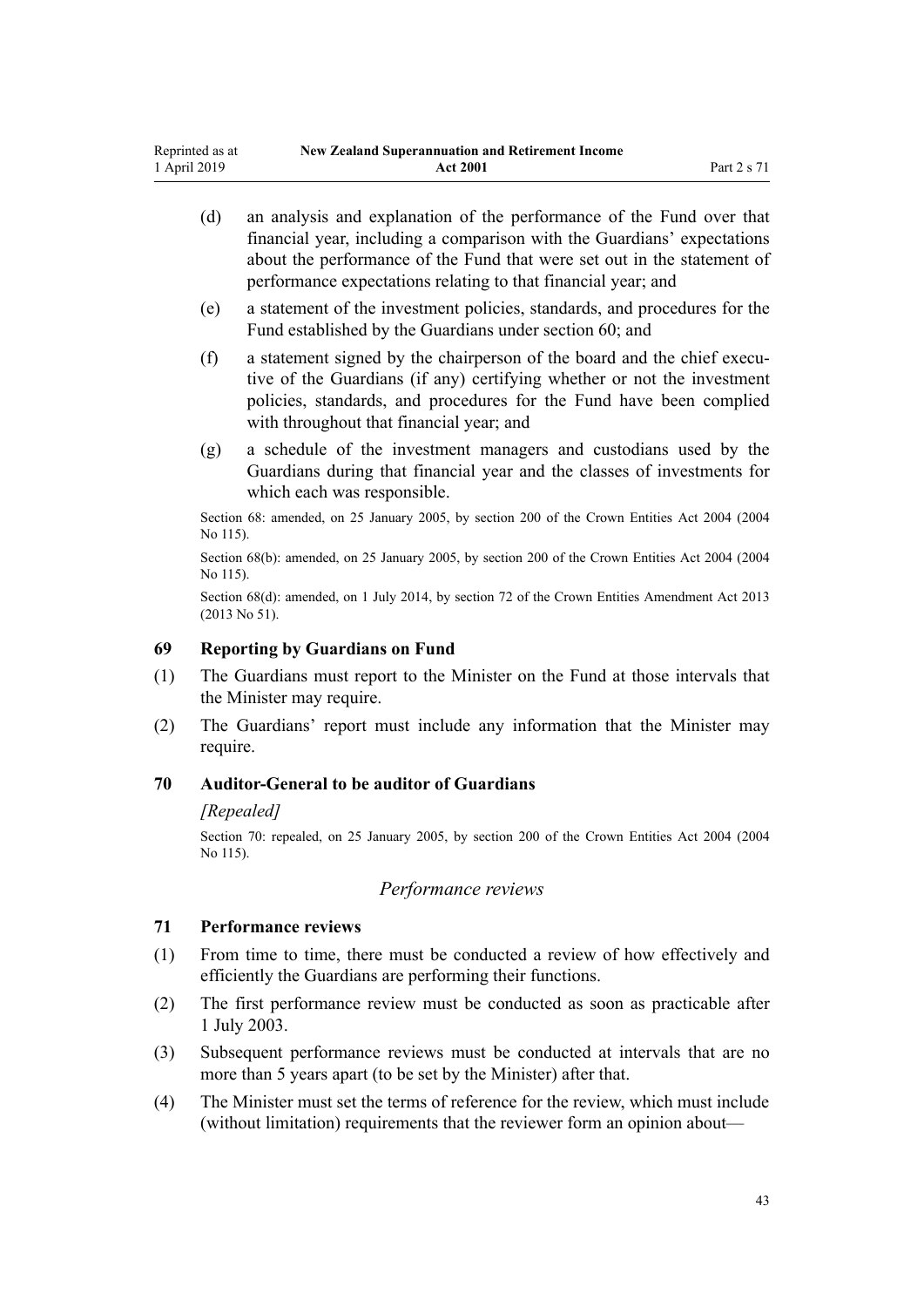(d) an analysis and explanation of the performance of the Fund over that financial year, including a comparison with the Guardians' expectations about the performance of the Fund that were set out in the statement of performance expectations relating to that financial year; and

(e) a statement of the investment policies, standards, and procedures for the Fund established by the Guardians under section 60; and

(f) a statement signed by the chairperson of the board and the chief executive of the Guardians (if any) certifying whether or not the investment policies, standards, and procedures for the Fund have been complied with throughout that financial year; and

(g) a schedule of the investment managers and custodians used by the Guardians during that financial year and the classes of investments for which each was responsible.

Section 68: amended, on 25 January 2005, by section 200 of the Crown Entities Act 2004 (2004 No 115).

Section 68(b): amended, on 25 January 2005, by section 200 of the Crown Entities Act 2004 (2004 No 115).

Section 68(d): amended, on 1 July 2014, by section 72 of the Crown Entities Amendment Act 2013 (2013 No 51).

### 69 Reporting by Guardians on Fund

(1) The Guardians must report to the Minister on the Fund at those intervals that the Minister may require.

(2) The Guardians' report must include any information that the Minister may require.

### 70 Auditor-General to be auditor of Guardians

*[Repealed]*

Section 70: repealed, on 25 January 2005, by section 200 of the Crown Entities Act 2004 (2004 No 115).

## *Performance reviews*

### 71 Performance reviews

(1) From time to time, there must be conducted a review of how effectively and efficiently the Guardians are performing their functions.

(2) The first performance review must be conducted as soon as practicable after 1 July 2003.

(3) Subsequent performance reviews must be conducted at intervals that are no more than 5 years apart (to be set by the Minister) after that.

(4) The Minister must set the terms of reference for the review, which must include (without limitation) requirements that the reviewer form an opinion about—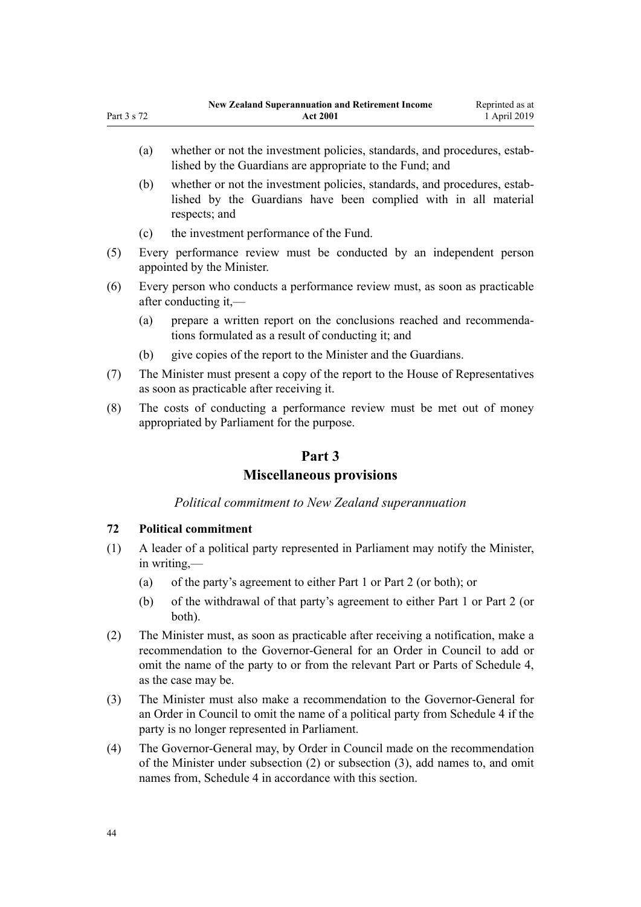(a) whether or not the investment policies, standards, and procedures, established by the Guardians are appropriate to the Fund; and

(b) whether or not the investment policies, standards, and procedures, established by the Guardians have been complied with in all material respects; and

(c) the investment performance of the Fund.

(5) Every performance review must be conducted by an independent person appointed by the Minister.

(6) Every person who conducts a performance review must, as soon as practicable after conducting it,—

(a) prepare a written report on the conclusions reached and recommendations formulated as a result of conducting it; and

(b) give copies of the report to the Minister and the Guardians.

(7) The Minister must present a copy of the report to the House of Representatives as soon as practicable after receiving it.

(8) The costs of conducting a performance review must be met out of money appropriated by Parliament for the purpose.

## Part 3
## Miscellaneous provisions

*Political commitment to New Zealand superannuation*

### 72 Political commitment

(1) A leader of a political party represented in Parliament may notify the Minister, in writing,—

(a) of the party's agreement to either Part 1 or Part 2 (or both); or

(b) of the withdrawal of that party's agreement to either Part 1 or Part 2 (or both).

(2) The Minister must, as soon as practicable after receiving a notification, make a recommendation to the Governor-General for an Order in Council to add or omit the name of the party to or from the relevant Part or Parts of Schedule 4, as the case may be.

(3) The Minister must also make a recommendation to the Governor-General for an Order in Council to omit the name of a political party from Schedule 4 if the party is no longer represented in Parliament.

(4) The Governor-General may, by Order in Council made on the recommendation of the Minister under subsection (2) or subsection (3), add names to, and omit names from, Schedule 4 in accordance with this section.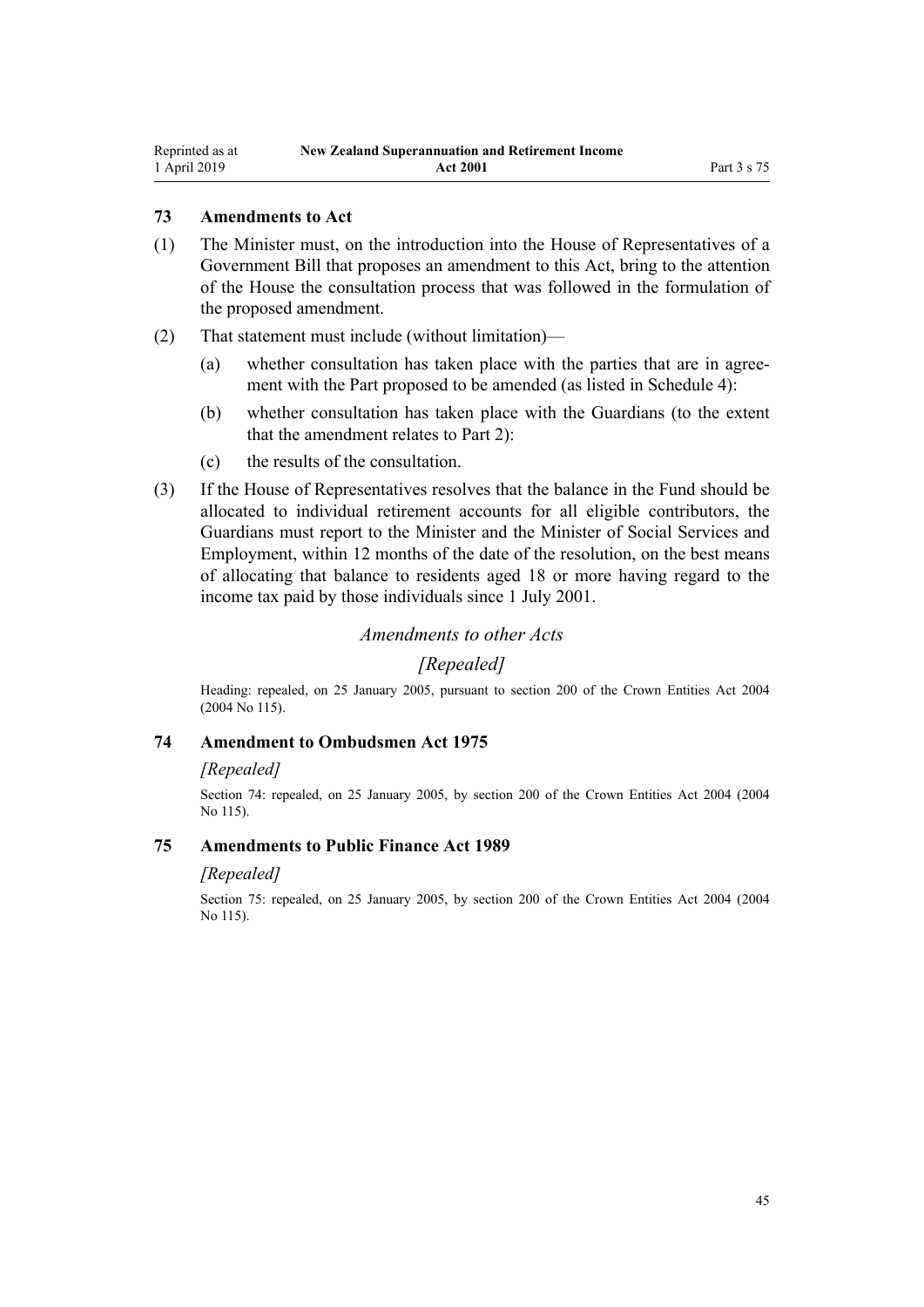### 73 Amendments to Act

(1) The Minister must, on the introduction into the House of Representatives of a Government Bill that proposes an amendment to this Act, bring to the attention of the House the consultation process that was followed in the formulation of the proposed amendment.

(2) That statement must include (without limitation)—

(a) whether consultation has taken place with the parties that are in agreement with the Part proposed to be amended (as listed in Schedule 4):

(b) whether consultation has taken place with the Guardians (to the extent that the amendment relates to Part 2):

(c) the results of the consultation.

(3) If the House of Representatives resolves that the balance in the Fund should be allocated to individual retirement accounts for all eligible contributors, the Guardians must report to the Minister and the Minister of Social Services and Employment, within 12 months of the date of the resolution, on the best means of allocating that balance to residents aged 18 or more having regard to the income tax paid by those individuals since 1 July 2001.

*Amendments to other Acts*

*[Repealed]*

Heading: repealed, on 25 January 2005, pursuant to section 200 of the Crown Entities Act 2004 (2004 No 115).

### 74 Amendment to Ombudsmen Act 1975

*[Repealed]*

Section 74: repealed, on 25 January 2005, by section 200 of the Crown Entities Act 2004 (2004 No 115).

### 75 Amendments to Public Finance Act 1989

*[Repealed]*

Section 75: repealed, on 25 January 2005, by section 200 of the Crown Entities Act 2004 (2004 No 115).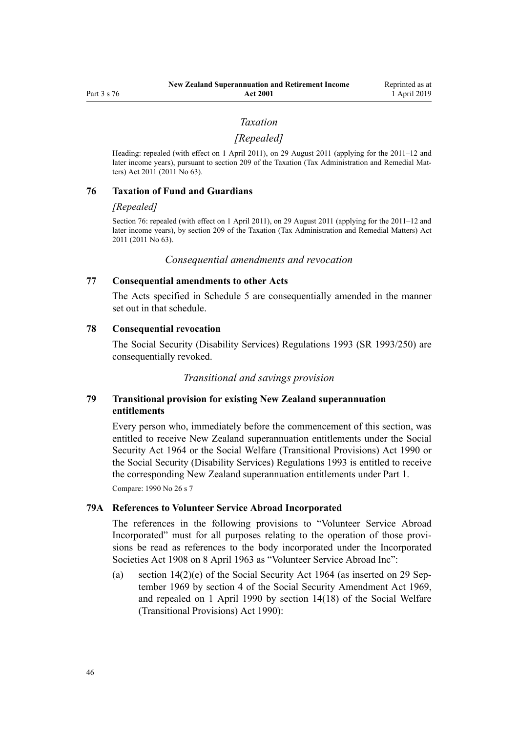*Taxation*

*[Repealed]*

Heading: repealed (with effect on 1 April 2011), on 29 August 2011 (applying for the 2011–12 and later income years), pursuant to section 209 of the Taxation (Tax Administration and Remedial Matters) Act 2011 (2011 No 63).

### 76 Taxation of Fund and Guardians

*[Repealed]*

Section 76: repealed (with effect on 1 April 2011), on 29 August 2011 (applying for the 2011–12 and later income years), by section 209 of the Taxation (Tax Administration and Remedial Matters) Act 2011 (2011 No 63).

*Consequential amendments and revocation*

### 77 Consequential amendments to other Acts

The Acts specified in Schedule 5 are consequentially amended in the manner set out in that schedule.

### 78 Consequential revocation

The Social Security (Disability Services) Regulations 1993 (SR 1993/250) are consequentially revoked.

*Transitional and savings provision*

### 79 Transitional provision for existing New Zealand superannuation entitlements

Every person who, immediately before the commencement of this section, was entitled to receive New Zealand superannuation entitlements under the Social Security Act 1964 or the Social Welfare (Transitional Provisions) Act 1990 or the Social Security (Disability Services) Regulations 1993 is entitled to receive the corresponding New Zealand superannuation entitlements under Part 1.

Compare: 1990 No 26 s 7

### 79A References to Volunteer Service Abroad Incorporated

The references in the following provisions to "Volunteer Service Abroad Incorporated" must for all purposes relating to the operation of those provisions be read as references to the body incorporated under the Incorporated Societies Act 1908 on 8 April 1963 as "Volunteer Service Abroad Inc":

(a) section 14(2)(e) of the Social Security Act 1964 (as inserted on 29 September 1969 by section 4 of the Social Security Amendment Act 1969, and repealed on 1 April 1990 by section 14(18) of the Social Welfare (Transitional Provisions) Act 1990):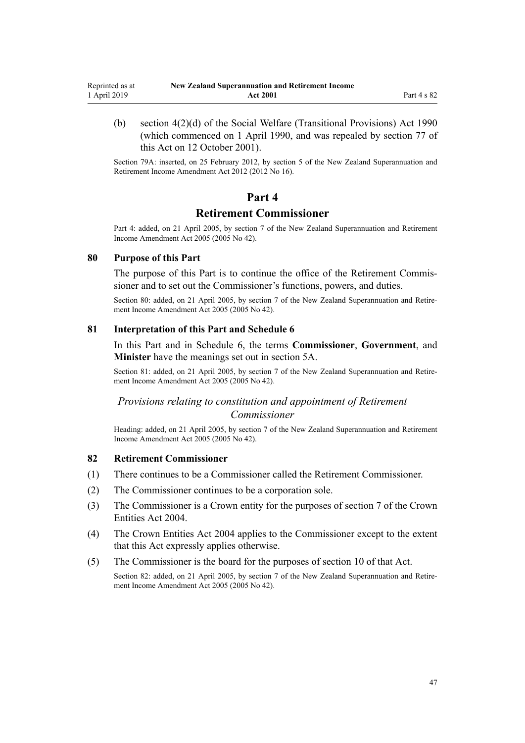(b) section 4(2)(d) of the Social Welfare (Transitional Provisions) Act 1990 (which commenced on 1 April 1990, and was repealed by section 77 of this Act on 12 October 2001).

Section 79A: inserted, on 25 February 2012, by section 5 of the New Zealand Superannuation and Retirement Income Amendment Act 2012 (2012 No 16).

# Part 4
# Retirement Commissioner

Part 4: added, on 21 April 2005, by section 7 of the New Zealand Superannuation and Retirement Income Amendment Act 2005 (2005 No 42).

### 80 Purpose of this Part

The purpose of this Part is to continue the office of the Retirement Commissioner and to set out the Commissioner's functions, powers, and duties.

Section 80: added, on 21 April 2005, by section 7 of the New Zealand Superannuation and Retirement Income Amendment Act 2005 (2005 No 42).

### 81 Interpretation of this Part and Schedule 6

In this Part and in Schedule 6, the terms **Commissioner**, **Government**, and **Minister** have the meanings set out in section 5A.

Section 81: added, on 21 April 2005, by section 7 of the New Zealand Superannuation and Retirement Income Amendment Act 2005 (2005 No 42).

## *Provisions relating to constitution and appointment of Retirement Commissioner*

Heading: added, on 21 April 2005, by section 7 of the New Zealand Superannuation and Retirement Income Amendment Act 2005 (2005 No 42).

### 82 Retirement Commissioner

(1) There continues to be a Commissioner called the Retirement Commissioner.

(2) The Commissioner continues to be a corporation sole.

(3) The Commissioner is a Crown entity for the purposes of section 7 of the Crown Entities Act 2004.

(4) The Crown Entities Act 2004 applies to the Commissioner except to the extent that this Act expressly applies otherwise.

(5) The Commissioner is the board for the purposes of section 10 of that Act.

Section 82: added, on 21 April 2005, by section 7 of the New Zealand Superannuation and Retirement Income Amendment Act 2005 (2005 No 42).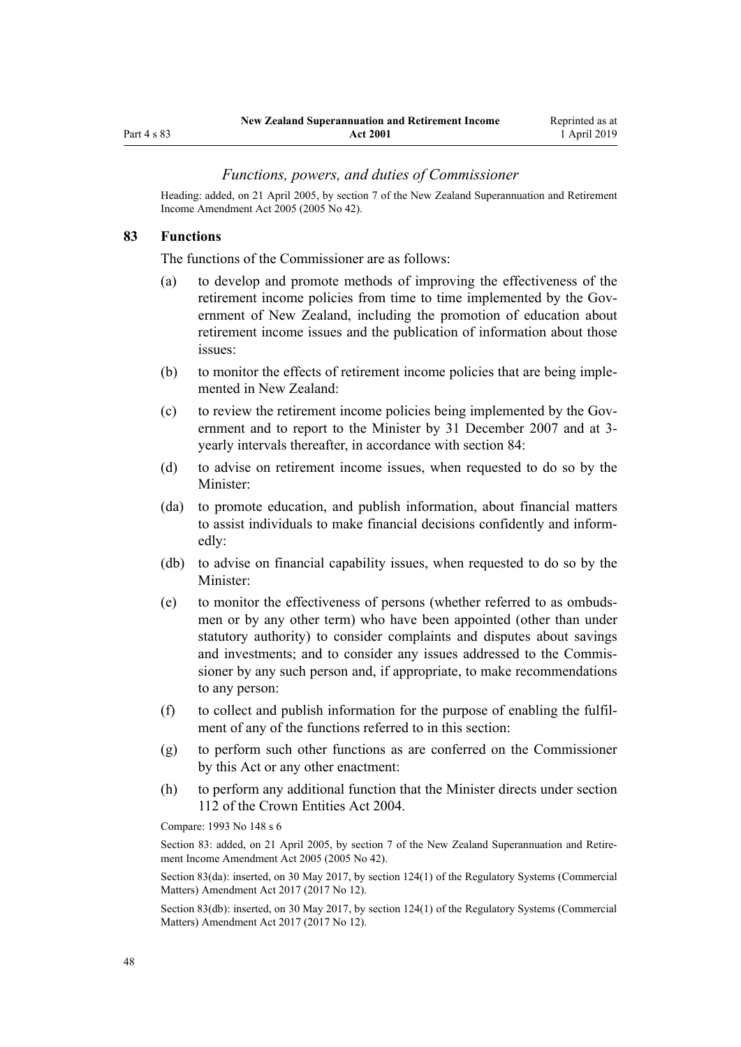### *Functions, powers, and duties of Commissioner*

Heading: added, on 21 April 2005, by section 7 of the New Zealand Superannuation and Retirement Income Amendment Act 2005 (2005 No 42).

## 83 Functions

The functions of the Commissioner are as follows:

- (a) to develop and promote methods of improving the effectiveness of the retirement income policies from time to time implemented by the Government of New Zealand, including the promotion of education about retirement income issues and the publication of information about those issues:
- (b) to monitor the effects of retirement income policies that are being implemented in New Zealand:
- (c) to review the retirement income policies being implemented by the Government and to report to the Minister by 31 December 2007 and at 3-yearly intervals thereafter, in accordance with section 84:
- (d) to advise on retirement income issues, when requested to do so by the Minister:
- (da) to promote education, and publish information, about financial matters to assist individuals to make financial decisions confidently and informedly:
- (db) to advise on financial capability issues, when requested to do so by the Minister:
- (e) to monitor the effectiveness of persons (whether referred to as ombudsmen or by any other term) who have been appointed (other than under statutory authority) to consider complaints and disputes about savings and investments; and to consider any issues addressed to the Commissioner by any such person and, if appropriate, to make recommendations to any person:
- (f) to collect and publish information for the purpose of enabling the fulfilment of any of the functions referred to in this section:
- (g) to perform such other functions as are conferred on the Commissioner by this Act or any other enactment:
- (h) to perform any additional function that the Minister directs under section 112 of the Crown Entities Act 2004.

Compare: 1993 No 148 s 6

Section 83: added, on 21 April 2005, by section 7 of the New Zealand Superannuation and Retirement Income Amendment Act 2005 (2005 No 42).

Section 83(da): inserted, on 30 May 2017, by section 124(1) of the Regulatory Systems (Commercial Matters) Amendment Act 2017 (2017 No 12).

Section 83(db): inserted, on 30 May 2017, by section 124(1) of the Regulatory Systems (Commercial Matters) Amendment Act 2017 (2017 No 12).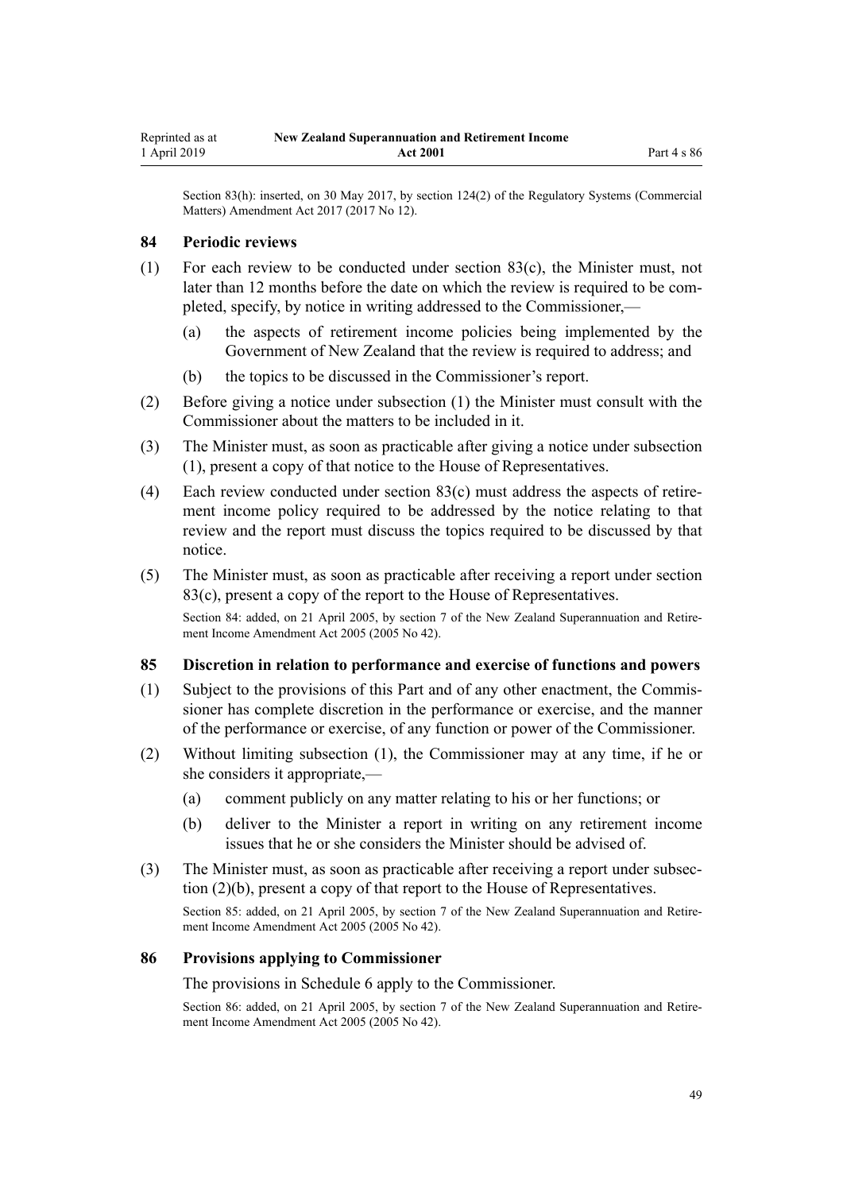Section 83(h): inserted, on 30 May 2017, by section 124(2) of the Regulatory Systems (Commercial Matters) Amendment Act 2017 (2017 No 12).

### 84 Periodic reviews

(1) For each review to be conducted under section 83(c), the Minister must, not later than 12 months before the date on which the review is required to be completed, specify, by notice in writing addressed to the Commissioner,—

(a) the aspects of retirement income policies being implemented by the Government of New Zealand that the review is required to address; and

(b) the topics to be discussed in the Commissioner's report.

(2) Before giving a notice under subsection (1) the Minister must consult with the Commissioner about the matters to be included in it.

(3) The Minister must, as soon as practicable after giving a notice under subsection (1), present a copy of that notice to the House of Representatives.

(4) Each review conducted under section 83(c) must address the aspects of retirement income policy required to be addressed by the notice relating to that review and the report must discuss the topics required to be discussed by that notice.

(5) The Minister must, as soon as practicable after receiving a report under section 83(c), present a copy of the report to the House of Representatives.

Section 84: added, on 21 April 2005, by section 7 of the New Zealand Superannuation and Retirement Income Amendment Act 2005 (2005 No 42).

### 85 Discretion in relation to performance and exercise of functions and powers

(1) Subject to the provisions of this Part and of any other enactment, the Commissioner has complete discretion in the performance or exercise, and the manner of the performance or exercise, of any function or power of the Commissioner.

(2) Without limiting subsection (1), the Commissioner may at any time, if he or she considers it appropriate,—

(a) comment publicly on any matter relating to his or her functions; or

(b) deliver to the Minister a report in writing on any retirement income issues that he or she considers the Minister should be advised of.

(3) The Minister must, as soon as practicable after receiving a report under subsection (2)(b), present a copy of that report to the House of Representatives.

Section 85: added, on 21 April 2005, by section 7 of the New Zealand Superannuation and Retirement Income Amendment Act 2005 (2005 No 42).

### 86 Provisions applying to Commissioner

The provisions in Schedule 6 apply to the Commissioner.

Section 86: added, on 21 April 2005, by section 7 of the New Zealand Superannuation and Retirement Income Amendment Act 2005 (2005 No 42).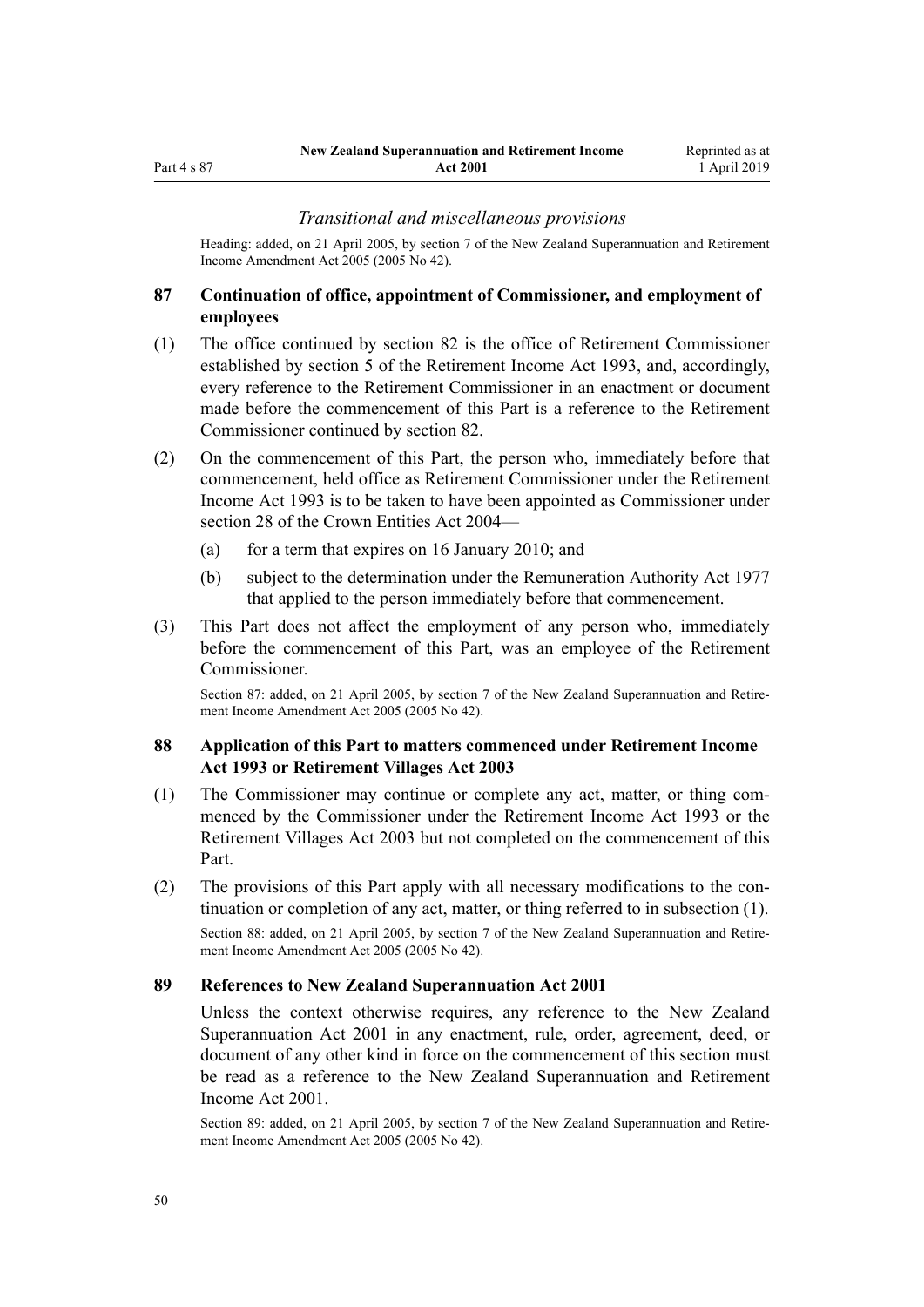### *Transitional and miscellaneous provisions*

Heading: added, on 21 April 2005, by section 7 of the New Zealand Superannuation and Retirement Income Amendment Act 2005 (2005 No 42).

## 87 Continuation of office, appointment of Commissioner, and employment of employees

(1) The office continued by section 82 is the office of Retirement Commissioner established by section 5 of the Retirement Income Act 1993, and, accordingly, every reference to the Retirement Commissioner in an enactment or document made before the commencement of this Part is a reference to the Retirement Commissioner continued by section 82.

(2) On the commencement of this Part, the person who, immediately before that commencement, held office as Retirement Commissioner under the Retirement Income Act 1993 is to be taken to have been appointed as Commissioner under section 28 of the Crown Entities Act 2004—

- (a) for a term that expires on 16 January 2010; and
- (b) subject to the determination under the Remuneration Authority Act 1977 that applied to the person immediately before that commencement.

(3) This Part does not affect the employment of any person who, immediately before the commencement of this Part, was an employee of the Retirement Commissioner.

Section 87: added, on 21 April 2005, by section 7 of the New Zealand Superannuation and Retirement Income Amendment Act 2005 (2005 No 42).

## 88 Application of this Part to matters commenced under Retirement Income Act 1993 or Retirement Villages Act 2003

(1) The Commissioner may continue or complete any act, matter, or thing commenced by the Commissioner under the Retirement Income Act 1993 or the Retirement Villages Act 2003 but not completed on the commencement of this Part.

(2) The provisions of this Part apply with all necessary modifications to the continuation or completion of any act, matter, or thing referred to in subsection (1).

Section 88: added, on 21 April 2005, by section 7 of the New Zealand Superannuation and Retirement Income Amendment Act 2005 (2005 No 42).

## 89 References to New Zealand Superannuation Act 2001

Unless the context otherwise requires, any reference to the New Zealand Superannuation Act 2001 in any enactment, rule, order, agreement, deed, or document of any other kind in force on the commencement of this section must be read as a reference to the New Zealand Superannuation and Retirement Income Act 2001.

Section 89: added, on 21 April 2005, by section 7 of the New Zealand Superannuation and Retirement Income Amendment Act 2005 (2005 No 42).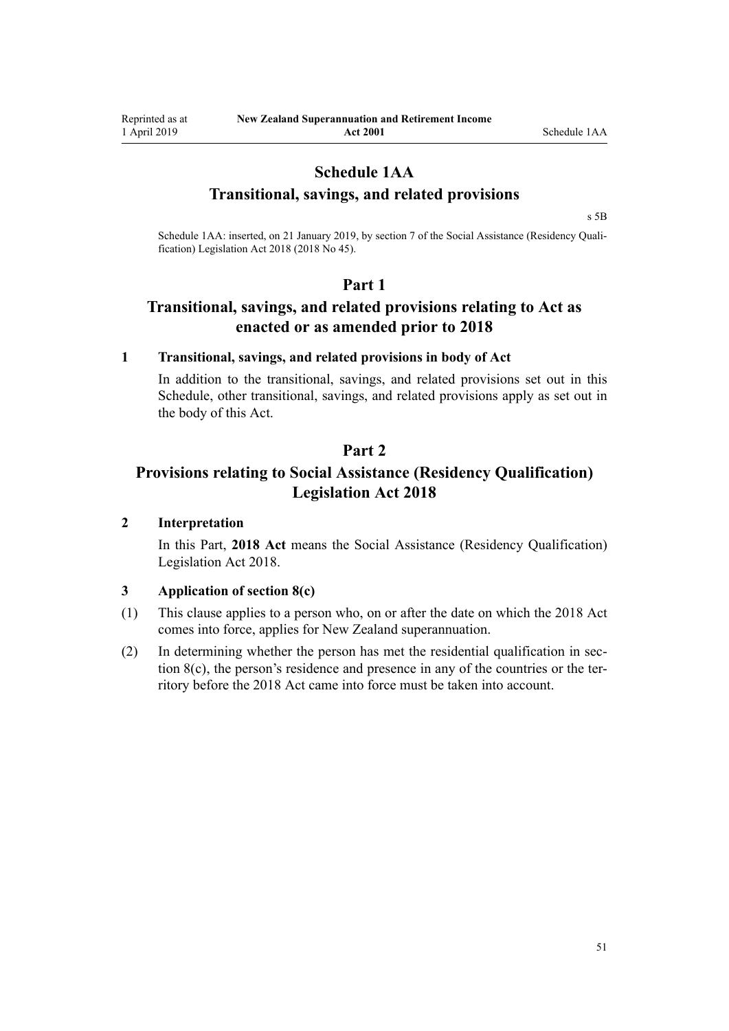# Schedule 1AA
## Transitional, savings, and related provisions

s 5B

Schedule 1AA: inserted, on 21 January 2019, by section 7 of the Social Assistance (Residency Qualification) Legislation Act 2018 (2018 No 45).

## Part 1
## Transitional, savings, and related provisions relating to Act as enacted or as amended prior to 2018

### 1 Transitional, savings, and related provisions in body of Act

In addition to the transitional, savings, and related provisions set out in this Schedule, other transitional, savings, and related provisions apply as set out in the body of this Act.

## Part 2
## Provisions relating to Social Assistance (Residency Qualification) Legislation Act 2018

### 2 Interpretation

In this Part, **2018 Act** means the Social Assistance (Residency Qualification) Legislation Act 2018.

### 3 Application of section 8(c)

(1) This clause applies to a person who, on or after the date on which the 2018 Act comes into force, applies for New Zealand superannuation.

(2) In determining whether the person has met the residential qualification in section 8(c), the person's residence and presence in any of the countries or the territory before the 2018 Act came into force must be taken into account.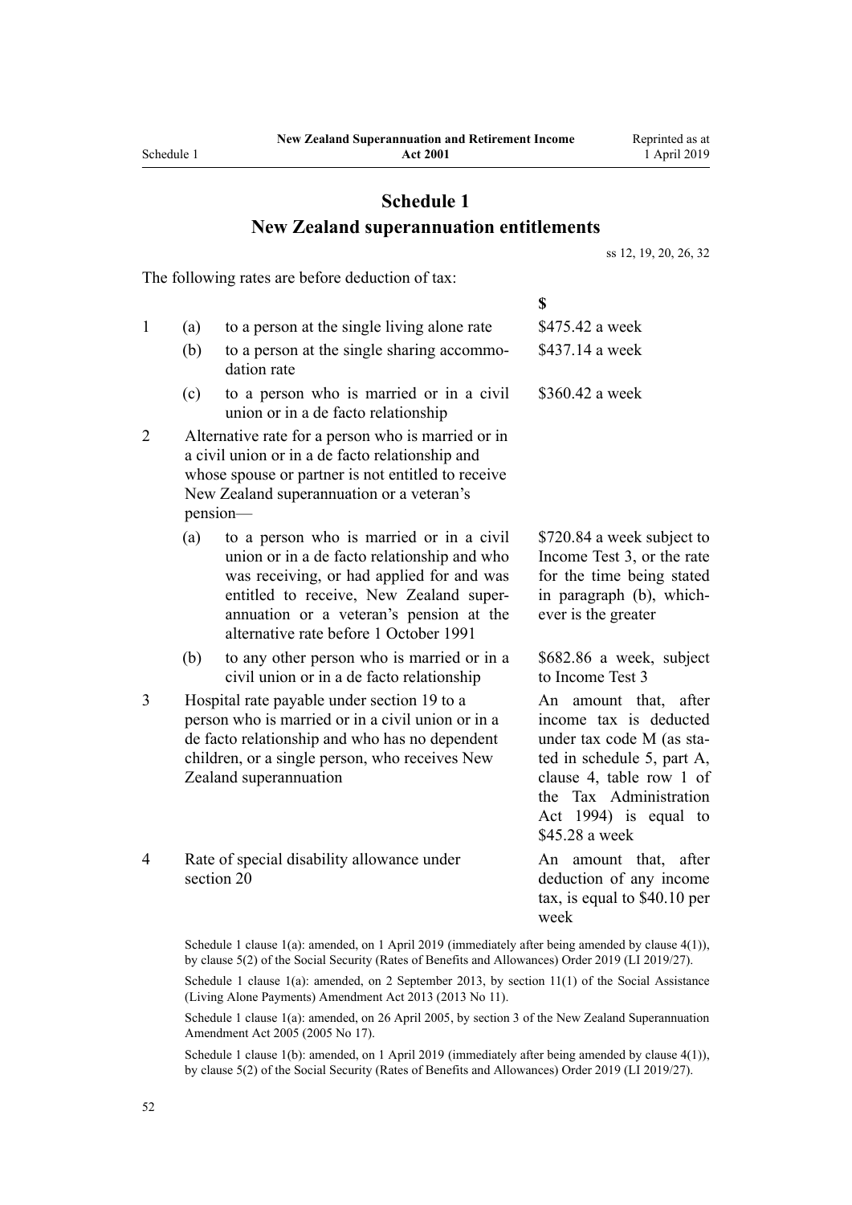# Schedule 1
## New Zealand superannuation entitlements

ss 12, 19, 20, 26, 32

The following rates are before deduction of tax:

| | | | $ |
|---|---|---|---|
| 1 | (a) | to a person at the single living alone rate | $475.42 a week |
| | (b) | to a person at the single sharing accommodation rate | $437.14 a week |
| | (c) | to a person who is married or in a civil union or in a de facto relationship | $360.42 a week |
| 2 | | Alternative rate for a person who is married or in a civil union or in a de facto relationship and whose spouse or partner is not entitled to receive New Zealand superannuation or a veteran's pension— | |
| | (a) | to a person who is married or in a civil union or in a de facto relationship and who was receiving, or had applied for and was entitled to receive, New Zealand superannuation or a veteran's pension at the alternative rate before 1 October 1991 | $720.84 a week subject to Income Test 3, or the rate for the time being stated in paragraph (b), whichever is the greater |
| | (b) | to any other person who is married or in a civil union or in a de facto relationship | $682.86 a week, subject to Income Test 3 |
| 3 | | Hospital rate payable under section 19 to a person who is married or in a civil union or in a de facto relationship and who has no dependent children, or a single person, who receives New Zealand superannuation | An amount that, after income tax is deducted under tax code M (as stated in schedule 5, part A, clause 4, table row 1 of the Tax Administration Act 1994) is equal to $45.28 a week |
| 4 | | Rate of special disability allowance under section 20 | An amount that, after deduction of any income tax, is equal to $40.10 per week |

Schedule 1 clause 1(a): amended, on 1 April 2019 (immediately after being amended by clause 4(1)), by clause 5(2) of the Social Security (Rates of Benefits and Allowances) Order 2019 (LI 2019/27).

Schedule 1 clause 1(a): amended, on 2 September 2013, by section 11(1) of the Social Assistance (Living Alone Payments) Amendment Act 2013 (2013 No 11).

Schedule 1 clause 1(a): amended, on 26 April 2005, by section 3 of the New Zealand Superannuation Amendment Act 2005 (2005 No 17).

Schedule 1 clause 1(b): amended, on 1 April 2019 (immediately after being amended by clause 4(1)), by clause 5(2) of the Social Security (Rates of Benefits and Allowances) Order 2019 (LI 2019/27).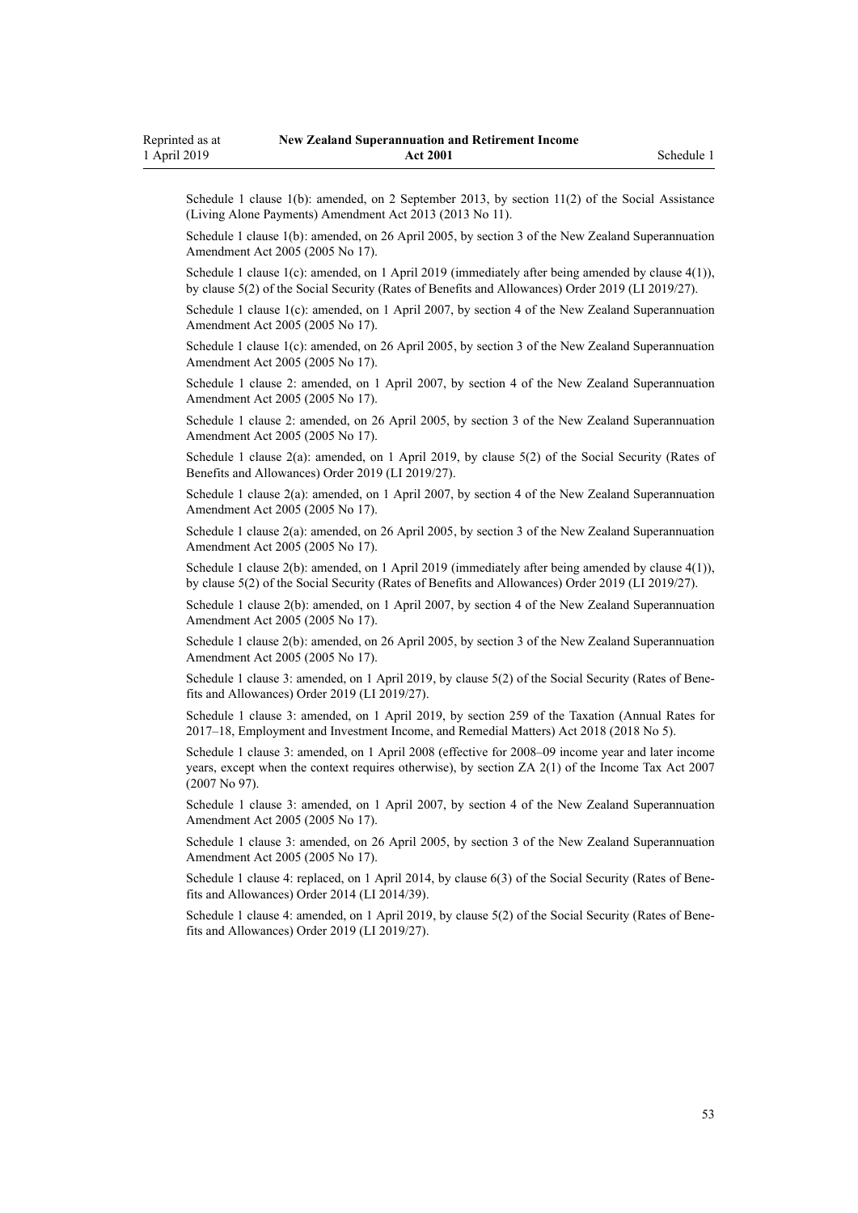Schedule 1 clause 1(b): amended, on 2 September 2013, by section 11(2) of the Social Assistance (Living Alone Payments) Amendment Act 2013 (2013 No 11).

Schedule 1 clause 1(b): amended, on 26 April 2005, by section 3 of the New Zealand Superannuation Amendment Act 2005 (2005 No 17).

Schedule 1 clause 1(c): amended, on 1 April 2019 (immediately after being amended by clause 4(1)), by clause 5(2) of the Social Security (Rates of Benefits and Allowances) Order 2019 (LI 2019/27).

Schedule 1 clause 1(c): amended, on 1 April 2007, by section 4 of the New Zealand Superannuation Amendment Act 2005 (2005 No 17).

Schedule 1 clause 1(c): amended, on 26 April 2005, by section 3 of the New Zealand Superannuation Amendment Act 2005 (2005 No 17).

Schedule 1 clause 2: amended, on 1 April 2007, by section 4 of the New Zealand Superannuation Amendment Act 2005 (2005 No 17).

Schedule 1 clause 2: amended, on 26 April 2005, by section 3 of the New Zealand Superannuation Amendment Act 2005 (2005 No 17).

Schedule 1 clause 2(a): amended, on 1 April 2019, by clause 5(2) of the Social Security (Rates of Benefits and Allowances) Order 2019 (LI 2019/27).

Schedule 1 clause 2(a): amended, on 1 April 2007, by section 4 of the New Zealand Superannuation Amendment Act 2005 (2005 No 17).

Schedule 1 clause 2(a): amended, on 26 April 2005, by section 3 of the New Zealand Superannuation Amendment Act 2005 (2005 No 17).

Schedule 1 clause 2(b): amended, on 1 April 2019 (immediately after being amended by clause 4(1)), by clause 5(2) of the Social Security (Rates of Benefits and Allowances) Order 2019 (LI 2019/27).

Schedule 1 clause 2(b): amended, on 1 April 2007, by section 4 of the New Zealand Superannuation Amendment Act 2005 (2005 No 17).

Schedule 1 clause 2(b): amended, on 26 April 2005, by section 3 of the New Zealand Superannuation Amendment Act 2005 (2005 No 17).

Schedule 1 clause 3: amended, on 1 April 2019, by clause 5(2) of the Social Security (Rates of Benefits and Allowances) Order 2019 (LI 2019/27).

Schedule 1 clause 3: amended, on 1 April 2019, by section 259 of the Taxation (Annual Rates for 2017–18, Employment and Investment Income, and Remedial Matters) Act 2018 (2018 No 5).

Schedule 1 clause 3: amended, on 1 April 2008 (effective for 2008–09 income year and later income years, except when the context requires otherwise), by section ZA 2(1) of the Income Tax Act 2007 (2007 No 97).

Schedule 1 clause 3: amended, on 1 April 2007, by section 4 of the New Zealand Superannuation Amendment Act 2005 (2005 No 17).

Schedule 1 clause 3: amended, on 26 April 2005, by section 3 of the New Zealand Superannuation Amendment Act 2005 (2005 No 17).

Schedule 1 clause 4: replaced, on 1 April 2014, by clause 6(3) of the Social Security (Rates of Benefits and Allowances) Order 2014 (LI 2014/39).

Schedule 1 clause 4: amended, on 1 April 2019, by clause 5(2) of the Social Security (Rates of Benefits and Allowances) Order 2019 (LI 2019/27).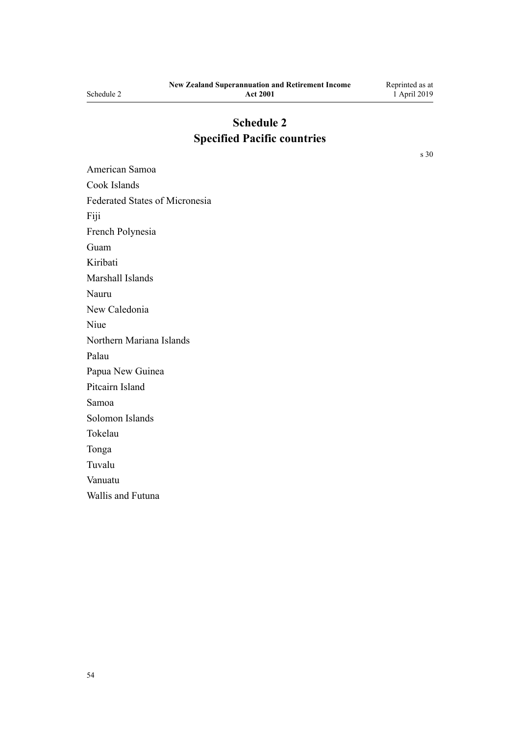# Schedule 2
## Specified Pacific countries

s 30

American Samoa

Cook Islands

Federated States of Micronesia

Fiji

French Polynesia

Guam

Kiribati

Marshall Islands

Nauru

New Caledonia

Niue

Northern Mariana Islands

Palau

Papua New Guinea

Pitcairn Island

Samoa

Solomon Islands

Tokelau

Tonga

Tuvalu

Vanuatu

Wallis and Futuna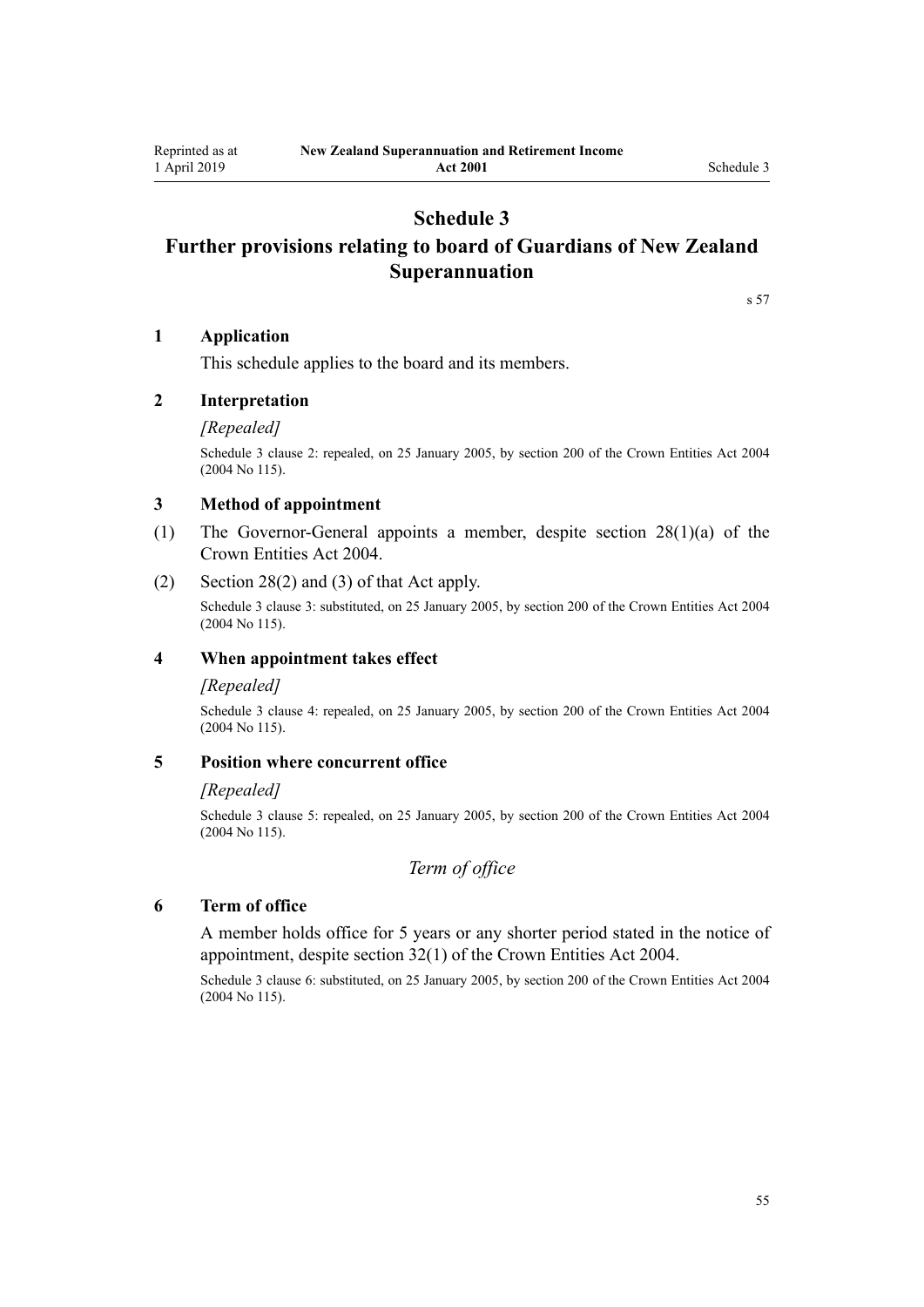# Schedule 3
# Further provisions relating to board of Guardians of New Zealand Superannuation

s 57

### 1 Application

This schedule applies to the board and its members.

### 2 Interpretation

*[Repealed]*

Schedule 3 clause 2: repealed, on 25 January 2005, by section 200 of the Crown Entities Act 2004 (2004 No 115).

### 3 Method of appointment

(1) The Governor-General appoints a member, despite section 28(1)(a) of the Crown Entities Act 2004.

(2) Section 28(2) and (3) of that Act apply.

Schedule 3 clause 3: substituted, on 25 January 2005, by section 200 of the Crown Entities Act 2004 (2004 No 115).

### 4 When appointment takes effect

*[Repealed]*

Schedule 3 clause 4: repealed, on 25 January 2005, by section 200 of the Crown Entities Act 2004 (2004 No 115).

### 5 Position where concurrent office

*[Repealed]*

Schedule 3 clause 5: repealed, on 25 January 2005, by section 200 of the Crown Entities Act 2004 (2004 No 115).

## *Term of office*

### 6 Term of office

A member holds office for 5 years or any shorter period stated in the notice of appointment, despite section 32(1) of the Crown Entities Act 2004.

Schedule 3 clause 6: substituted, on 25 January 2005, by section 200 of the Crown Entities Act 2004 (2004 No 115).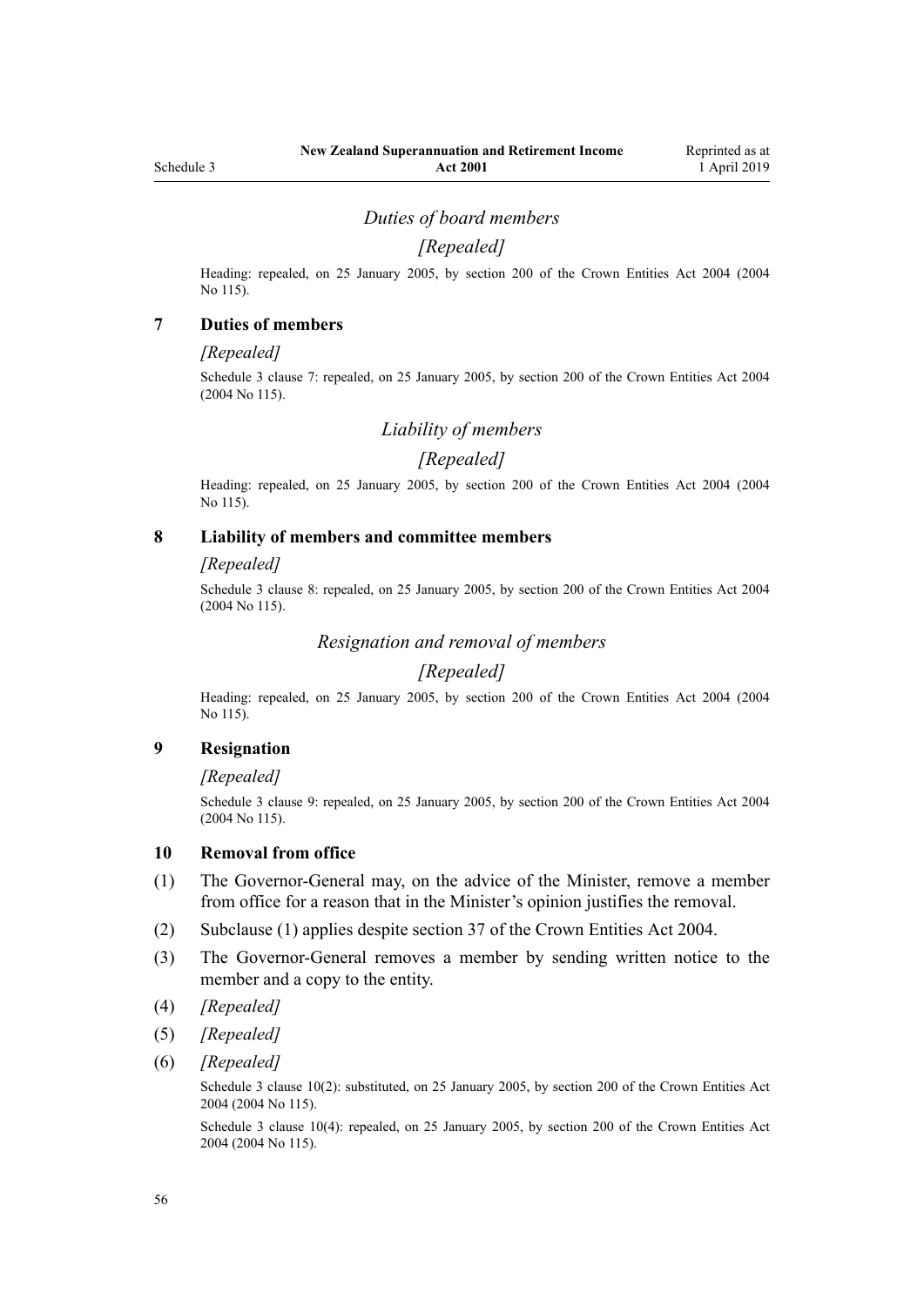*Duties of board members*

*[Repealed]*

Heading: repealed, on 25 January 2005, by section 200 of the Crown Entities Act 2004 (2004 No 115).

### 7 Duties of members

*[Repealed]*

Schedule 3 clause 7: repealed, on 25 January 2005, by section 200 of the Crown Entities Act 2004 (2004 No 115).

*Liability of members*

*[Repealed]*

Heading: repealed, on 25 January 2005, by section 200 of the Crown Entities Act 2004 (2004 No 115).

### 8 Liability of members and committee members

*[Repealed]*

Schedule 3 clause 8: repealed, on 25 January 2005, by section 200 of the Crown Entities Act 2004 (2004 No 115).

*Resignation and removal of members*

*[Repealed]*

Heading: repealed, on 25 January 2005, by section 200 of the Crown Entities Act 2004 (2004 No 115).

### 9 Resignation

*[Repealed]*

Schedule 3 clause 9: repealed, on 25 January 2005, by section 200 of the Crown Entities Act 2004 (2004 No 115).

### 10 Removal from office

(1) The Governor-General may, on the advice of the Minister, remove a member from office for a reason that in the Minister's opinion justifies the removal.

(2) Subclause (1) applies despite section 37 of the Crown Entities Act 2004.

(3) The Governor-General removes a member by sending written notice to the member and a copy to the entity.

(4) *[Repealed]*

(5) *[Repealed]*

(6) *[Repealed]*

Schedule 3 clause 10(2): substituted, on 25 January 2005, by section 200 of the Crown Entities Act 2004 (2004 No 115).

Schedule 3 clause 10(4): repealed, on 25 January 2005, by section 200 of the Crown Entities Act 2004 (2004 No 115).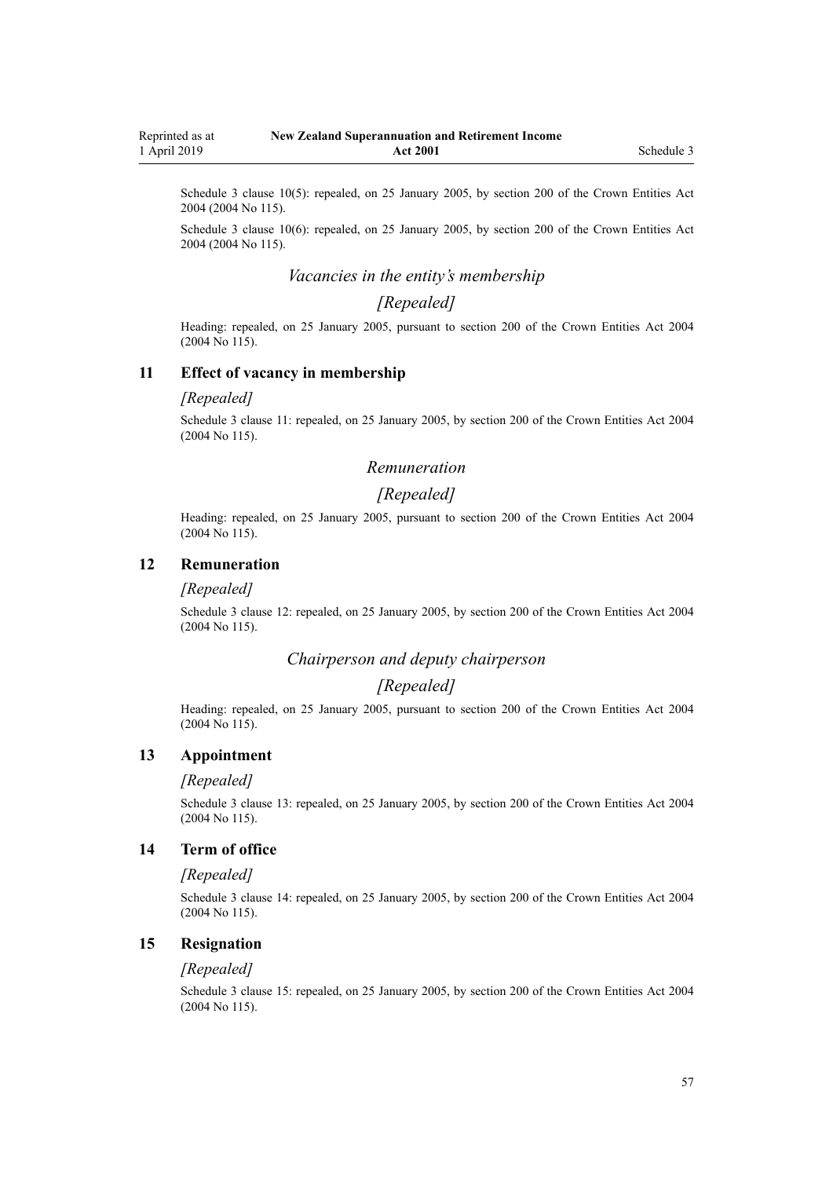Schedule 3 clause 10(5): repealed, on 25 January 2005, by section 200 of the Crown Entities Act 2004 (2004 No 115).

Schedule 3 clause 10(6): repealed, on 25 January 2005, by section 200 of the Crown Entities Act 2004 (2004 No 115).

### *Vacancies in the entity's membership*

### *[Repealed]*

Heading: repealed, on 25 January 2005, pursuant to section 200 of the Crown Entities Act 2004 (2004 No 115).

## 11 Effect of vacancy in membership

*[Repealed]*

Schedule 3 clause 11: repealed, on 25 January 2005, by section 200 of the Crown Entities Act 2004 (2004 No 115).

### *Remuneration*

### *[Repealed]*

Heading: repealed, on 25 January 2005, pursuant to section 200 of the Crown Entities Act 2004 (2004 No 115).

## 12 Remuneration

*[Repealed]*

Schedule 3 clause 12: repealed, on 25 January 2005, by section 200 of the Crown Entities Act 2004 (2004 No 115).

### *Chairperson and deputy chairperson*

### *[Repealed]*

Heading: repealed, on 25 January 2005, pursuant to section 200 of the Crown Entities Act 2004 (2004 No 115).

## 13 Appointment

*[Repealed]*

Schedule 3 clause 13: repealed, on 25 January 2005, by section 200 of the Crown Entities Act 2004 (2004 No 115).

## 14 Term of office

*[Repealed]*

Schedule 3 clause 14: repealed, on 25 January 2005, by section 200 of the Crown Entities Act 2004 (2004 No 115).

## 15 Resignation

*[Repealed]*

Schedule 3 clause 15: repealed, on 25 January 2005, by section 200 of the Crown Entities Act 2004 (2004 No 115).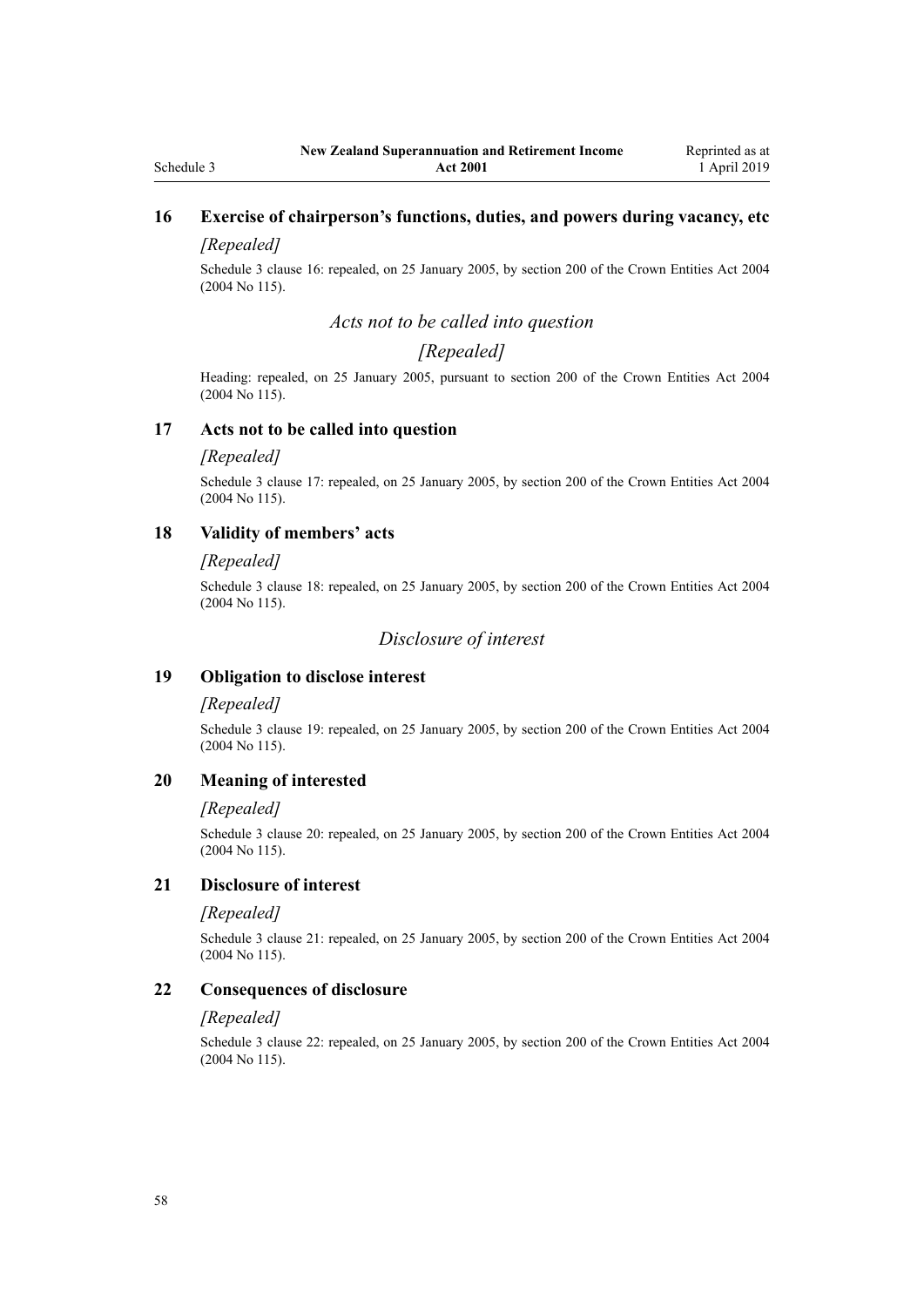### 16 Exercise of chairperson's functions, duties, and powers during vacancy, etc

*[Repealed]*

Schedule 3 clause 16: repealed, on 25 January 2005, by section 200 of the Crown Entities Act 2004 (2004 No 115).

*Acts not to be called into question*

*[Repealed]*

Heading: repealed, on 25 January 2005, pursuant to section 200 of the Crown Entities Act 2004 (2004 No 115).

### 17 Acts not to be called into question

*[Repealed]*

Schedule 3 clause 17: repealed, on 25 January 2005, by section 200 of the Crown Entities Act 2004 (2004 No 115).

### 18 Validity of members' acts

*[Repealed]*

Schedule 3 clause 18: repealed, on 25 January 2005, by section 200 of the Crown Entities Act 2004 (2004 No 115).

*Disclosure of interest*

### 19 Obligation to disclose interest

*[Repealed]*

Schedule 3 clause 19: repealed, on 25 January 2005, by section 200 of the Crown Entities Act 2004 (2004 No 115).

### 20 Meaning of interested

*[Repealed]*

Schedule 3 clause 20: repealed, on 25 January 2005, by section 200 of the Crown Entities Act 2004 (2004 No 115).

### 21 Disclosure of interest

*[Repealed]*

Schedule 3 clause 21: repealed, on 25 January 2005, by section 200 of the Crown Entities Act 2004 (2004 No 115).

### 22 Consequences of disclosure

*[Repealed]*

Schedule 3 clause 22: repealed, on 25 January 2005, by section 200 of the Crown Entities Act 2004 (2004 No 115).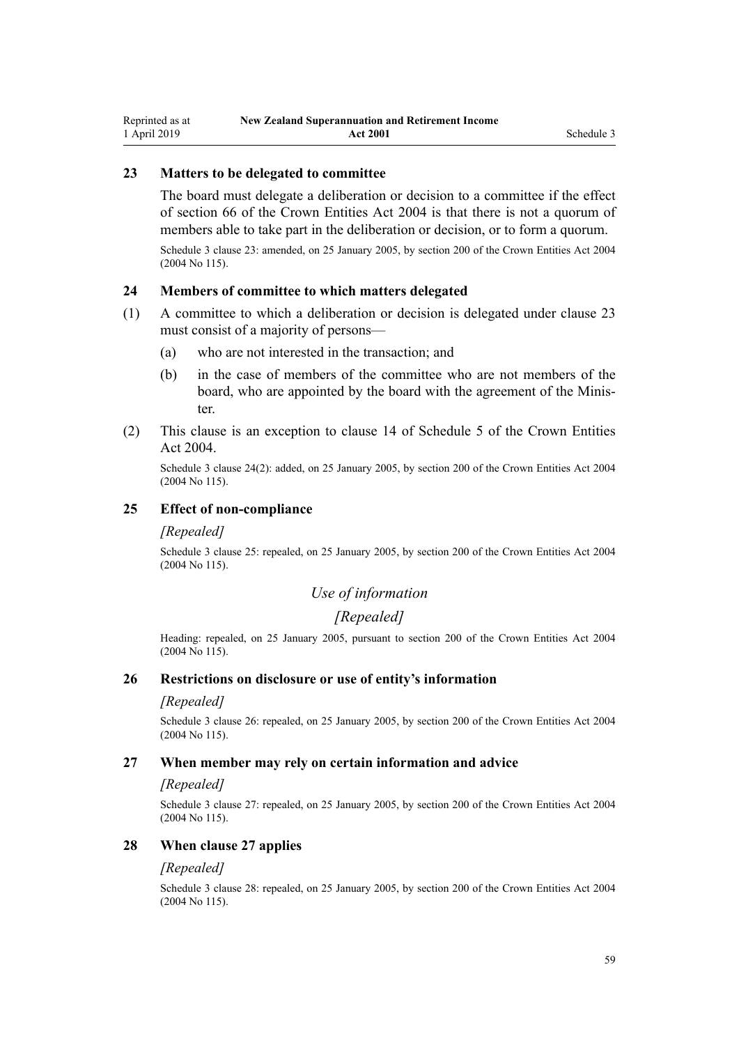### 23 Matters to be delegated to committee

The board must delegate a deliberation or decision to a committee if the effect of section 66 of the Crown Entities Act 2004 is that there is not a quorum of members able to take part in the deliberation or decision, or to form a quorum.

Schedule 3 clause 23: amended, on 25 January 2005, by section 200 of the Crown Entities Act 2004 (2004 No 115).

### 24 Members of committee to which matters delegated

(1) A committee to which a deliberation or decision is delegated under clause 23 must consist of a majority of persons—

(a) who are not interested in the transaction; and

(b) in the case of members of the committee who are not members of the board, who are appointed by the board with the agreement of the Minister.

(2) This clause is an exception to clause 14 of Schedule 5 of the Crown Entities Act 2004.

Schedule 3 clause 24(2): added, on 25 January 2005, by section 200 of the Crown Entities Act 2004 (2004 No 115).

### 25 Effect of non-compliance

*[Repealed]*

Schedule 3 clause 25: repealed, on 25 January 2005, by section 200 of the Crown Entities Act 2004 (2004 No 115).

*Use of information*

*[Repealed]*

Heading: repealed, on 25 January 2005, pursuant to section 200 of the Crown Entities Act 2004 (2004 No 115).

### 26 Restrictions on disclosure or use of entity's information

*[Repealed]*

Schedule 3 clause 26: repealed, on 25 January 2005, by section 200 of the Crown Entities Act 2004 (2004 No 115).

### 27 When member may rely on certain information and advice

*[Repealed]*

Schedule 3 clause 27: repealed, on 25 January 2005, by section 200 of the Crown Entities Act 2004 (2004 No 115).

### 28 When clause 27 applies

*[Repealed]*

Schedule 3 clause 28: repealed, on 25 January 2005, by section 200 of the Crown Entities Act 2004 (2004 No 115).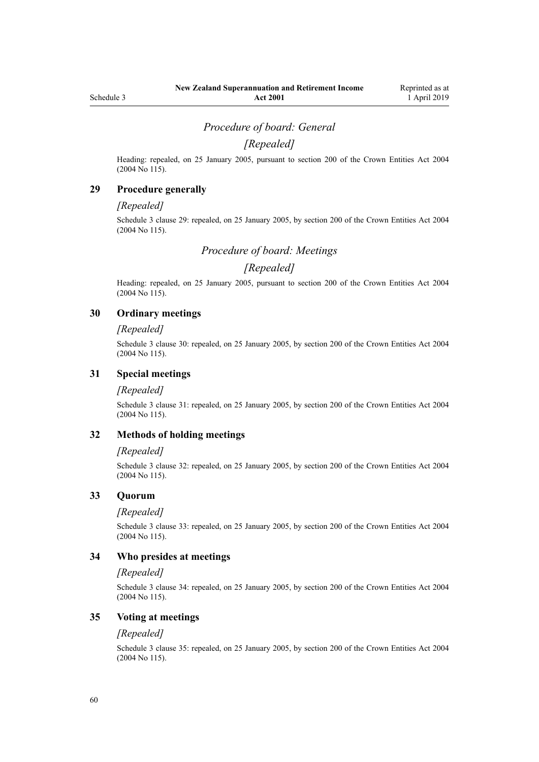### *Procedure of board: General*

### *[Repealed]*

Heading: repealed, on 25 January 2005, pursuant to section 200 of the Crown Entities Act 2004 (2004 No 115).

## 29 Procedure generally

*[Repealed]*

Schedule 3 clause 29: repealed, on 25 January 2005, by section 200 of the Crown Entities Act 2004 (2004 No 115).

### *Procedure of board: Meetings*

### *[Repealed]*

Heading: repealed, on 25 January 2005, pursuant to section 200 of the Crown Entities Act 2004 (2004 No 115).

## 30 Ordinary meetings

*[Repealed]*

Schedule 3 clause 30: repealed, on 25 January 2005, by section 200 of the Crown Entities Act 2004 (2004 No 115).

## 31 Special meetings

*[Repealed]*

Schedule 3 clause 31: repealed, on 25 January 2005, by section 200 of the Crown Entities Act 2004 (2004 No 115).

## 32 Methods of holding meetings

*[Repealed]*

Schedule 3 clause 32: repealed, on 25 January 2005, by section 200 of the Crown Entities Act 2004 (2004 No 115).

## 33 Quorum

*[Repealed]*

Schedule 3 clause 33: repealed, on 25 January 2005, by section 200 of the Crown Entities Act 2004 (2004 No 115).

## 34 Who presides at meetings

*[Repealed]*

Schedule 3 clause 34: repealed, on 25 January 2005, by section 200 of the Crown Entities Act 2004 (2004 No 115).

## 35 Voting at meetings

*[Repealed]*

Schedule 3 clause 35: repealed, on 25 January 2005, by section 200 of the Crown Entities Act 2004 (2004 No 115).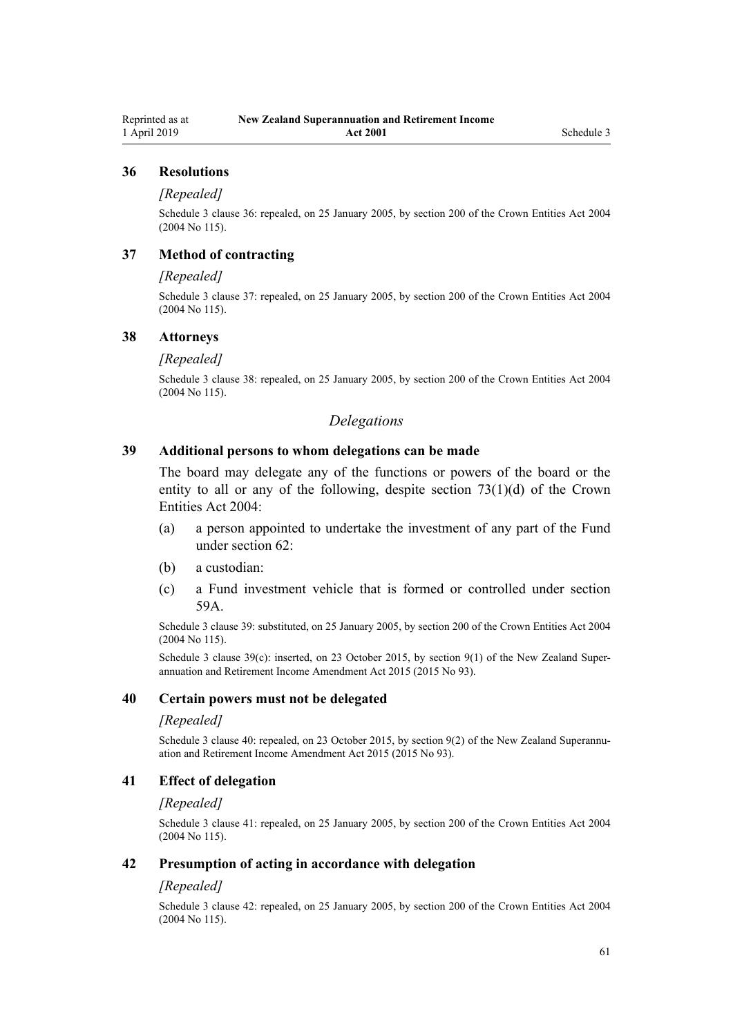### 36 Resolutions

*[Repealed]*

Schedule 3 clause 36: repealed, on 25 January 2005, by section 200 of the Crown Entities Act 2004 (2004 No 115).

### 37 Method of contracting

*[Repealed]*

Schedule 3 clause 37: repealed, on 25 January 2005, by section 200 of the Crown Entities Act 2004 (2004 No 115).

### 38 Attorneys

*[Repealed]*

Schedule 3 clause 38: repealed, on 25 January 2005, by section 200 of the Crown Entities Act 2004 (2004 No 115).

## *Delegations*

### 39 Additional persons to whom delegations can be made

The board may delegate any of the functions or powers of the board or the entity to all or any of the following, despite section 73(1)(d) of the Crown Entities Act 2004:

(a) a person appointed to undertake the investment of any part of the Fund under section 62:

(b) a custodian:

(c) a Fund investment vehicle that is formed or controlled under section 59A.

Schedule 3 clause 39: substituted, on 25 January 2005, by section 200 of the Crown Entities Act 2004 (2004 No 115).

Schedule 3 clause 39(c): inserted, on 23 October 2015, by section 9(1) of the New Zealand Superannuation and Retirement Income Amendment Act 2015 (2015 No 93).

### 40 Certain powers must not be delegated

*[Repealed]*

Schedule 3 clause 40: repealed, on 23 October 2015, by section 9(2) of the New Zealand Superannuation and Retirement Income Amendment Act 2015 (2015 No 93).

### 41 Effect of delegation

*[Repealed]*

Schedule 3 clause 41: repealed, on 25 January 2005, by section 200 of the Crown Entities Act 2004 (2004 No 115).

### 42 Presumption of acting in accordance with delegation

*[Repealed]*

Schedule 3 clause 42: repealed, on 25 January 2005, by section 200 of the Crown Entities Act 2004 (2004 No 115).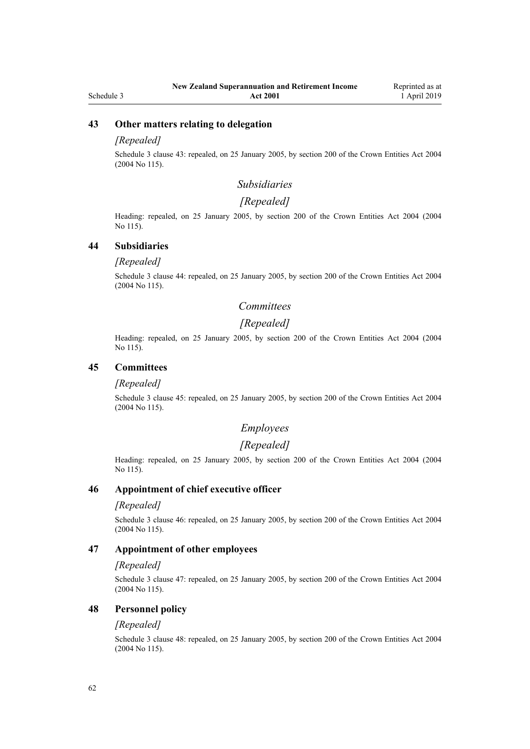### 43 Other matters relating to delegation

*[Repealed]*

Schedule 3 clause 43: repealed, on 25 January 2005, by section 200 of the Crown Entities Act 2004 (2004 No 115).

*Subsidiaries*

*[Repealed]*

Heading: repealed, on 25 January 2005, by section 200 of the Crown Entities Act 2004 (2004 No 115).

### 44 Subsidiaries

*[Repealed]*

Schedule 3 clause 44: repealed, on 25 January 2005, by section 200 of the Crown Entities Act 2004 (2004 No 115).

*Committees*

*[Repealed]*

Heading: repealed, on 25 January 2005, by section 200 of the Crown Entities Act 2004 (2004 No 115).

### 45 Committees

*[Repealed]*

Schedule 3 clause 45: repealed, on 25 January 2005, by section 200 of the Crown Entities Act 2004 (2004 No 115).

*Employees*

*[Repealed]*

Heading: repealed, on 25 January 2005, by section 200 of the Crown Entities Act 2004 (2004 No 115).

### 46 Appointment of chief executive officer

*[Repealed]*

Schedule 3 clause 46: repealed, on 25 January 2005, by section 200 of the Crown Entities Act 2004 (2004 No 115).

### 47 Appointment of other employees

*[Repealed]*

Schedule 3 clause 47: repealed, on 25 January 2005, by section 200 of the Crown Entities Act 2004 (2004 No 115).

### 48 Personnel policy

*[Repealed]*

Schedule 3 clause 48: repealed, on 25 January 2005, by section 200 of the Crown Entities Act 2004 (2004 No 115).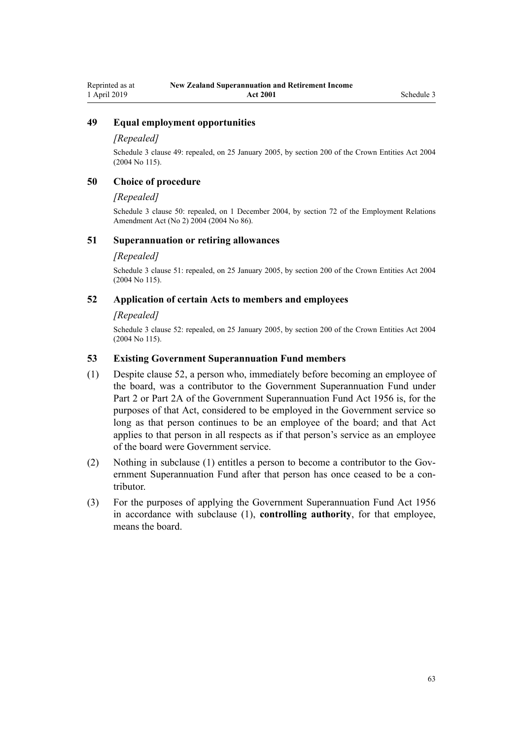### 49 Equal employment opportunities

*[Repealed]*

Schedule 3 clause 49: repealed, on 25 January 2005, by section 200 of the Crown Entities Act 2004 (2004 No 115).

### 50 Choice of procedure

*[Repealed]*

Schedule 3 clause 50: repealed, on 1 December 2004, by section 72 of the Employment Relations Amendment Act (No 2) 2004 (2004 No 86).

### 51 Superannuation or retiring allowances

*[Repealed]*

Schedule 3 clause 51: repealed, on 25 January 2005, by section 200 of the Crown Entities Act 2004 (2004 No 115).

### 52 Application of certain Acts to members and employees

*[Repealed]*

Schedule 3 clause 52: repealed, on 25 January 2005, by section 200 of the Crown Entities Act 2004 (2004 No 115).

### 53 Existing Government Superannuation Fund members

(1) Despite clause 52, a person who, immediately before becoming an employee of the board, was a contributor to the Government Superannuation Fund under Part 2 or Part 2A of the Government Superannuation Fund Act 1956 is, for the purposes of that Act, considered to be employed in the Government service so long as that person continues to be an employee of the board; and that Act applies to that person in all respects as if that person's service as an employee of the board were Government service.

(2) Nothing in subclause (1) entitles a person to become a contributor to the Government Superannuation Fund after that person has once ceased to be a contributor.

(3) For the purposes of applying the Government Superannuation Fund Act 1956 in accordance with subclause (1), **controlling authority**, for that employee, means the board.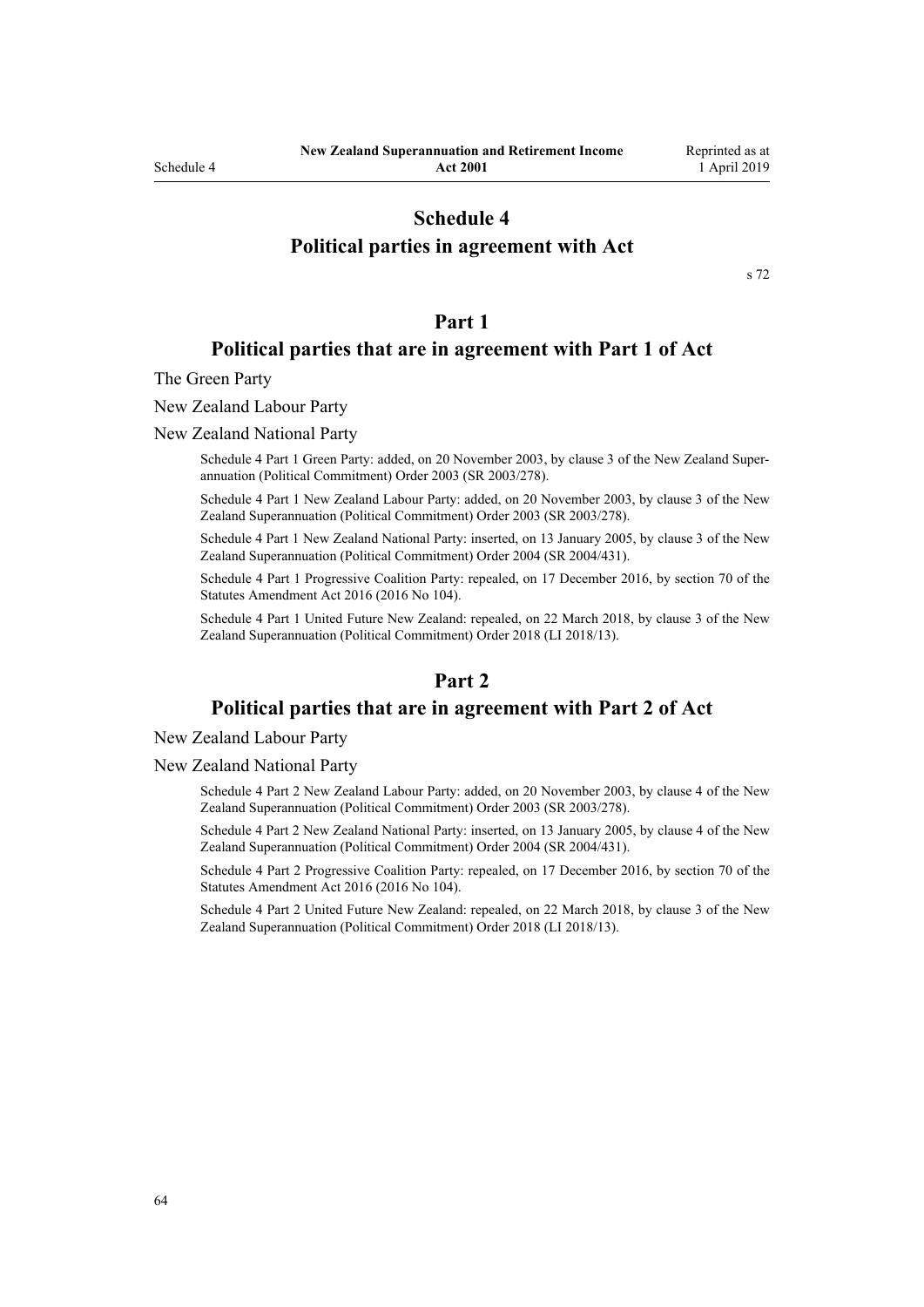# Schedule 4
# Political parties in agreement with Act

s 72

## Part 1
## Political parties that are in agreement with Part 1 of Act

The Green Party

New Zealand Labour Party

New Zealand National Party

Schedule 4 Part 1 Green Party: added, on 20 November 2003, by clause 3 of the New Zealand Superannuation (Political Commitment) Order 2003 (SR 2003/278).

Schedule 4 Part 1 New Zealand Labour Party: added, on 20 November 2003, by clause 3 of the New Zealand Superannuation (Political Commitment) Order 2003 (SR 2003/278).

Schedule 4 Part 1 New Zealand National Party: inserted, on 13 January 2005, by clause 3 of the New Zealand Superannuation (Political Commitment) Order 2004 (SR 2004/431).

Schedule 4 Part 1 Progressive Coalition Party: repealed, on 17 December 2016, by section 70 of the Statutes Amendment Act 2016 (2016 No 104).

Schedule 4 Part 1 United Future New Zealand: repealed, on 22 March 2018, by clause 3 of the New Zealand Superannuation (Political Commitment) Order 2018 (LI 2018/13).

## Part 2
## Political parties that are in agreement with Part 2 of Act

New Zealand Labour Party

New Zealand National Party

Schedule 4 Part 2 New Zealand Labour Party: added, on 20 November 2003, by clause 4 of the New Zealand Superannuation (Political Commitment) Order 2003 (SR 2003/278).

Schedule 4 Part 2 New Zealand National Party: inserted, on 13 January 2005, by clause 4 of the New Zealand Superannuation (Political Commitment) Order 2004 (SR 2004/431).

Schedule 4 Part 2 Progressive Coalition Party: repealed, on 17 December 2016, by section 70 of the Statutes Amendment Act 2016 (2016 No 104).

Schedule 4 Part 2 United Future New Zealand: repealed, on 22 March 2018, by clause 3 of the New Zealand Superannuation (Political Commitment) Order 2018 (LI 2018/13).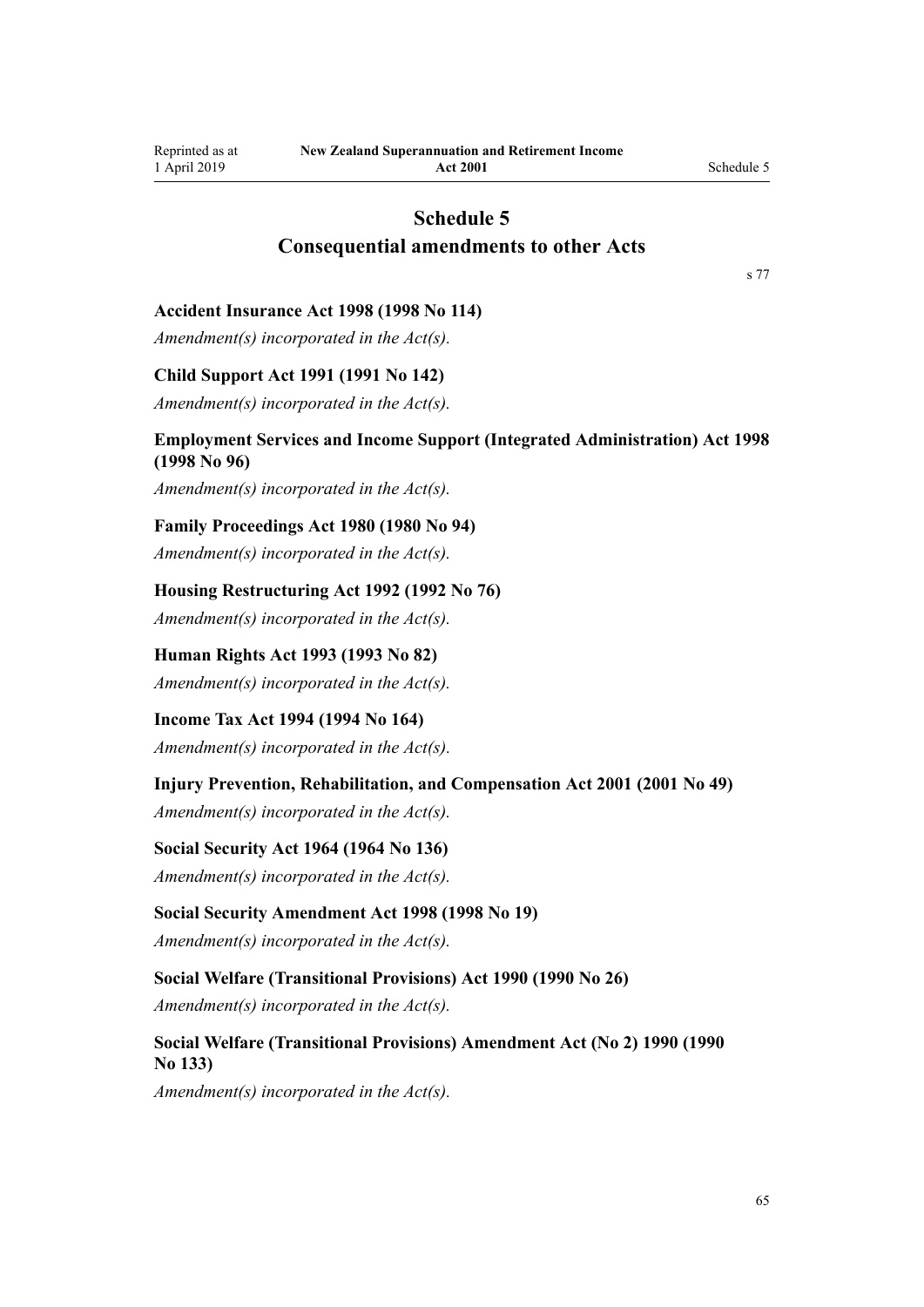# Schedule 5
## Consequential amendments to other Acts

s 77

**Accident Insurance Act 1998 (1998 No 114)**

*Amendment(s) incorporated in the Act(s).*

**Child Support Act 1991 (1991 No 142)**

*Amendment(s) incorporated in the Act(s).*

**Employment Services and Income Support (Integrated Administration) Act 1998 (1998 No 96)**

*Amendment(s) incorporated in the Act(s).*

**Family Proceedings Act 1980 (1980 No 94)**

*Amendment(s) incorporated in the Act(s).*

**Housing Restructuring Act 1992 (1992 No 76)**

*Amendment(s) incorporated in the Act(s).*

**Human Rights Act 1993 (1993 No 82)**

*Amendment(s) incorporated in the Act(s).*

**Income Tax Act 1994 (1994 No 164)**

*Amendment(s) incorporated in the Act(s).*

**Injury Prevention, Rehabilitation, and Compensation Act 2001 (2001 No 49)**

*Amendment(s) incorporated in the Act(s).*

**Social Security Act 1964 (1964 No 136)**

*Amendment(s) incorporated in the Act(s).*

**Social Security Amendment Act 1998 (1998 No 19)**

*Amendment(s) incorporated in the Act(s).*

**Social Welfare (Transitional Provisions) Act 1990 (1990 No 26)**

*Amendment(s) incorporated in the Act(s).*

**Social Welfare (Transitional Provisions) Amendment Act (No 2) 1990 (1990 No 133)**

*Amendment(s) incorporated in the Act(s).*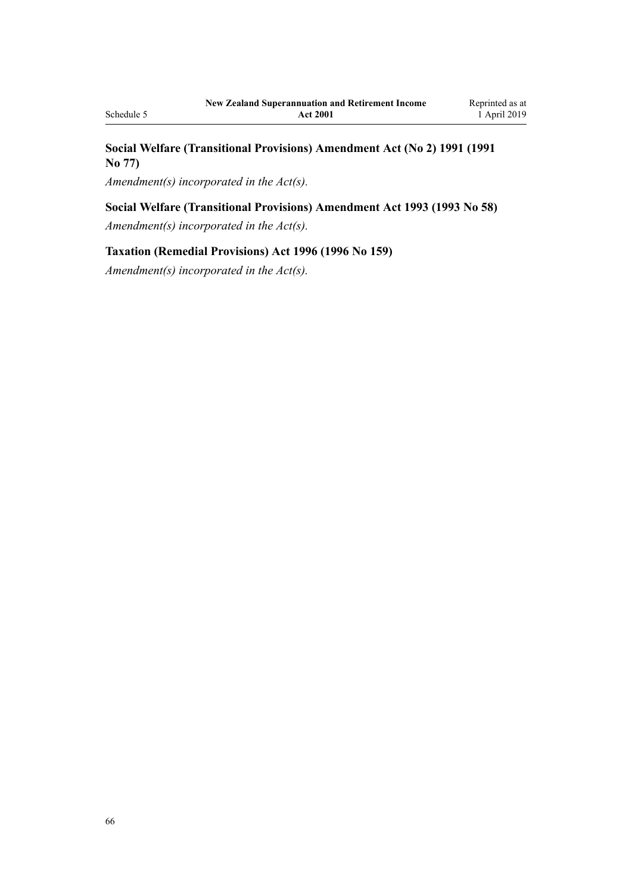**Social Welfare (Transitional Provisions) Amendment Act (No 2) 1991 (1991 No 77)**

*Amendment(s) incorporated in the Act(s).*

**Social Welfare (Transitional Provisions) Amendment Act 1993 (1993 No 58)**

*Amendment(s) incorporated in the Act(s).*

**Taxation (Remedial Provisions) Act 1996 (1996 No 159)**

*Amendment(s) incorporated in the Act(s).*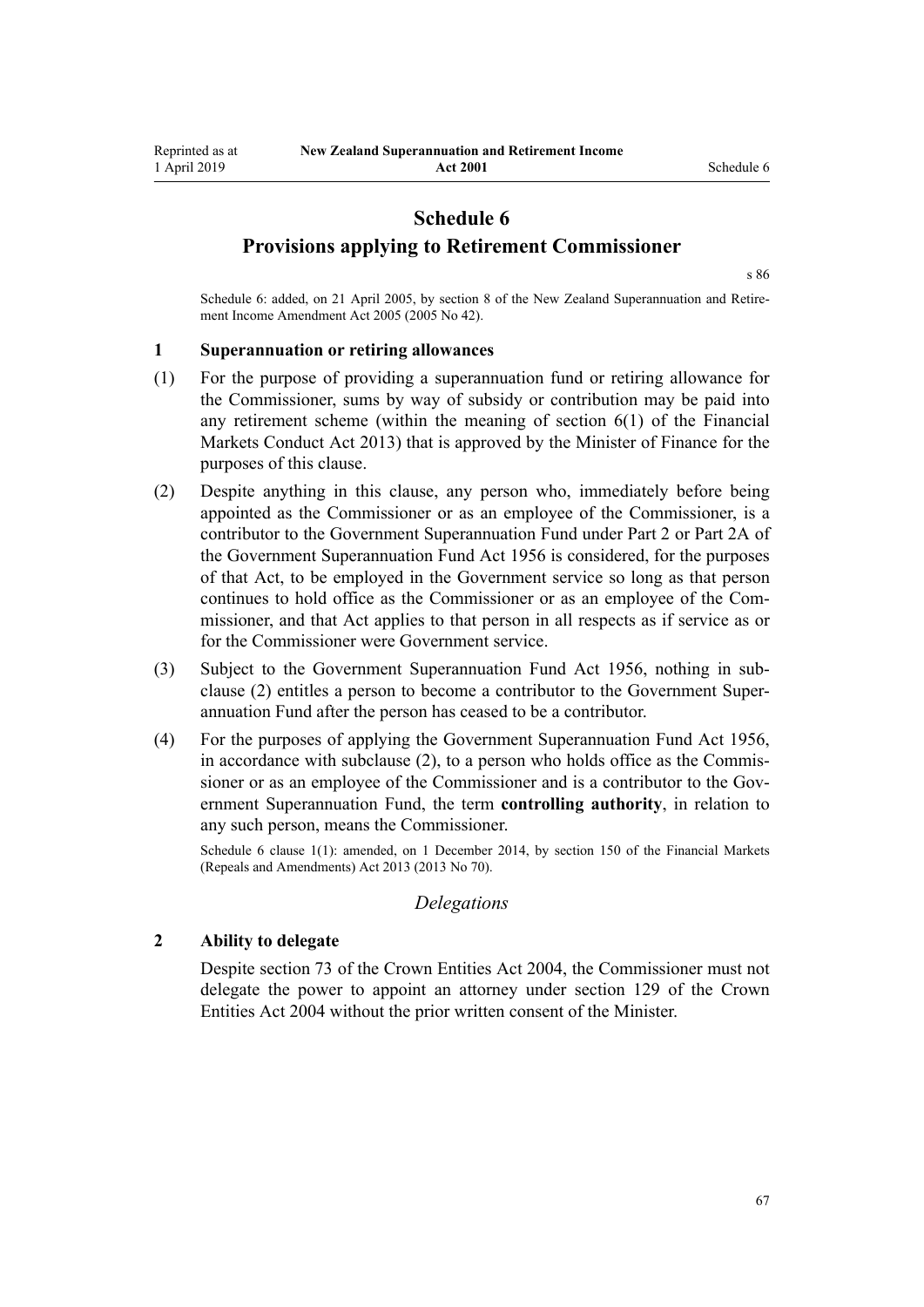# Schedule 6
## Provisions applying to Retirement Commissioner

s 86

Schedule 6: added, on 21 April 2005, by section 8 of the New Zealand Superannuation and Retirement Income Amendment Act 2005 (2005 No 42).

### 1 Superannuation or retiring allowances

(1) For the purpose of providing a superannuation fund or retiring allowance for the Commissioner, sums by way of subsidy or contribution may be paid into any retirement scheme (within the meaning of section 6(1) of the Financial Markets Conduct Act 2013) that is approved by the Minister of Finance for the purposes of this clause.

(2) Despite anything in this clause, any person who, immediately before being appointed as the Commissioner or as an employee of the Commissioner, is a contributor to the Government Superannuation Fund under Part 2 or Part 2A of the Government Superannuation Fund Act 1956 is considered, for the purposes of that Act, to be employed in the Government service so long as that person continues to hold office as the Commissioner or as an employee of the Commissioner, and that Act applies to that person in all respects as if service as or for the Commissioner were Government service.

(3) Subject to the Government Superannuation Fund Act 1956, nothing in subclause (2) entitles a person to become a contributor to the Government Superannuation Fund after the person has ceased to be a contributor.

(4) For the purposes of applying the Government Superannuation Fund Act 1956, in accordance with subclause (2), to a person who holds office as the Commissioner or as an employee of the Commissioner and is a contributor to the Government Superannuation Fund, the term **controlling authority**, in relation to any such person, means the Commissioner.

Schedule 6 clause 1(1): amended, on 1 December 2014, by section 150 of the Financial Markets (Repeals and Amendments) Act 2013 (2013 No 70).

*Delegations*

### 2 Ability to delegate

Despite section 73 of the Crown Entities Act 2004, the Commissioner must not delegate the power to appoint an attorney under section 129 of the Crown Entities Act 2004 without the prior written consent of the Minister.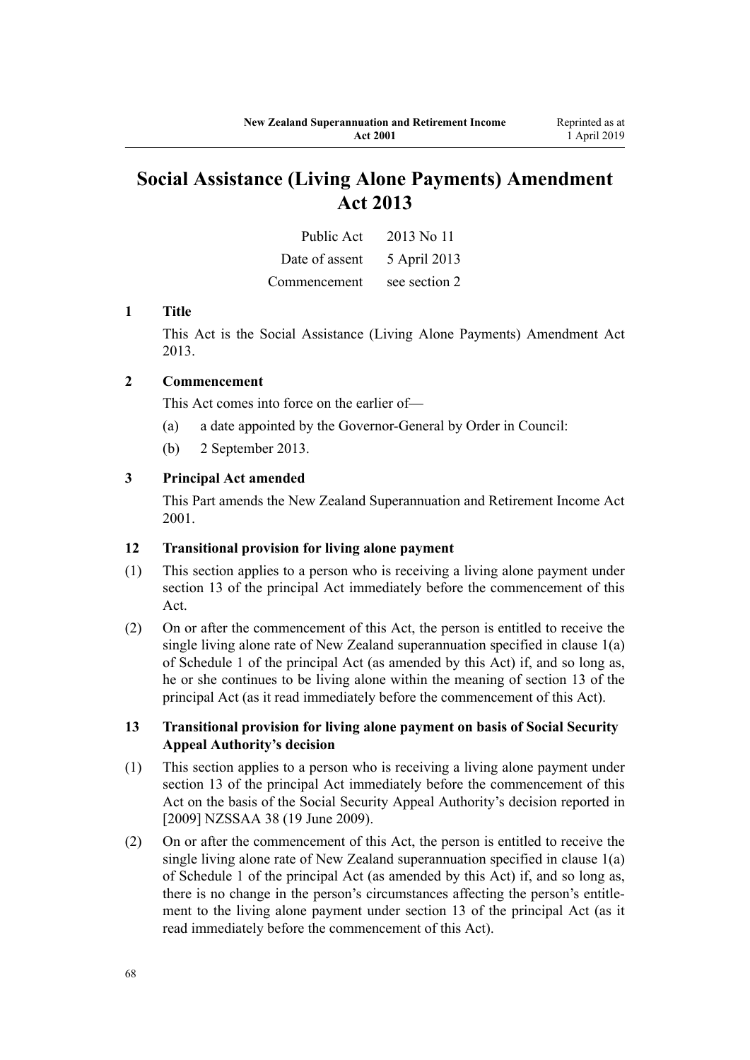# Social Assistance (Living Alone Payments) Amendment Act 2013

| | |
|---|---|
| Public Act | 2013 No 11 |
| Date of assent | 5 April 2013 |
| Commencement | see section 2 |

### 1 Title

This Act is the Social Assistance (Living Alone Payments) Amendment Act 2013.

### 2 Commencement

This Act comes into force on the earlier of—

(a) a date appointed by the Governor-General by Order in Council:

(b) 2 September 2013.

### 3 Principal Act amended

This Part amends the New Zealand Superannuation and Retirement Income Act 2001.

### 12 Transitional provision for living alone payment

(1) This section applies to a person who is receiving a living alone payment under section 13 of the principal Act immediately before the commencement of this Act.

(2) On or after the commencement of this Act, the person is entitled to receive the single living alone rate of New Zealand superannuation specified in clause 1(a) of Schedule 1 of the principal Act (as amended by this Act) if, and so long as, he or she continues to be living alone within the meaning of section 13 of the principal Act (as it read immediately before the commencement of this Act).

### 13 Transitional provision for living alone payment on basis of Social Security Appeal Authority's decision

(1) This section applies to a person who is receiving a living alone payment under section 13 of the principal Act immediately before the commencement of this Act on the basis of the Social Security Appeal Authority's decision reported in [2009] NZSSAA 38 (19 June 2009).

(2) On or after the commencement of this Act, the person is entitled to receive the single living alone rate of New Zealand superannuation specified in clause 1(a) of Schedule 1 of the principal Act (as amended by this Act) if, and so long as, there is no change in the person's circumstances affecting the person's entitlement to the living alone payment under section 13 of the principal Act (as it read immediately before the commencement of this Act).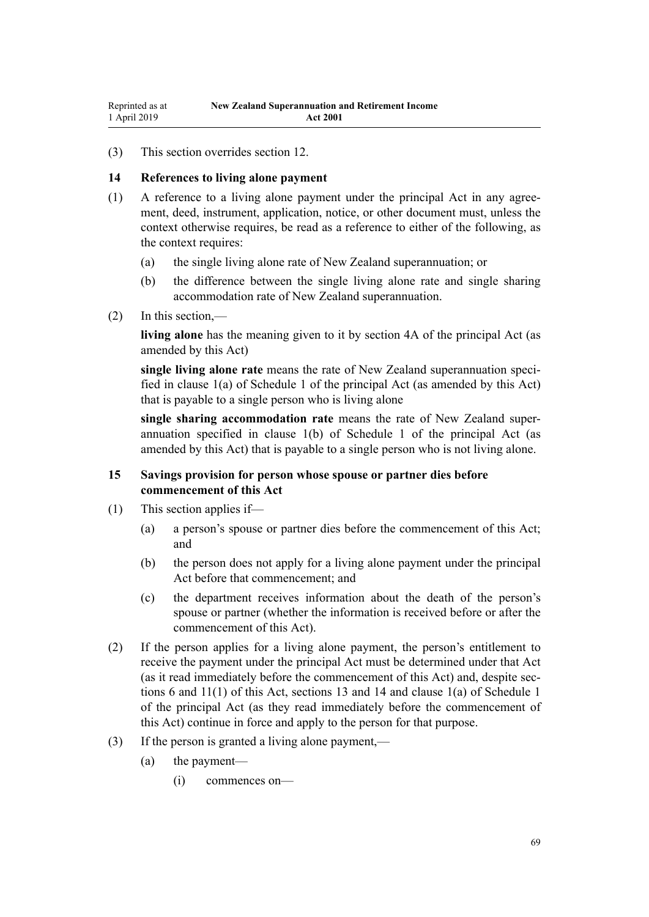(3) This section overrides section 12.

### 14 References to living alone payment

(1) A reference to a living alone payment under the principal Act in any agreement, deed, instrument, application, notice, or other document must, unless the context otherwise requires, be read as a reference to either of the following, as the context requires:

   (a) the single living alone rate of New Zealand superannuation; or

   (b) the difference between the single living alone rate and single sharing accommodation rate of New Zealand superannuation.

(2) In this section,—

**living alone** has the meaning given to it by section 4A of the principal Act (as amended by this Act)

**single living alone rate** means the rate of New Zealand superannuation specified in clause 1(a) of Schedule 1 of the principal Act (as amended by this Act) that is payable to a single person who is living alone

**single sharing accommodation rate** means the rate of New Zealand superannuation specified in clause 1(b) of Schedule 1 of the principal Act (as amended by this Act) that is payable to a single person who is not living alone.

### 15 Savings provision for person whose spouse or partner dies before commencement of this Act

(1) This section applies if—

   (a) a person's spouse or partner dies before the commencement of this Act; and

   (b) the person does not apply for a living alone payment under the principal Act before that commencement; and

   (c) the department receives information about the death of the person's spouse or partner (whether the information is received before or after the commencement of this Act).

(2) If the person applies for a living alone payment, the person's entitlement to receive the payment under the principal Act must be determined under that Act (as it read immediately before the commencement of this Act) and, despite sections 6 and 11(1) of this Act, sections 13 and 14 and clause 1(a) of Schedule 1 of the principal Act (as they read immediately before the commencement of this Act) continue in force and apply to the person for that purpose.

(3) If the person is granted a living alone payment,—

   (a) the payment—

      (i) commences on—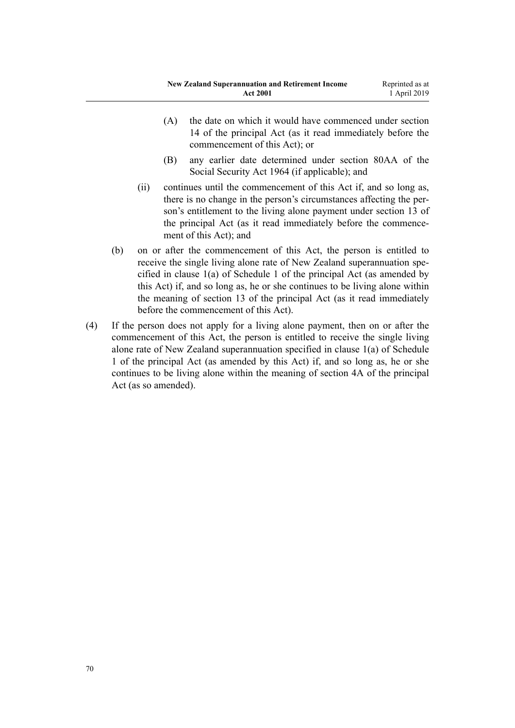(A) the date on which it would have commenced under section 14 of the principal Act (as it read immediately before the commencement of this Act); or

(B) any earlier date determined under section 80AA of the Social Security Act 1964 (if applicable); and

(ii) continues until the commencement of this Act if, and so long as, there is no change in the person's circumstances affecting the person's entitlement to the living alone payment under section 13 of the principal Act (as it read immediately before the commencement of this Act); and

(b) on or after the commencement of this Act, the person is entitled to receive the single living alone rate of New Zealand superannuation specified in clause 1(a) of Schedule 1 of the principal Act (as amended by this Act) if, and so long as, he or she continues to be living alone within the meaning of section 13 of the principal Act (as it read immediately before the commencement of this Act).

(4) If the person does not apply for a living alone payment, then on or after the commencement of this Act, the person is entitled to receive the single living alone rate of New Zealand superannuation specified in clause 1(a) of Schedule 1 of the principal Act (as amended by this Act) if, and so long as, he or she continues to be living alone within the meaning of section 4A of the principal Act (as so amended).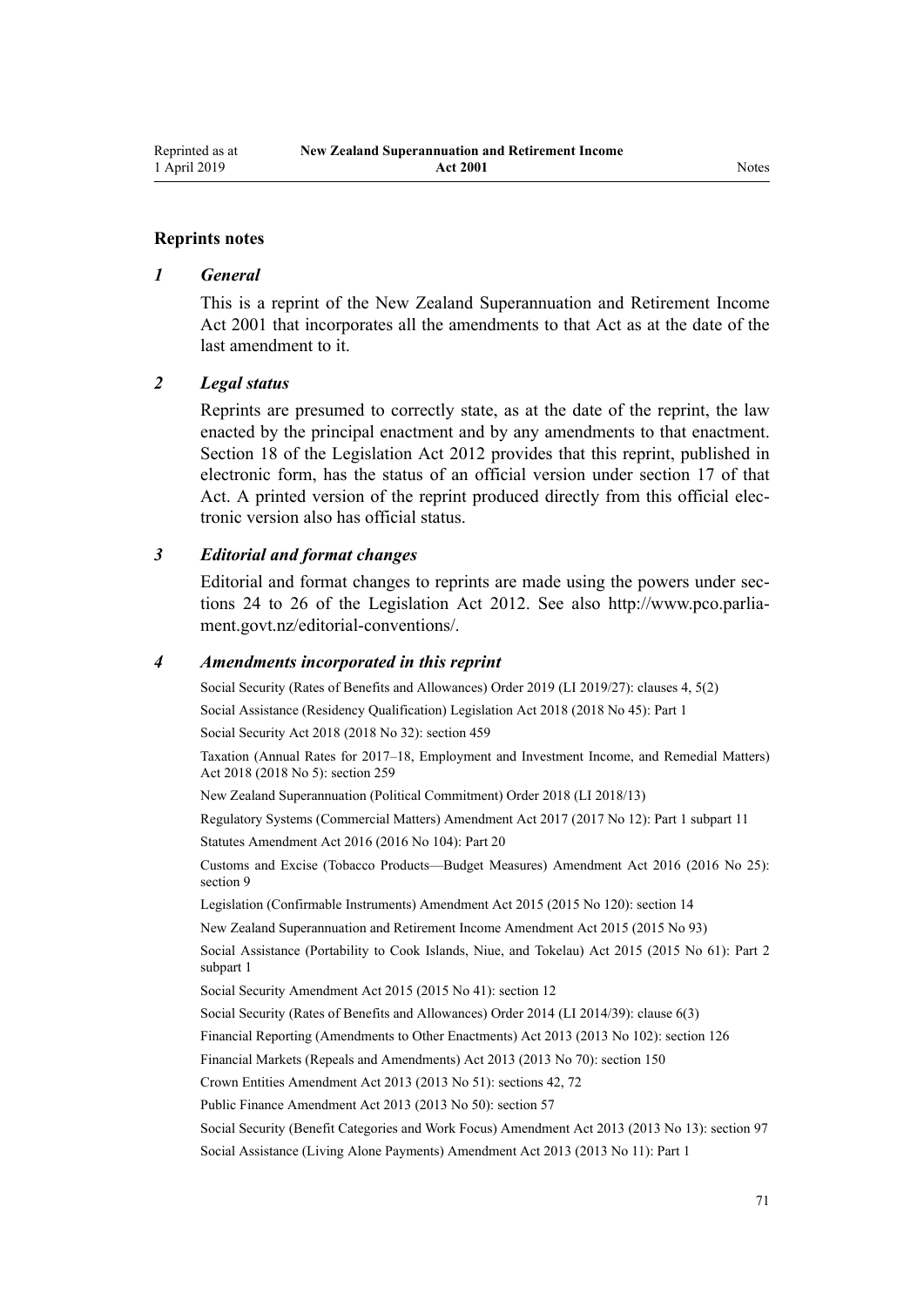## Reprints notes

### *1 General*

This is a reprint of the New Zealand Superannuation and Retirement Income Act 2001 that incorporates all the amendments to that Act as at the date of the last amendment to it.

### *2 Legal status*

Reprints are presumed to correctly state, as at the date of the reprint, the law enacted by the principal enactment and by any amendments to that enactment. Section 18 of the Legislation Act 2012 provides that this reprint, published in electronic form, has the status of an official version under section 17 of that Act. A printed version of the reprint produced directly from this official electronic version also has official status.

### *3 Editorial and format changes*

Editorial and format changes to reprints are made using the powers under sections 24 to 26 of the Legislation Act 2012. See also http://www.pco.parliament.govt.nz/editorial-conventions/.

### *4 Amendments incorporated in this reprint*

Social Security (Rates of Benefits and Allowances) Order 2019 (LI 2019/27): clauses 4, 5(2)

Social Assistance (Residency Qualification) Legislation Act 2018 (2018 No 45): Part 1

Social Security Act 2018 (2018 No 32): section 459

Taxation (Annual Rates for 2017–18, Employment and Investment Income, and Remedial Matters) Act 2018 (2018 No 5): section 259

New Zealand Superannuation (Political Commitment) Order 2018 (LI 2018/13)

Regulatory Systems (Commercial Matters) Amendment Act 2017 (2017 No 12): Part 1 subpart 11

Statutes Amendment Act 2016 (2016 No 104): Part 20

Customs and Excise (Tobacco Products—Budget Measures) Amendment Act 2016 (2016 No 25): section 9

Legislation (Confirmable Instruments) Amendment Act 2015 (2015 No 120): section 14

New Zealand Superannuation and Retirement Income Amendment Act 2015 (2015 No 93)

Social Assistance (Portability to Cook Islands, Niue, and Tokelau) Act 2015 (2015 No 61): Part 2 subpart 1

Social Security Amendment Act 2015 (2015 No 41): section 12

Social Security (Rates of Benefits and Allowances) Order 2014 (LI 2014/39): clause 6(3)

Financial Reporting (Amendments to Other Enactments) Act 2013 (2013 No 102): section 126

Financial Markets (Repeals and Amendments) Act 2013 (2013 No 70): section 150

Crown Entities Amendment Act 2013 (2013 No 51): sections 42, 72

Public Finance Amendment Act 2013 (2013 No 50): section 57

Social Security (Benefit Categories and Work Focus) Amendment Act 2013 (2013 No 13): section 97

Social Assistance (Living Alone Payments) Amendment Act 2013 (2013 No 11): Part 1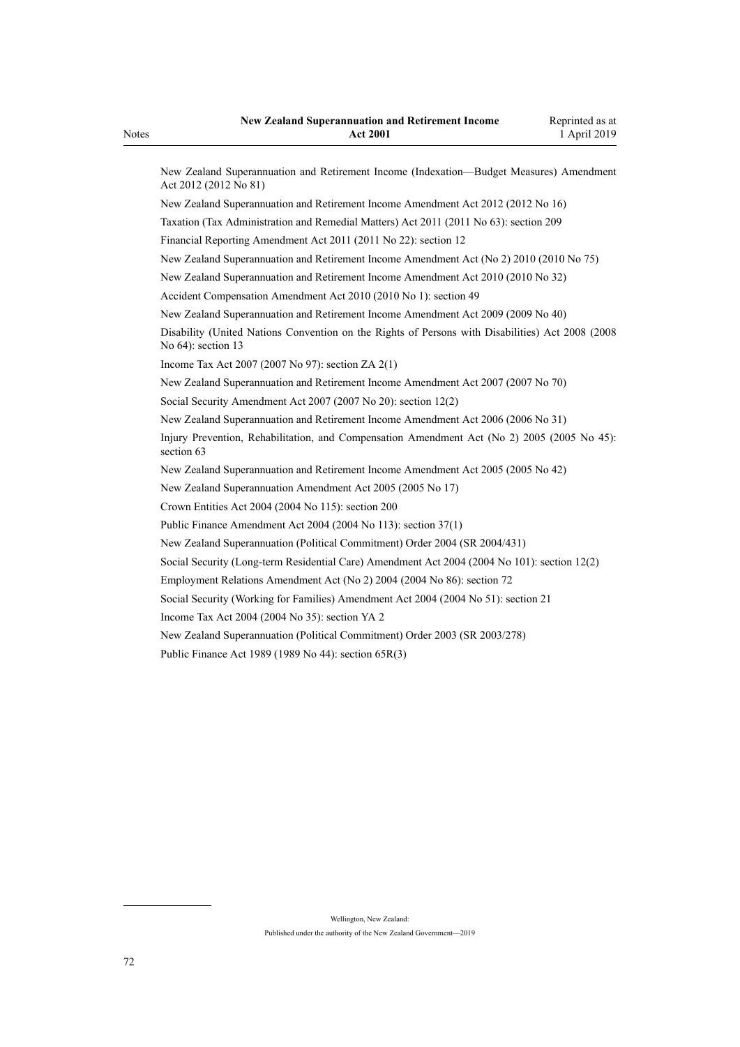New Zealand Superannuation and Retirement Income (Indexation—Budget Measures) Amendment Act 2012 (2012 No 81)

New Zealand Superannuation and Retirement Income Amendment Act 2012 (2012 No 16)

Taxation (Tax Administration and Remedial Matters) Act 2011 (2011 No 63): section 209

Financial Reporting Amendment Act 2011 (2011 No 22): section 12

New Zealand Superannuation and Retirement Income Amendment Act (No 2) 2010 (2010 No 75)

New Zealand Superannuation and Retirement Income Amendment Act 2010 (2010 No 32)

Accident Compensation Amendment Act 2010 (2010 No 1): section 49

New Zealand Superannuation and Retirement Income Amendment Act 2009 (2009 No 40)

Disability (United Nations Convention on the Rights of Persons with Disabilities) Act 2008 (2008 No 64): section 13

Income Tax Act 2007 (2007 No 97): section ZA 2(1)

New Zealand Superannuation and Retirement Income Amendment Act 2007 (2007 No 70)

Social Security Amendment Act 2007 (2007 No 20): section 12(2)

New Zealand Superannuation and Retirement Income Amendment Act 2006 (2006 No 31)

Injury Prevention, Rehabilitation, and Compensation Amendment Act (No 2) 2005 (2005 No 45): section 63

New Zealand Superannuation and Retirement Income Amendment Act 2005 (2005 No 42)

New Zealand Superannuation Amendment Act 2005 (2005 No 17)

Crown Entities Act 2004 (2004 No 115): section 200

Public Finance Amendment Act 2004 (2004 No 113): section 37(1)

New Zealand Superannuation (Political Commitment) Order 2004 (SR 2004/431)

Social Security (Long-term Residential Care) Amendment Act 2004 (2004 No 101): section 12(2)

Employment Relations Amendment Act (No 2) 2004 (2004 No 86): section 72

Social Security (Working for Families) Amendment Act 2004 (2004 No 51): section 21

Income Tax Act 2004 (2004 No 35): section YA 2

New Zealand Superannuation (Political Commitment) Order 2003 (SR 2003/278)

Public Finance Act 1989 (1989 No 44): section 65R(3)

Wellington, New Zealand:

Published under the authority of the New Zealand Government—2019